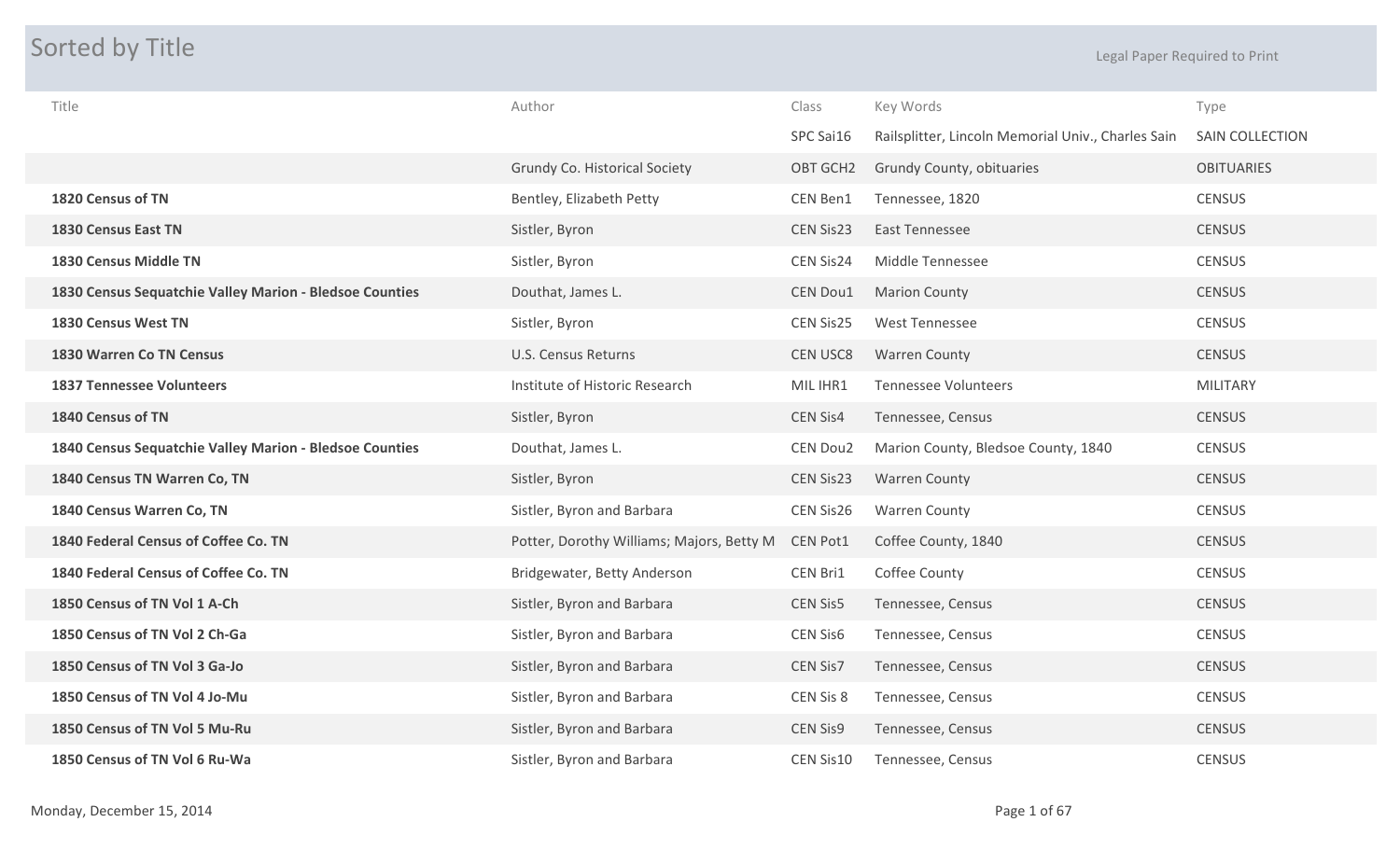# Sorted by Title

Legal Paper Required to Print

| Title | Author | Class | Key Words | Type |
|---|---|---|---|---|
| | | SPC Sai16 | Railsplitter, Lincoln Memorial Univ., Charles Sain | SAIN COLLECTION |
| | Grundy Co. Historical Society | OBT GCH2 | Grundy County, obituaries | OBITUARIES |
| **1820 Census of TN** | Bentley, Elizabeth Petty | CEN Ben1 | Tennessee, 1820 | CENSUS |
| **1830 Census East TN** | Sistler, Byron | CEN Sis23 | East Tennessee | CENSUS |
| **1830 Census Middle TN** | Sistler, Byron | CEN Sis24 | Middle Tennessee | CENSUS |
| **1830 Census Sequatchie Valley Marion - Bledsoe Counties** | Douthat, James L. | CEN Dou1 | Marion County | CENSUS |
| **1830 Census West TN** | Sistler, Byron | CEN Sis25 | West Tennessee | CENSUS |
| **1830 Warren Co TN Census** | U.S. Census Returns | CEN USC8 | Warren County | CENSUS |
| **1837 Tennessee Volunteers** | Institute of Historic Research | MIL IHR1 | Tennessee Volunteers | MILITARY |
| **1840 Census of TN** | Sistler, Byron | CEN Sis4 | Tennessee, Census | CENSUS |
| **1840 Census Sequatchie Valley Marion - Bledsoe Counties** | Douthat, James L. | CEN Dou2 | Marion County, Bledsoe County, 1840 | CENSUS |
| **1840 Census TN Warren Co, TN** | Sistler, Byron | CEN Sis23 | Warren County | CENSUS |
| **1840 Census Warren Co, TN** | Sistler, Byron and Barbara | CEN Sis26 | Warren County | CENSUS |
| **1840 Federal Census of Coffee Co. TN** | Potter, Dorothy Williams; Majors, Betty M | CEN Pot1 | Coffee County, 1840 | CENSUS |
| **1840 Federal Census of Coffee Co. TN** | Bridgewater, Betty Anderson | CEN Bri1 | Coffee County | CENSUS |
| **1850 Census of TN Vol 1 A-Ch** | Sistler, Byron and Barbara | CEN Sis5 | Tennessee, Census | CENSUS |
| **1850 Census of TN Vol 2 Ch-Ga** | Sistler, Byron and Barbara | CEN Sis6 | Tennessee, Census | CENSUS |
| **1850 Census of TN Vol 3 Ga-Jo** | Sistler, Byron and Barbara | CEN Sis7 | Tennessee, Census | CENSUS |
| **1850 Census of TN Vol 4 Jo-Mu** | Sistler, Byron and Barbara | CEN Sis 8 | Tennessee, Census | CENSUS |
| **1850 Census of TN Vol 5 Mu-Ru** | Sistler, Byron and Barbara | CEN Sis9 | Tennessee, Census | CENSUS |
| **1850 Census of TN Vol 6 Ru-Wa** | Sistler, Byron and Barbara | CEN Sis10 | Tennessee, Census | CENSUS |

Monday, December 15, 2014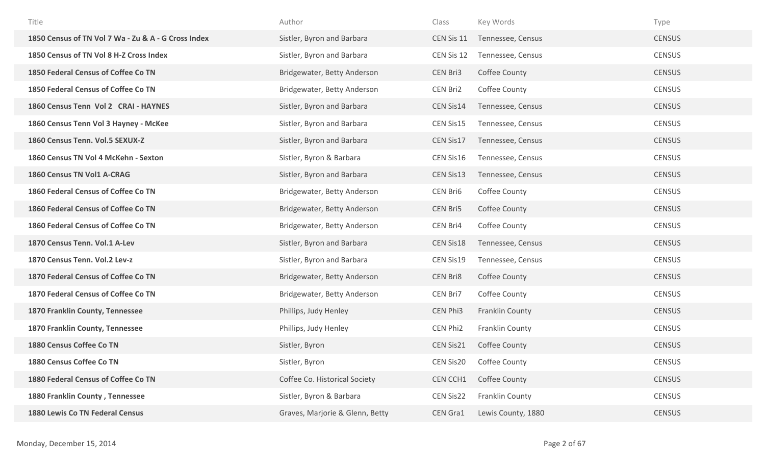| Title | Author | Class | Key Words | Type |
|---|---|---|---|---|
| **1850 Census of TN Vol 7 Wa - Zu & A - G Cross Index** | Sistler, Byron and Barbara | CEN Sis 11 | Tennessee, Census | CENSUS |
| **1850 Census of TN Vol 8 H-Z Cross Index** | Sistler, Byron and Barbara | CEN Sis 12 | Tennessee, Census | CENSUS |
| **1850 Federal Census of Coffee Co TN** | Bridgewater, Betty Anderson | CEN Bri3 | Coffee County | CENSUS |
| **1850 Federal Census of Coffee Co TN** | Bridgewater, Betty Anderson | CEN Bri2 | Coffee County | CENSUS |
| **1860 Census Tenn Vol 2 CRAI - HAYNES** | Sistler, Byron and Barbara | CEN Sis14 | Tennessee, Census | CENSUS |
| **1860 Census Tenn Vol 3 Hayney - McKee** | Sistler, Byron and Barbara | CEN Sis15 | Tennessee, Census | CENSUS |
| **1860 Census Tenn. Vol.5 SEXUX-Z** | Sistler, Byron and Barbara | CEN Sis17 | Tennessee, Census | CENSUS |
| **1860 Census TN Vol 4 McKehn - Sexton** | Sistler, Byron & Barbara | CEN Sis16 | Tennessee, Census | CENSUS |
| **1860 Census TN Vol1 A-CRAG** | Sistler, Byron and Barbara | CEN Sis13 | Tennessee, Census | CENSUS |
| **1860 Federal Census of Coffee Co TN** | Bridgewater, Betty Anderson | CEN Bri6 | Coffee County | CENSUS |
| **1860 Federal Census of Coffee Co TN** | Bridgewater, Betty Anderson | CEN Bri5 | Coffee County | CENSUS |
| **1860 Federal Census of Coffee Co TN** | Bridgewater, Betty Anderson | CEN Bri4 | Coffee County | CENSUS |
| **1870 Census Tenn. Vol.1 A-Lev** | Sistler, Byron and Barbara | CEN Sis18 | Tennessee, Census | CENSUS |
| **1870 Census Tenn. Vol.2 Lev-z** | Sistler, Byron and Barbara | CEN Sis19 | Tennessee, Census | CENSUS |
| **1870 Federal Census of Coffee Co TN** | Bridgewater, Betty Anderson | CEN Bri8 | Coffee County | CENSUS |
| **1870 Federal Census of Coffee Co TN** | Bridgewater, Betty Anderson | CEN Bri7 | Coffee County | CENSUS |
| **1870 Franklin County, Tennessee** | Phillips, Judy Henley | CEN Phi3 | Franklin County | CENSUS |
| **1870 Franklin County, Tennessee** | Phillips, Judy Henley | CEN Phi2 | Franklin County | CENSUS |
| **1880 Census Coffee Co TN** | Sistler, Byron | CEN Sis21 | Coffee County | CENSUS |
| **1880 Census Coffee Co TN** | Sistler, Byron | CEN Sis20 | Coffee County | CENSUS |
| **1880 Federal Census of Coffee Co TN** | Coffee Co. Historical Society | CEN CCH1 | Coffee County | CENSUS |
| **1880 Franklin County , Tennessee** | Sistler, Byron & Barbara | CEN Sis22 | Franklin County | CENSUS |
| **1880 Lewis Co TN Federal Census** | Graves, Marjorie & Glenn, Betty | CEN Gra1 | Lewis County, 1880 | CENSUS |

Monday, December 15, 2014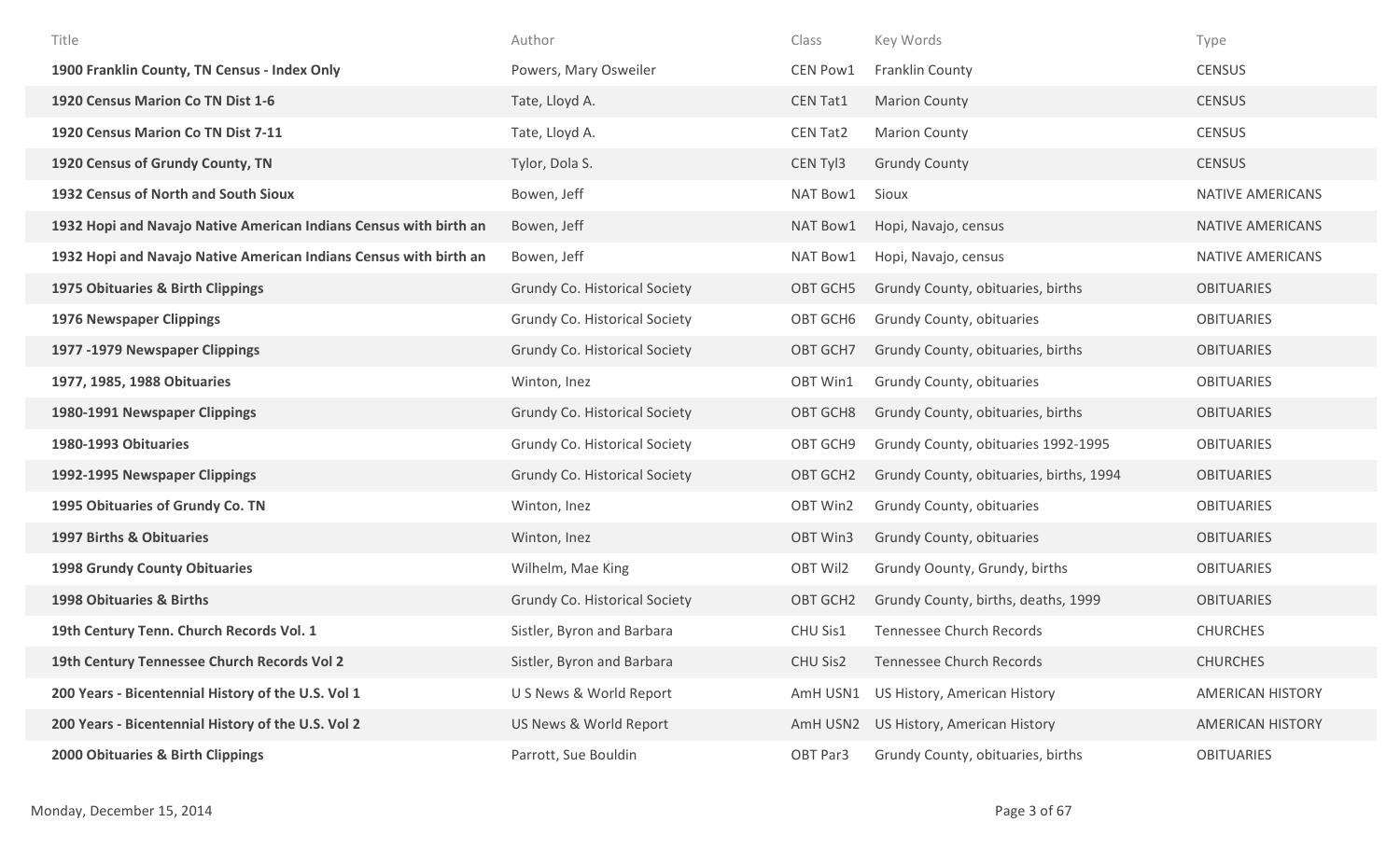| Title | Author | Class | Key Words | Type |
|---|---|---|---|---|
| **1900 Franklin County, TN Census - Index Only** | Powers, Mary Osweiler | CEN Pow1 | Franklin County | CENSUS |
| **1920 Census Marion Co TN Dist 1-6** | Tate, Lloyd A. | CEN Tat1 | Marion County | CENSUS |
| **1920 Census Marion Co TN Dist 7-11** | Tate, Lloyd A. | CEN Tat2 | Marion County | CENSUS |
| **1920 Census of Grundy County, TN** | Tylor, Dola S. | CEN Tyl3 | Grundy County | CENSUS |
| **1932 Census of North and South Sioux** | Bowen, Jeff | NAT Bow1 | Sioux | NATIVE AMERICANS |
| **1932 Hopi and Navajo Native American Indians Census with birth an** | Bowen, Jeff | NAT Bow1 | Hopi, Navajo, census | NATIVE AMERICANS |
| **1932 Hopi and Navajo Native American Indians Census with birth an** | Bowen, Jeff | NAT Bow1 | Hopi, Navajo, census | NATIVE AMERICANS |
| **1975 Obituaries & Birth Clippings** | Grundy Co. Historical Society | OBT GCH5 | Grundy County, obituaries, births | OBITUARIES |
| **1976 Newspaper Clippings** | Grundy Co. Historical Society | OBT GCH6 | Grundy County, obituaries | OBITUARIES |
| **1977 -1979 Newspaper Clippings** | Grundy Co. Historical Society | OBT GCH7 | Grundy County, obituaries, births | OBITUARIES |
| **1977, 1985, 1988 Obituaries** | Winton, Inez | OBT Win1 | Grundy County, obituaries | OBITUARIES |
| **1980-1991 Newspaper Clippings** | Grundy Co. Historical Society | OBT GCH8 | Grundy County, obituaries, births | OBITUARIES |
| **1980-1993 Obituaries** | Grundy Co. Historical Society | OBT GCH9 | Grundy County, obituaries 1992-1995 | OBITUARIES |
| **1992-1995 Newspaper Clippings** | Grundy Co. Historical Society | OBT GCH2 | Grundy County, obituaries, births, 1994 | OBITUARIES |
| **1995 Obituaries of Grundy Co. TN** | Winton, Inez | OBT Win2 | Grundy County, obituaries | OBITUARIES |
| **1997 Births & Obituaries** | Winton, Inez | OBT Win3 | Grundy County, obituaries | OBITUARIES |
| **1998 Grundy County Obituaries** | Wilhelm, Mae King | OBT Wil2 | Grundy Oounty, Grundy, births | OBITUARIES |
| **1998 Obituaries & Births** | Grundy Co. Historical Society | OBT GCH2 | Grundy County, births, deaths, 1999 | OBITUARIES |
| **19th Century Tenn. Church Records Vol. 1** | Sistler, Byron and Barbara | CHU Sis1 | Tennessee Church Records | CHURCHES |
| **19th Century Tennessee Church Records Vol 2** | Sistler, Byron and Barbara | CHU Sis2 | Tennessee Church Records | CHURCHES |
| **200 Years - Bicentennial History of the U.S. Vol 1** | U S News & World Report | AmH USN1 | US History, American History | AMERICAN HISTORY |
| **200 Years - Bicentennial History of the U.S. Vol 2** | US News & World Report | AmH USN2 | US History, American History | AMERICAN HISTORY |
| **2000 Obituaries & Birth Clippings** | Parrott, Sue Bouldin | OBT Par3 | Grundy County, obituaries, births | OBITUARIES |

Monday, December 15, 2014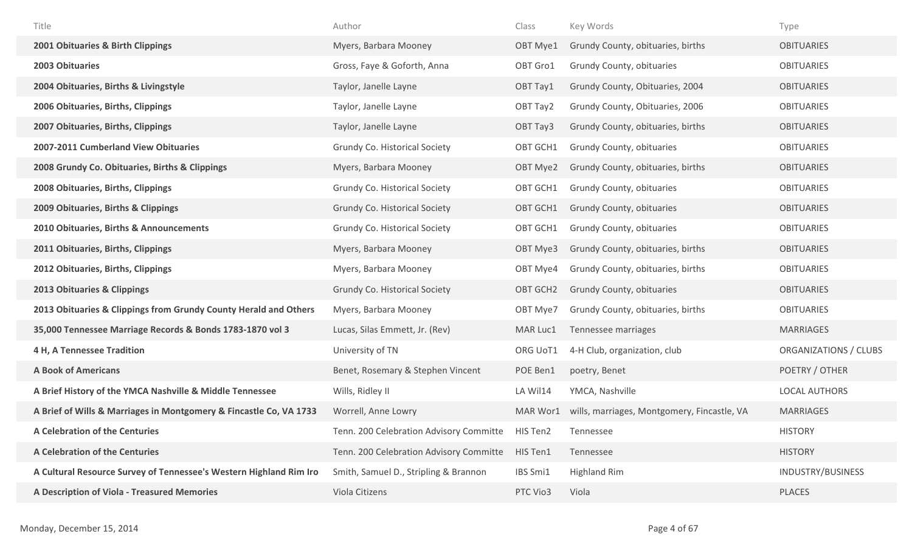| Title | Author | Class | Key Words | Type |
| --- | --- | --- | --- | --- |
| **2001 Obituaries & Birth Clippings** | Myers, Barbara Mooney | OBT Mye1 | Grundy County, obituaries, births | OBITUARIES |
| **2003 Obituaries** | Gross, Faye & Goforth, Anna | OBT Gro1 | Grundy County, obituaries | OBITUARIES |
| **2004 Obituaries, Births & Livingstyle** | Taylor, Janelle Layne | OBT Tay1 | Grundy County, Obituaries, 2004 | OBITUARIES |
| **2006 Obituaries, Births, Clippings** | Taylor, Janelle Layne | OBT Tay2 | Grundy County, Obituaries, 2006 | OBITUARIES |
| **2007 Obituaries, Births, Clippings** | Taylor, Janelle Layne | OBT Tay3 | Grundy County, obituaries, births | OBITUARIES |
| **2007-2011 Cumberland View Obituaries** | Grundy Co. Historical Society | OBT GCH1 | Grundy County, obituaries | OBITUARIES |
| **2008 Grundy Co. Obituaries, Births & Clippings** | Myers, Barbara Mooney | OBT Mye2 | Grundy County, obituaries, births | OBITUARIES |
| **2008 Obituaries, Births, Clippings** | Grundy Co. Historical Society | OBT GCH1 | Grundy County, obituaries | OBITUARIES |
| **2009 Obituaries, Births & Clippings** | Grundy Co. Historical Society | OBT GCH1 | Grundy County, obituaries | OBITUARIES |
| **2010 Obituaries, Births & Announcements** | Grundy Co. Historical Society | OBT GCH1 | Grundy County, obituaries | OBITUARIES |
| **2011 Obituaries, Births, Clippings** | Myers, Barbara Mooney | OBT Mye3 | Grundy County, obituaries, births | OBITUARIES |
| **2012 Obituaries, Births, Clippings** | Myers, Barbara Mooney | OBT Mye4 | Grundy County, obituaries, births | OBITUARIES |
| **2013 Obituaries & Clippings** | Grundy Co. Historical Society | OBT GCH2 | Grundy County, obituaries | OBITUARIES |
| **2013 Obituaries & Clippings from Grundy County Herald and Others** | Myers, Barbara Mooney | OBT Mye7 | Grundy County, obituaries, births | OBITUARIES |
| **35,000 Tennessee Marriage Records & Bonds 1783-1870 vol 3** | Lucas, Silas Emmett, Jr. (Rev) | MAR Luc1 | Tennessee marriages | MARRIAGES |
| **4 H, A Tennessee Tradition** | University of TN | ORG UoT1 | 4-H Club, organization, club | ORGANIZATIONS / CLUBS |
| **A Book of Americans** | Benet, Rosemary & Stephen Vincent | POE Ben1 | poetry, Benet | POETRY / OTHER |
| **A Brief History of the YMCA Nashville & Middle Tennessee** | Wills, Ridley II | LA Wil14 | YMCA, Nashville | LOCAL AUTHORS |
| **A Brief of Wills & Marriages in Montgomery & Fincastle Co, VA 1733** | Worrell, Anne Lowry | MAR Wor1 | wills, marriages, Montgomery, Fincastle, VA | MARRIAGES |
| **A Celebration of the Centuries** | Tenn. 200 Celebration Advisory Committe | HIS Ten2 | Tennessee | HISTORY |
| **A Celebration of the Centuries** | Tenn. 200 Celebration Advisory Committe | HIS Ten1 | Tennessee | HISTORY |
| **A Cultural Resource Survey of Tennessee's Western Highland Rim Iro** | Smith, Samuel D., Stripling & Brannon | IBS Smi1 | Highland Rim | INDUSTRY/BUSINESS |
| **A Description of Viola - Treasured Memories** | Viola Citizens | PTC Vio3 | Viola | PLACES |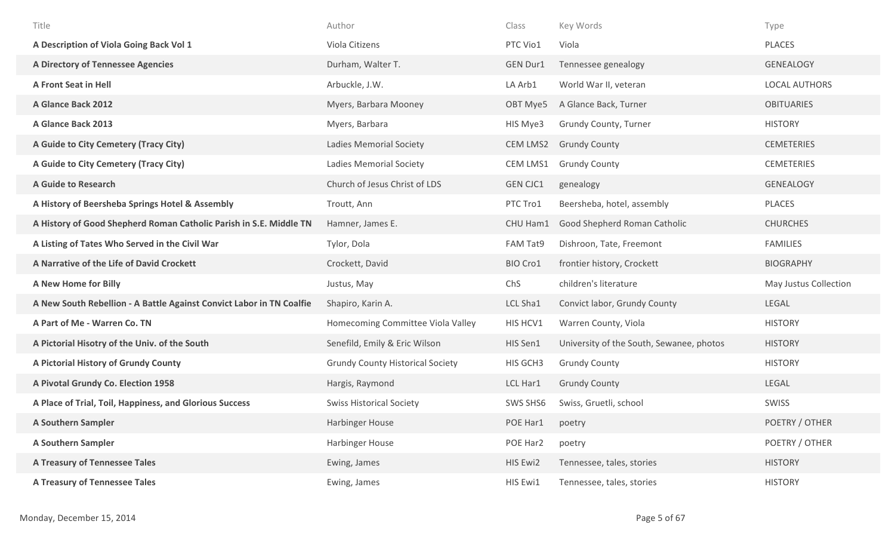| Title | Author | Class | Key Words | Type |
|---|---|---|---|---|
| **A Description of Viola Going Back Vol 1** | Viola Citizens | PTC Vio1 | Viola | PLACES |
| **A Directory of Tennessee Agencies** | Durham, Walter T. | GEN Dur1 | Tennessee genealogy | GENEALOGY |
| **A Front Seat in Hell** | Arbuckle, J.W. | LA Arb1 | World War II, veteran | LOCAL AUTHORS |
| **A Glance Back 2012** | Myers, Barbara Mooney | OBT Mye5 | A Glance Back, Turner | OBITUARIES |
| **A Glance Back 2013** | Myers, Barbara | HIS Mye3 | Grundy County, Turner | HISTORY |
| **A Guide to City Cemetery (Tracy City)** | Ladies Memorial Society | CEM LMS2 | Grundy County | CEMETERIES |
| **A Guide to City Cemetery (Tracy City)** | Ladies Memorial Society | CEM LMS1 | Grundy County | CEMETERIES |
| **A Guide to Research** | Church of Jesus Christ of LDS | GEN CJC1 | genealogy | GENEALOGY |
| **A History of Beersheba Springs Hotel & Assembly** | Troutt, Ann | PTC Tro1 | Beersheba, hotel, assembly | PLACES |
| **A History of Good Shepherd Roman Catholic Parish in S.E. Middle TN** | Hamner, James E. | CHU Ham1 | Good Shepherd Roman Catholic | CHURCHES |
| **A Listing of Tates Who Served in the Civil War** | Tylor, Dola | FAM Tat9 | Dishroon, Tate, Freemont | FAMILIES |
| **A Narrative of the Life of David Crockett** | Crockett, David | BIO Cro1 | frontier history, Crockett | BIOGRAPHY |
| **A New Home for Billy** | Justus, May | ChS | children's literature | May Justus Collection |
| **A New South Rebellion - A Battle Against Convict Labor in TN Coalfie** | Shapiro, Karin A. | LCL Sha1 | Convict labor, Grundy County | LEGAL |
| **A Part of Me - Warren Co. TN** | Homecoming Committee Viola Valley | HIS HCV1 | Warren County, Viola | HISTORY |
| **A Pictorial Hisotry of the Univ. of the South** | Senefild, Emily & Eric Wilson | HIS Sen1 | University of the South, Sewanee, photos | HISTORY |
| **A Pictorial History of Grundy County** | Grundy County Historical Society | HIS GCH3 | Grundy County | HISTORY |
| **A Pivotal Grundy Co. Election 1958** | Hargis, Raymond | LCL Har1 | Grundy County | LEGAL |
| **A Place of Trial, Toil, Happiness, and Glorious Success** | Swiss Historical Society | SWS SHS6 | Swiss, Gruetli, school | SWISS |
| **A Southern Sampler** | Harbinger House | POE Har1 | poetry | POETRY / OTHER |
| **A Southern Sampler** | Harbinger House | POE Har2 | poetry | POETRY / OTHER |
| **A Treasury of Tennessee Tales** | Ewing, James | HIS Ewi2 | Tennessee, tales, stories | HISTORY |
| **A Treasury of Tennessee Tales** | Ewing, James | HIS Ewi1 | Tennessee, tales, stories | HISTORY |

Monday, December 15, 2014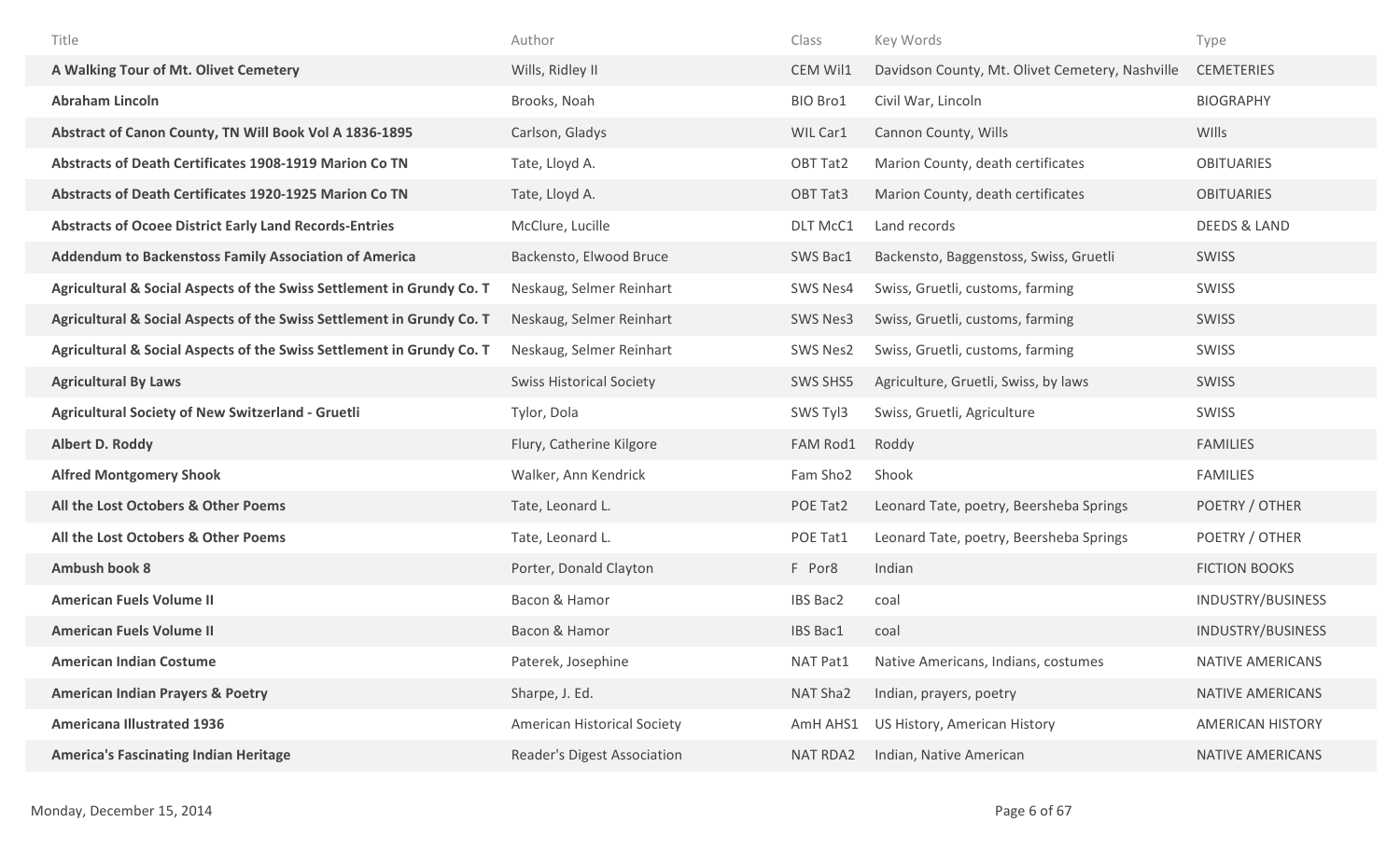| Title | Author | Class | Key Words | Type |
|---|---|---|---|---|
| **A Walking Tour of Mt. Olivet Cemetery** | Wills, Ridley II | CEM Wil1 | Davidson County, Mt. Olivet Cemetery, Nashville | CEMETERIES |
| **Abraham Lincoln** | Brooks, Noah | BIO Bro1 | Civil War, Lincoln | BIOGRAPHY |
| **Abstract of Canon County, TN Will Book Vol A 1836-1895** | Carlson, Gladys | WIL Car1 | Cannon County, Wills | WIlls |
| **Abstracts of Death Certificates 1908-1919 Marion Co TN** | Tate, Lloyd A. | OBT Tat2 | Marion County, death certificates | OBITUARIES |
| **Abstracts of Death Certificates 1920-1925 Marion Co TN** | Tate, Lloyd A. | OBT Tat3 | Marion County, death certificates | OBITUARIES |
| **Abstracts of Ocoee District Early Land Records-Entries** | McClure, Lucille | DLT McC1 | Land records | DEEDS & LAND |
| **Addendum to Backenstoss Family Association of America** | Backensto, Elwood Bruce | SWS Bac1 | Backensto, Baggenstoss, Swiss, Gruetli | SWISS |
| **Agricultural & Social Aspects of the Swiss Settlement in Grundy Co. T** | Neskaug, Selmer Reinhart | SWS Nes4 | Swiss, Gruetli, customs, farming | SWISS |
| **Agricultural & Social Aspects of the Swiss Settlement in Grundy Co. T** | Neskaug, Selmer Reinhart | SWS Nes3 | Swiss, Gruetli, customs, farming | SWISS |
| **Agricultural & Social Aspects of the Swiss Settlement in Grundy Co. T** | Neskaug, Selmer Reinhart | SWS Nes2 | Swiss, Gruetli, customs, farming | SWISS |
| **Agricultural By Laws** | Swiss Historical Society | SWS SHS5 | Agriculture, Gruetli, Swiss, by laws | SWISS |
| **Agricultural Society of New Switzerland - Gruetli** | Tylor, Dola | SWS Tyl3 | Swiss, Gruetli, Agriculture | SWISS |
| **Albert D. Roddy** | Flury, Catherine Kilgore | FAM Rod1 | Roddy | FAMILIES |
| **Alfred Montgomery Shook** | Walker, Ann Kendrick | Fam Sho2 | Shook | FAMILIES |
| **All the Lost Octobers & Other Poems** | Tate, Leonard L. | POE Tat2 | Leonard Tate, poetry, Beersheba Springs | POETRY / OTHER |
| **All the Lost Octobers & Other Poems** | Tate, Leonard L. | POE Tat1 | Leonard Tate, poetry, Beersheba Springs | POETRY / OTHER |
| **Ambush book 8** | Porter, Donald Clayton | F Por8 | Indian | FICTION BOOKS |
| **American Fuels Volume II** | Bacon & Hamor | IBS Bac2 | coal | INDUSTRY/BUSINESS |
| **American Fuels Volume II** | Bacon & Hamor | IBS Bac1 | coal | INDUSTRY/BUSINESS |
| **American Indian Costume** | Paterek, Josephine | NAT Pat1 | Native Americans, Indians, costumes | NATIVE AMERICANS |
| **American Indian Prayers & Poetry** | Sharpe, J. Ed. | NAT Sha2 | Indian, prayers, poetry | NATIVE AMERICANS |
| **Americana Illustrated 1936** | American Historical Society | AmH AHS1 | US History, American History | AMERICAN HISTORY |
| **America's Fascinating Indian Heritage** | Reader's Digest Association | NAT RDA2 | Indian, Native American | NATIVE AMERICANS |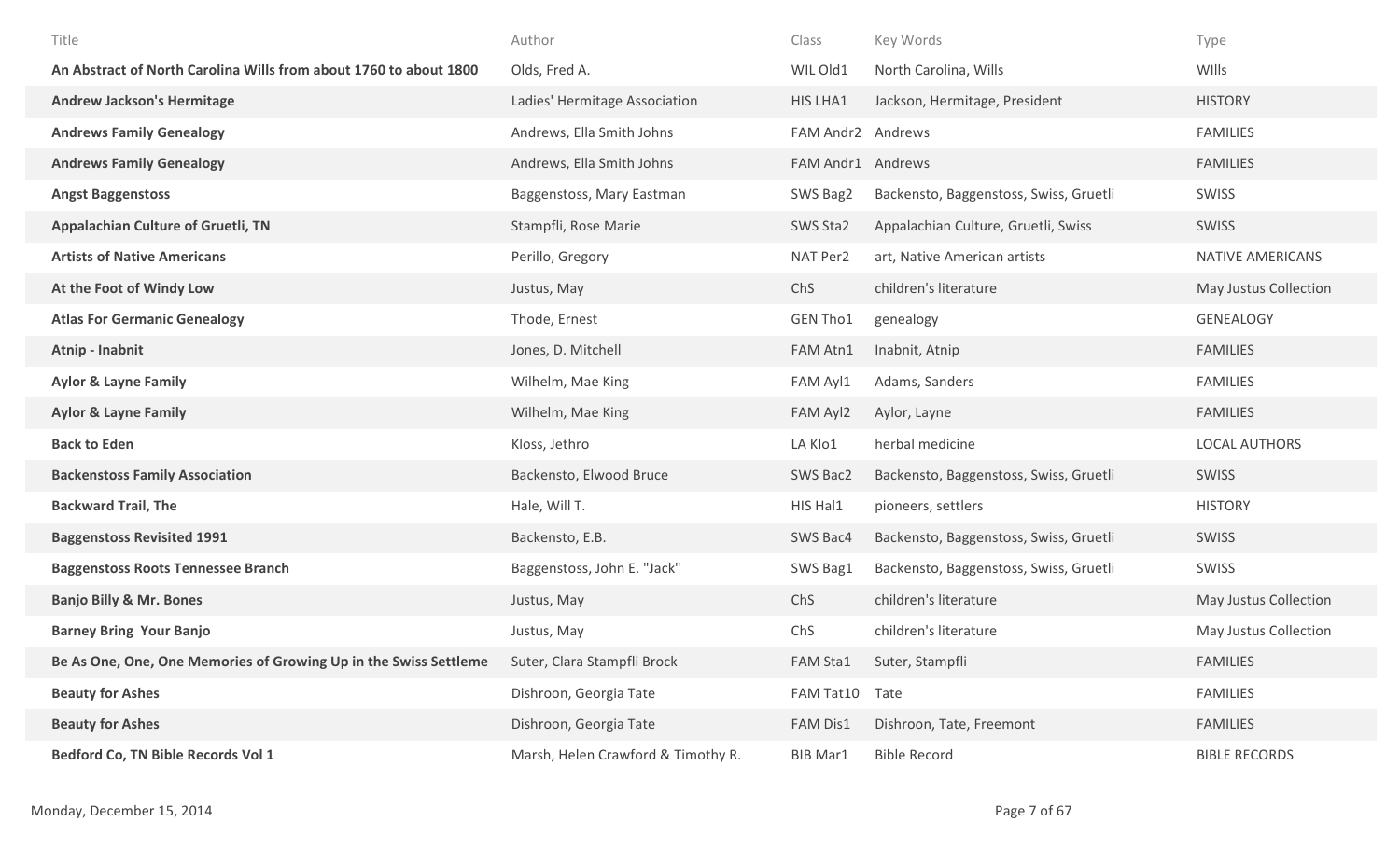| Title | Author | Class | Key Words | Type |
|---|---|---|---|---|
| **An Abstract of North Carolina Wills from about 1760 to about 1800** | Olds, Fred A. | WIL Old1 | North Carolina, Wills | WIlls |
| **Andrew Jackson's Hermitage** | Ladies' Hermitage Association | HIS LHA1 | Jackson, Hermitage, President | HISTORY |
| **Andrews Family Genealogy** | Andrews, Ella Smith Johns | FAM Andr2 | Andrews | FAMILIES |
| **Andrews Family Genealogy** | Andrews, Ella Smith Johns | FAM Andr1 | Andrews | FAMILIES |
| **Angst Baggenstoss** | Baggenstoss, Mary Eastman | SWS Bag2 | Backensto, Baggenstoss, Swiss, Gruetli | SWISS |
| **Appalachian Culture of Gruetli, TN** | Stampfli, Rose Marie | SWS Sta2 | Appalachian Culture, Gruetli, Swiss | SWISS |
| **Artists of Native Americans** | Perillo, Gregory | NAT Per2 | art, Native American artists | NATIVE AMERICANS |
| **At the Foot of Windy Low** | Justus, May | ChS | children's literature | May Justus Collection |
| **Atlas For Germanic Genealogy** | Thode, Ernest | GEN Tho1 | genealogy | GENEALOGY |
| **Atnip - Inabnit** | Jones, D. Mitchell | FAM Atn1 | Inabnit, Atnip | FAMILIES |
| **Aylor & Layne Family** | Wilhelm, Mae King | FAM Ayl1 | Adams, Sanders | FAMILIES |
| **Aylor & Layne Family** | Wilhelm, Mae King | FAM Ayl2 | Aylor, Layne | FAMILIES |
| **Back to Eden** | Kloss, Jethro | LA Klo1 | herbal medicine | LOCAL AUTHORS |
| **Backenstoss Family Association** | Backensto, Elwood Bruce | SWS Bac2 | Backensto, Baggenstoss, Swiss, Gruetli | SWISS |
| **Backward Trail, The** | Hale, Will T. | HIS Hal1 | pioneers, settlers | HISTORY |
| **Baggenstoss Revisited 1991** | Backensto, E.B. | SWS Bac4 | Backensto, Baggenstoss, Swiss, Gruetli | SWISS |
| **Baggenstoss Roots Tennessee Branch** | Baggenstoss, John E. "Jack" | SWS Bag1 | Backensto, Baggenstoss, Swiss, Gruetli | SWISS |
| **Banjo Billy & Mr. Bones** | Justus, May | ChS | children's literature | May Justus Collection |
| **Barney Bring Your Banjo** | Justus, May | ChS | children's literature | May Justus Collection |
| **Be As One, One, One Memories of Growing Up in the Swiss Settleme** | Suter, Clara Stampfli Brock | FAM Sta1 | Suter, Stampfli | FAMILIES |
| **Beauty for Ashes** | Dishroon, Georgia Tate | FAM Tat10 | Tate | FAMILIES |
| **Beauty for Ashes** | Dishroon, Georgia Tate | FAM Dis1 | Dishroon, Tate, Freemont | FAMILIES |
| **Bedford Co, TN Bible Records Vol 1** | Marsh, Helen Crawford & Timothy R. | BIB Mar1 | Bible Record | BIBLE RECORDS |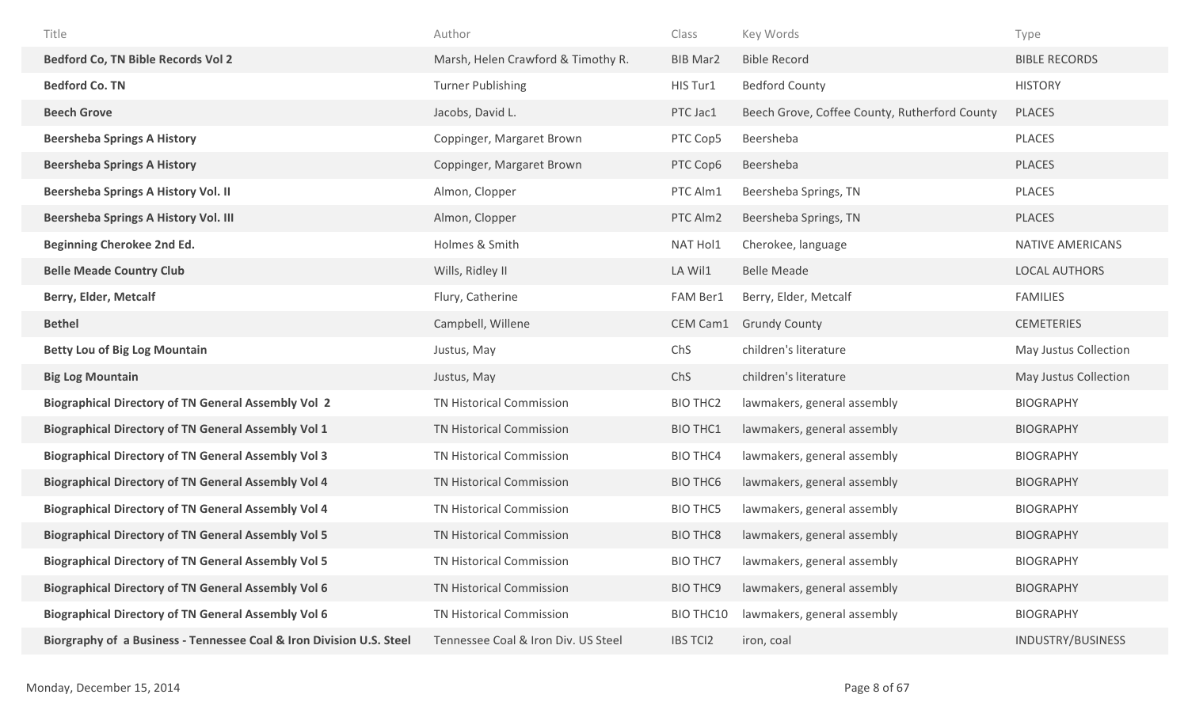| Title | Author | Class | Key Words | Type |
|---|---|---|---|---|
| **Bedford Co, TN Bible Records Vol 2** | Marsh, Helen Crawford & Timothy R. | BIB Mar2 | Bible Record | BIBLE RECORDS |
| **Bedford Co. TN** | Turner Publishing | HIS Tur1 | Bedford County | HISTORY |
| **Beech Grove** | Jacobs, David L. | PTC Jac1 | Beech Grove, Coffee County, Rutherford County | PLACES |
| **Beersheba Springs A History** | Coppinger, Margaret Brown | PTC Cop5 | Beersheba | PLACES |
| **Beersheba Springs A History** | Coppinger, Margaret Brown | PTC Cop6 | Beersheba | PLACES |
| **Beersheba Springs A History Vol. II** | Almon, Clopper | PTC Alm1 | Beersheba Springs, TN | PLACES |
| **Beersheba Springs A History Vol. III** | Almon, Clopper | PTC Alm2 | Beersheba Springs, TN | PLACES |
| **Beginning Cherokee 2nd Ed.** | Holmes & Smith | NAT Hol1 | Cherokee, language | NATIVE AMERICANS |
| **Belle Meade Country Club** | Wills, Ridley II | LA Wil1 | Belle Meade | LOCAL AUTHORS |
| **Berry, Elder, Metcalf** | Flury, Catherine | FAM Ber1 | Berry, Elder, Metcalf | FAMILIES |
| **Bethel** | Campbell, Willene | CEM Cam1 | Grundy County | CEMETERIES |
| **Betty Lou of Big Log Mountain** | Justus, May | ChS | children's literature | May Justus Collection |
| **Big Log Mountain** | Justus, May | ChS | children's literature | May Justus Collection |
| **Biographical Directory of TN General Assembly Vol 2** | TN Historical Commission | BIO THC2 | lawmakers, general assembly | BIOGRAPHY |
| **Biographical Directory of TN General Assembly Vol 1** | TN Historical Commission | BIO THC1 | lawmakers, general assembly | BIOGRAPHY |
| **Biographical Directory of TN General Assembly Vol 3** | TN Historical Commission | BIO THC4 | lawmakers, general assembly | BIOGRAPHY |
| **Biographical Directory of TN General Assembly Vol 4** | TN Historical Commission | BIO THC6 | lawmakers, general assembly | BIOGRAPHY |
| **Biographical Directory of TN General Assembly Vol 4** | TN Historical Commission | BIO THC5 | lawmakers, general assembly | BIOGRAPHY |
| **Biographical Directory of TN General Assembly Vol 5** | TN Historical Commission | BIO THC8 | lawmakers, general assembly | BIOGRAPHY |
| **Biographical Directory of TN General Assembly Vol 5** | TN Historical Commission | BIO THC7 | lawmakers, general assembly | BIOGRAPHY |
| **Biographical Directory of TN General Assembly Vol 6** | TN Historical Commission | BIO THC9 | lawmakers, general assembly | BIOGRAPHY |
| **Biographical Directory of TN General Assembly Vol 6** | TN Historical Commission | BIO THC10 | lawmakers, general assembly | BIOGRAPHY |
| **Biorgraphy of a Business - Tennessee Coal & Iron Division U.S. Steel** | Tennessee Coal & Iron Div. US Steel | IBS TCI2 | iron, coal | INDUSTRY/BUSINESS |

Monday, December 15, 2014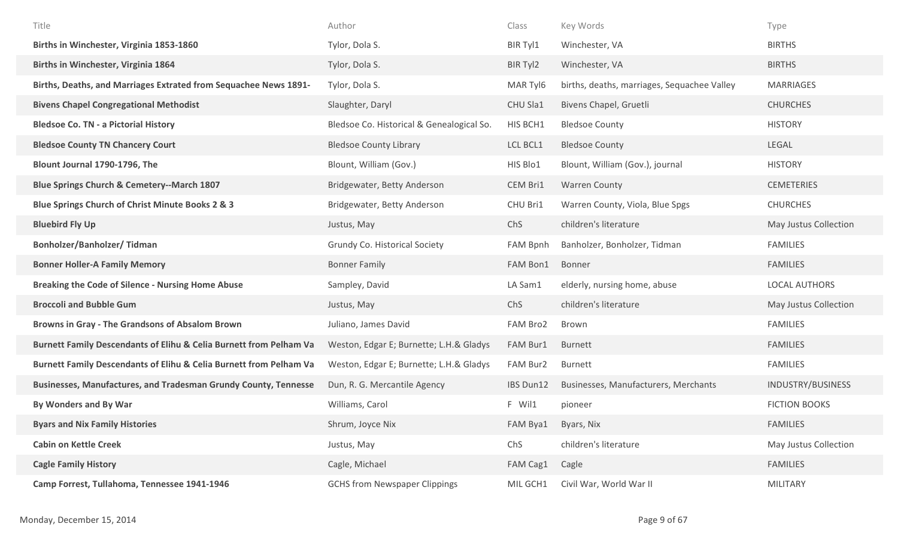| Title | Author | Class | Key Words | Type |
|---|---|---|---|---|
| **Births in Winchester, Virginia 1853-1860** | Tylor, Dola S. | BIR Tyl1 | Winchester, VA | BIRTHS |
| **Births in Winchester, Virginia 1864** | Tylor, Dola S. | BIR Tyl2 | Winchester, VA | BIRTHS |
| **Births, Deaths, and Marriages Extrated from Sequachee News 1891-** | Tylor, Dola S. | MAR Tyl6 | births, deaths, marriages, Sequachee Valley | MARRIAGES |
| **Bivens Chapel Congregational Methodist** | Slaughter, Daryl | CHU Sla1 | Bivens Chapel, Gruetli | CHURCHES |
| **Bledsoe Co. TN - a Pictorial History** | Bledsoe Co. Historical & Genealogical So. | HIS BCH1 | Bledsoe County | HISTORY |
| **Bledsoe County TN Chancery Court** | Bledsoe County Library | LCL BCL1 | Bledsoe County | LEGAL |
| **Blount Journal 1790-1796, The** | Blount, William (Gov.) | HIS Blo1 | Blount, William (Gov.), journal | HISTORY |
| **Blue Springs Church & Cemetery--March 1807** | Bridgewater, Betty Anderson | CEM Bri1 | Warren County | CEMETERIES |
| **Blue Springs Church of Christ Minute Books 2 & 3** | Bridgewater, Betty Anderson | CHU Bri1 | Warren County, Viola, Blue Spgs | CHURCHES |
| **Bluebird Fly Up** | Justus, May | ChS | children's literature | May Justus Collection |
| **Bonholzer/Banholzer/ Tidman** | Grundy Co. Historical Society | FAM Bpnh | Banholzer, Bonholzer, Tidman | FAMILIES |
| **Bonner Holler-A Family Memory** | Bonner Family | FAM Bon1 | Bonner | FAMILIES |
| **Breaking the Code of Silence - Nursing Home Abuse** | Sampley, David | LA Sam1 | elderly, nursing home, abuse | LOCAL AUTHORS |
| **Broccoli and Bubble Gum** | Justus, May | ChS | children's literature | May Justus Collection |
| **Browns in Gray - The Grandsons of Absalom Brown** | Juliano, James David | FAM Bro2 | Brown | FAMILIES |
| **Burnett Family Descendants of Elihu & Celia Burnett from Pelham Va** | Weston, Edgar E; Burnette; L.H.& Gladys | FAM Bur1 | Burnett | FAMILIES |
| **Burnett Family Descendants of Elihu & Celia Burnett from Pelham Va** | Weston, Edgar E; Burnette; L.H.& Gladys | FAM Bur2 | Burnett | FAMILIES |
| **Businesses, Manufactures, and Tradesman Grundy County, Tennesse** | Dun, R. G. Mercantile Agency | IBS Dun12 | Businesses, Manufacturers, Merchants | INDUSTRY/BUSINESS |
| **By Wonders and By War** | Williams, Carol | F Wil1 | pioneer | FICTION BOOKS |
| **Byars and Nix Family Histories** | Shrum, Joyce Nix | FAM Bya1 | Byars, Nix | FAMILIES |
| **Cabin on Kettle Creek** | Justus, May | ChS | children's literature | May Justus Collection |
| **Cagle Family History** | Cagle, Michael | FAM Cag1 | Cagle | FAMILIES |
| **Camp Forrest, Tullahoma, Tennessee 1941-1946** | GCHS from Newspaper Clippings | MIL GCH1 | Civil War, World War II | MILITARY |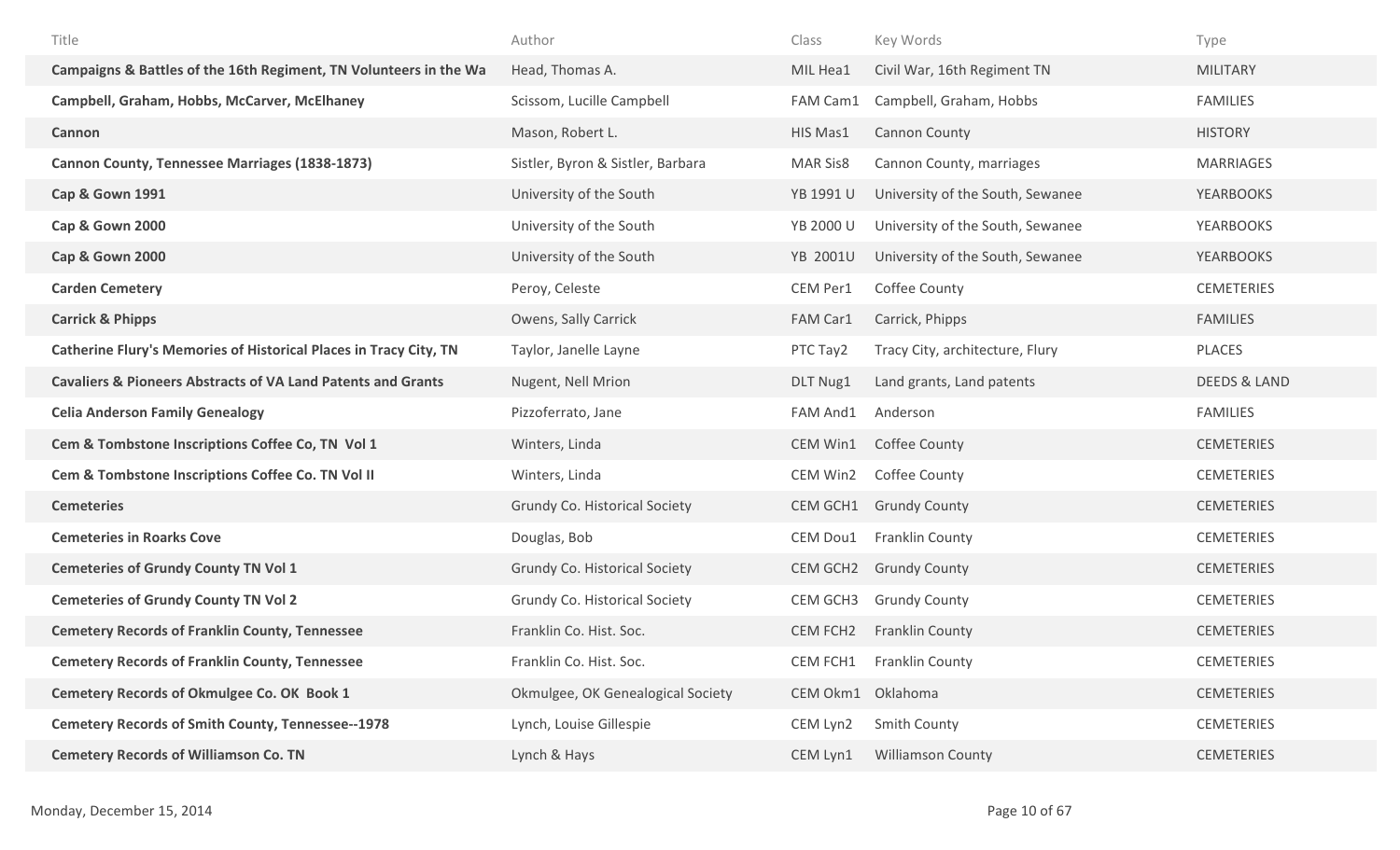| Title | Author | Class | Key Words | Type |
|---|---|---|---|---|
| **Campaigns & Battles of the 16th Regiment, TN Volunteers in the Wa** | Head, Thomas A. | MIL Hea1 | Civil War, 16th Regiment TN | MILITARY |
| **Campbell, Graham, Hobbs, McCarver, McElhaney** | Scissom, Lucille Campbell | FAM Cam1 | Campbell, Graham, Hobbs | FAMILIES |
| **Cannon** | Mason, Robert L. | HIS Mas1 | Cannon County | HISTORY |
| **Cannon County, Tennessee Marriages (1838-1873)** | Sistler, Byron & Sistler, Barbara | MAR Sis8 | Cannon County, marriages | MARRIAGES |
| **Cap & Gown 1991** | University of the South | YB 1991 U | University of the South, Sewanee | YEARBOOKS |
| **Cap & Gown 2000** | University of the South | YB 2000 U | University of the South, Sewanee | YEARBOOKS |
| **Cap & Gown 2000** | University of the South | YB 2001U | University of the South, Sewanee | YEARBOOKS |
| **Carden Cemetery** | Peroy, Celeste | CEM Per1 | Coffee County | CEMETERIES |
| **Carrick & Phipps** | Owens, Sally Carrick | FAM Car1 | Carrick, Phipps | FAMILIES |
| **Catherine Flury's Memories of Historical Places in Tracy City, TN** | Taylor, Janelle Layne | PTC Tay2 | Tracy City, architecture, Flury | PLACES |
| **Cavaliers & Pioneers Abstracts of VA Land Patents and Grants** | Nugent, Nell Mrion | DLT Nug1 | Land grants, Land patents | DEEDS & LAND |
| **Celia Anderson Family Genealogy** | Pizzoferrato, Jane | FAM And1 | Anderson | FAMILIES |
| **Cem & Tombstone Inscriptions Coffee Co, TN Vol 1** | Winters, Linda | CEM Win1 | Coffee County | CEMETERIES |
| **Cem & Tombstone Inscriptions Coffee Co. TN Vol II** | Winters, Linda | CEM Win2 | Coffee County | CEMETERIES |
| **Cemeteries** | Grundy Co. Historical Society | CEM GCH1 | Grundy County | CEMETERIES |
| **Cemeteries in Roarks Cove** | Douglas, Bob | CEM Dou1 | Franklin County | CEMETERIES |
| **Cemeteries of Grundy County TN Vol 1** | Grundy Co. Historical Society | CEM GCH2 | Grundy County | CEMETERIES |
| **Cemeteries of Grundy County TN Vol 2** | Grundy Co. Historical Society | CEM GCH3 | Grundy County | CEMETERIES |
| **Cemetery Records of Franklin County, Tennessee** | Franklin Co. Hist. Soc. | CEM FCH2 | Franklin County | CEMETERIES |
| **Cemetery Records of Franklin County, Tennessee** | Franklin Co. Hist. Soc. | CEM FCH1 | Franklin County | CEMETERIES |
| **Cemetery Records of Okmulgee Co. OK Book 1** | Okmulgee, OK Genealogical Society | CEM Okm1 | Oklahoma | CEMETERIES |
| **Cemetery Records of Smith County, Tennessee--1978** | Lynch, Louise Gillespie | CEM Lyn2 | Smith County | CEMETERIES |
| **Cemetery Records of Williamson Co. TN** | Lynch & Hays | CEM Lyn1 | Williamson County | CEMETERIES |

Monday, December 15, 2014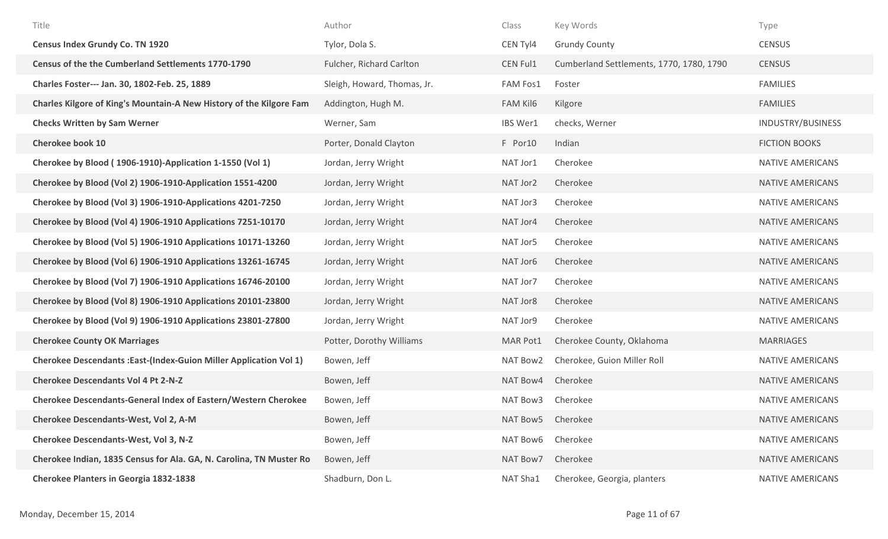| Title | Author | Class | Key Words | Type |
|---|---|---|---|---|
| **Census Index Grundy Co. TN 1920** | Tylor, Dola S. | CEN Tyl4 | Grundy County | CENSUS |
| **Census of the the Cumberland Settlements 1770-1790** | Fulcher, Richard Carlton | CEN Ful1 | Cumberland Settlements, 1770, 1780, 1790 | CENSUS |
| **Charles Foster--- Jan. 30, 1802-Feb. 25, 1889** | Sleigh, Howard, Thomas, Jr. | FAM Fos1 | Foster | FAMILIES |
| **Charles Kilgore of King's Mountain-A New History of the Kilgore Fam** | Addington, Hugh M. | FAM Kil6 | Kilgore | FAMILIES |
| **Checks Written by Sam Werner** | Werner, Sam | IBS Wer1 | checks, Werner | INDUSTRY/BUSINESS |
| **Cherokee book 10** | Porter, Donald Clayton | F Por10 | Indian | FICTION BOOKS |
| **Cherokee by Blood ( 1906-1910)-Application 1-1550 (Vol 1)** | Jordan, Jerry Wright | NAT Jor1 | Cherokee | NATIVE AMERICANS |
| **Cherokee by Blood (Vol 2) 1906-1910-Application 1551-4200** | Jordan, Jerry Wright | NAT Jor2 | Cherokee | NATIVE AMERICANS |
| **Cherokee by Blood (Vol 3) 1906-1910-Applications 4201-7250** | Jordan, Jerry Wright | NAT Jor3 | Cherokee | NATIVE AMERICANS |
| **Cherokee by Blood (Vol 4) 1906-1910 Applications 7251-10170** | Jordan, Jerry Wright | NAT Jor4 | Cherokee | NATIVE AMERICANS |
| **Cherokee by Blood (Vol 5) 1906-1910 Applications 10171-13260** | Jordan, Jerry Wright | NAT Jor5 | Cherokee | NATIVE AMERICANS |
| **Cherokee by Blood (Vol 6) 1906-1910 Applications 13261-16745** | Jordan, Jerry Wright | NAT Jor6 | Cherokee | NATIVE AMERICANS |
| **Cherokee by Blood (Vol 7) 1906-1910 Applications 16746-20100** | Jordan, Jerry Wright | NAT Jor7 | Cherokee | NATIVE AMERICANS |
| **Cherokee by Blood (Vol 8) 1906-1910 Applications 20101-23800** | Jordan, Jerry Wright | NAT Jor8 | Cherokee | NATIVE AMERICANS |
| **Cherokee by Blood (Vol 9) 1906-1910 Applications 23801-27800** | Jordan, Jerry Wright | NAT Jor9 | Cherokee | NATIVE AMERICANS |
| **Cherokee County OK Marriages** | Potter, Dorothy Williams | MAR Pot1 | Cherokee County, Oklahoma | MARRIAGES |
| **Cherokee Descendants :East-(Index-Guion Miller Application Vol 1)** | Bowen, Jeff | NAT Bow2 | Cherokee, Guion Miller Roll | NATIVE AMERICANS |
| **Cherokee Descendants Vol 4 Pt 2-N-Z** | Bowen, Jeff | NAT Bow4 | Cherokee | NATIVE AMERICANS |
| **Cherokee Descendants-General Index of Eastern/Western Cherokee** | Bowen, Jeff | NAT Bow3 | Cherokee | NATIVE AMERICANS |
| **Cherokee Descendants-West, Vol 2, A-M** | Bowen, Jeff | NAT Bow5 | Cherokee | NATIVE AMERICANS |
| **Cherokee Descendants-West, Vol 3, N-Z** | Bowen, Jeff | NAT Bow6 | Cherokee | NATIVE AMERICANS |
| **Cherokee Indian, 1835 Census for Ala. GA, N. Carolina, TN Muster Ro** | Bowen, Jeff | NAT Bow7 | Cherokee | NATIVE AMERICANS |
| **Cherokee Planters in Georgia 1832-1838** | Shadburn, Don L. | NAT Sha1 | Cherokee, Georgia, planters | NATIVE AMERICANS |

Monday, December 15, 2014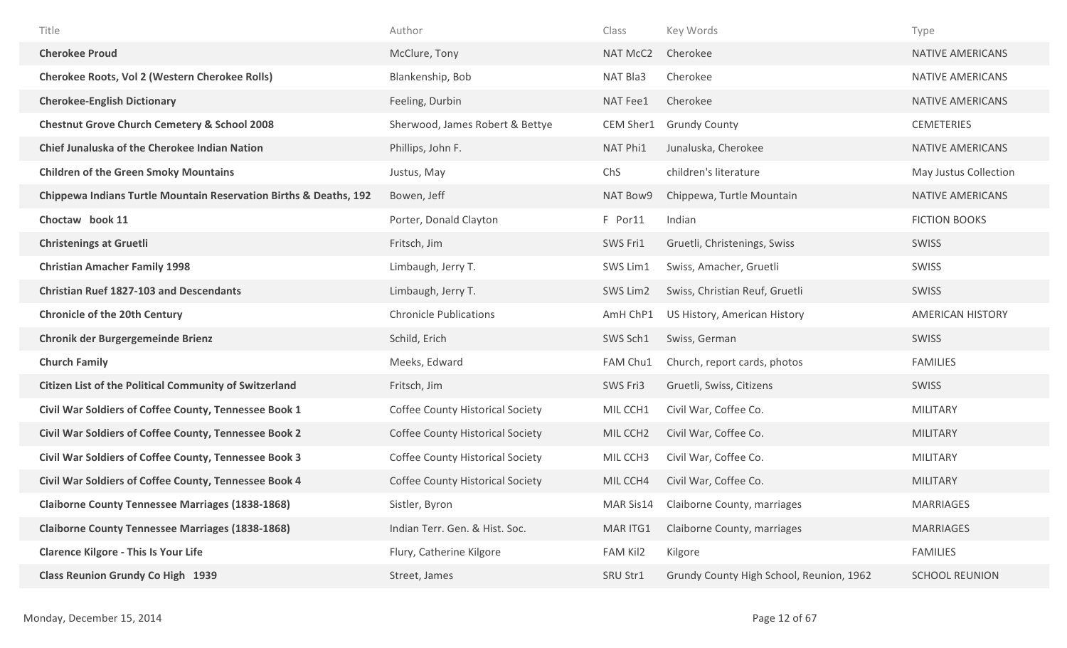| Title | Author | Class | Key Words | Type |
|---|---|---|---|---|
| **Cherokee Proud** | McClure, Tony | NAT McC2 | Cherokee | NATIVE AMERICANS |
| **Cherokee Roots, Vol 2 (Western Cherokee Rolls)** | Blankenship, Bob | NAT Bla3 | Cherokee | NATIVE AMERICANS |
| **Cherokee-English Dictionary** | Feeling, Durbin | NAT Fee1 | Cherokee | NATIVE AMERICANS |
| **Chestnut Grove Church Cemetery & School 2008** | Sherwood, James Robert & Bettye | CEM Sher1 | Grundy County | CEMETERIES |
| **Chief Junaluska of the Cherokee Indian Nation** | Phillips, John F. | NAT Phi1 | Junaluska, Cherokee | NATIVE AMERICANS |
| **Children of the Green Smoky Mountains** | Justus, May | ChS | children's literature | May Justus Collection |
| **Chippewa Indians Turtle Mountain Reservation Births & Deaths, 192** | Bowen, Jeff | NAT Bow9 | Chippewa, Turtle Mountain | NATIVE AMERICANS |
| **Choctaw book 11** | Porter, Donald Clayton | F Por11 | Indian | FICTION BOOKS |
| **Christenings at Gruetli** | Fritsch, Jim | SWS Fri1 | Gruetli, Christenings, Swiss | SWISS |
| **Christian Amacher Family 1998** | Limbaugh, Jerry T. | SWS Lim1 | Swiss, Amacher, Gruetli | SWISS |
| **Christian Ruef 1827-103 and Descendants** | Limbaugh, Jerry T. | SWS Lim2 | Swiss, Christian Reuf, Gruetli | SWISS |
| **Chronicle of the 20th Century** | Chronicle Publications | AmH ChP1 | US History, American History | AMERICAN HISTORY |
| **Chronik der Burgergemeinde Brienz** | Schild, Erich | SWS Sch1 | Swiss, German | SWISS |
| **Church Family** | Meeks, Edward | FAM Chu1 | Church, report cards, photos | FAMILIES |
| **Citizen List of the Political Community of Switzerland** | Fritsch, Jim | SWS Fri3 | Gruetli, Swiss, Citizens | SWISS |
| **Civil War Soldiers of Coffee County, Tennessee Book 1** | Coffee County Historical Society | MIL CCH1 | Civil War, Coffee Co. | MILITARY |
| **Civil War Soldiers of Coffee County, Tennessee Book 2** | Coffee County Historical Society | MIL CCH2 | Civil War, Coffee Co. | MILITARY |
| **Civil War Soldiers of Coffee County, Tennessee Book 3** | Coffee County Historical Society | MIL CCH3 | Civil War, Coffee Co. | MILITARY |
| **Civil War Soldiers of Coffee County, Tennessee Book 4** | Coffee County Historical Society | MIL CCH4 | Civil War, Coffee Co. | MILITARY |
| **Claiborne County Tennessee Marriages (1838-1868)** | Sistler, Byron | MAR Sis14 | Claiborne County, marriages | MARRIAGES |
| **Claiborne County Tennessee Marriages (1838-1868)** | Indian Terr. Gen. & Hist. Soc. | MAR ITG1 | Claiborne County, marriages | MARRIAGES |
| **Clarence Kilgore - This Is Your Life** | Flury, Catherine Kilgore | FAM Kil2 | Kilgore | FAMILIES |
| **Class Reunion Grundy Co High 1939** | Street, James | SRU Str1 | Grundy County High School, Reunion, 1962 | SCHOOL REUNION |

Monday, December 15, 2014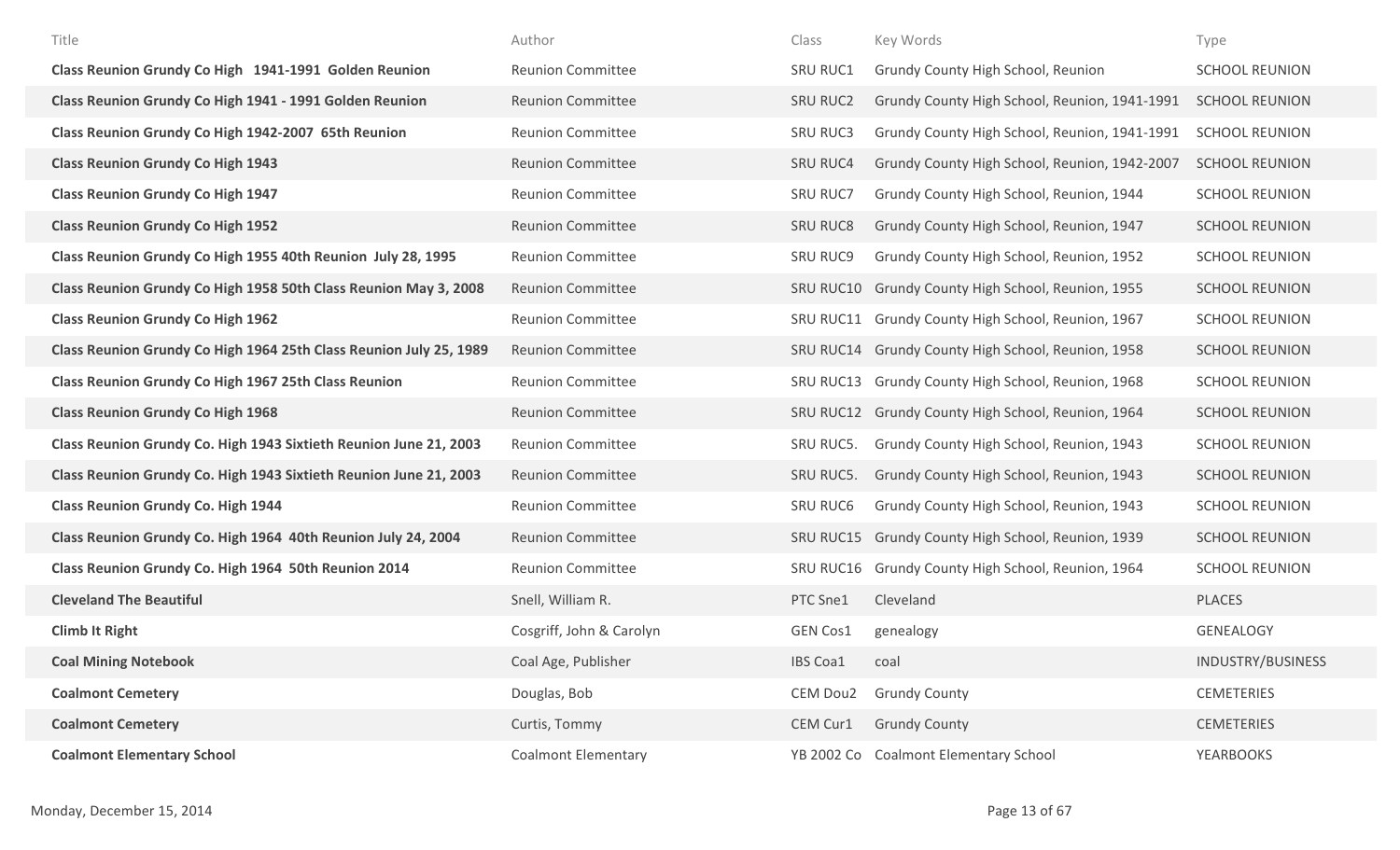| Title | Author | Class | Key Words | Type |
|---|---|---|---|---|
| **Class Reunion Grundy Co High 1941-1991 Golden Reunion** | Reunion Committee | SRU RUC1 | Grundy County High School, Reunion | SCHOOL REUNION |
| **Class Reunion Grundy Co High 1941 - 1991 Golden Reunion** | Reunion Committee | SRU RUC2 | Grundy County High School, Reunion, 1941-1991 | SCHOOL REUNION |
| **Class Reunion Grundy Co High 1942-2007 65th Reunion** | Reunion Committee | SRU RUC3 | Grundy County High School, Reunion, 1941-1991 | SCHOOL REUNION |
| **Class Reunion Grundy Co High 1943** | Reunion Committee | SRU RUC4 | Grundy County High School, Reunion, 1942-2007 | SCHOOL REUNION |
| **Class Reunion Grundy Co High 1947** | Reunion Committee | SRU RUC7 | Grundy County High School, Reunion, 1944 | SCHOOL REUNION |
| **Class Reunion Grundy Co High 1952** | Reunion Committee | SRU RUC8 | Grundy County High School, Reunion, 1947 | SCHOOL REUNION |
| **Class Reunion Grundy Co High 1955 40th Reunion July 28, 1995** | Reunion Committee | SRU RUC9 | Grundy County High School, Reunion, 1952 | SCHOOL REUNION |
| **Class Reunion Grundy Co High 1958 50th Class Reunion May 3, 2008** | Reunion Committee | SRU RUC10 | Grundy County High School, Reunion, 1955 | SCHOOL REUNION |
| **Class Reunion Grundy Co High 1962** | Reunion Committee | SRU RUC11 | Grundy County High School, Reunion, 1967 | SCHOOL REUNION |
| **Class Reunion Grundy Co High 1964 25th Class Reunion July 25, 1989** | Reunion Committee | SRU RUC14 | Grundy County High School, Reunion, 1958 | SCHOOL REUNION |
| **Class Reunion Grundy Co High 1967 25th Class Reunion** | Reunion Committee | SRU RUC13 | Grundy County High School, Reunion, 1968 | SCHOOL REUNION |
| **Class Reunion Grundy Co High 1968** | Reunion Committee | SRU RUC12 | Grundy County High School, Reunion, 1964 | SCHOOL REUNION |
| **Class Reunion Grundy Co. High 1943 Sixtieth Reunion June 21, 2003** | Reunion Committee | SRU RUC5. | Grundy County High School, Reunion, 1943 | SCHOOL REUNION |
| **Class Reunion Grundy Co. High 1943 Sixtieth Reunion June 21, 2003** | Reunion Committee | SRU RUC5. | Grundy County High School, Reunion, 1943 | SCHOOL REUNION |
| **Class Reunion Grundy Co. High 1944** | Reunion Committee | SRU RUC6 | Grundy County High School, Reunion, 1943 | SCHOOL REUNION |
| **Class Reunion Grundy Co. High 1964 40th Reunion July 24, 2004** | Reunion Committee | SRU RUC15 | Grundy County High School, Reunion, 1939 | SCHOOL REUNION |
| **Class Reunion Grundy Co. High 1964 50th Reunion 2014** | Reunion Committee | SRU RUC16 | Grundy County High School, Reunion, 1964 | SCHOOL REUNION |
| **Cleveland The Beautiful** | Snell, William R. | PTC Sne1 | Cleveland | PLACES |
| **Climb It Right** | Cosgriff, John & Carolyn | GEN Cos1 | genealogy | GENEALOGY |
| **Coal Mining Notebook** | Coal Age, Publisher | IBS Coa1 | coal | INDUSTRY/BUSINESS |
| **Coalmont Cemetery** | Douglas, Bob | CEM Dou2 | Grundy County | CEMETERIES |
| **Coalmont Cemetery** | Curtis, Tommy | CEM Cur1 | Grundy County | CEMETERIES |
| **Coalmont Elementary School** | Coalmont Elementary | YB 2002 Co | Coalmont Elementary School | YEARBOOKS |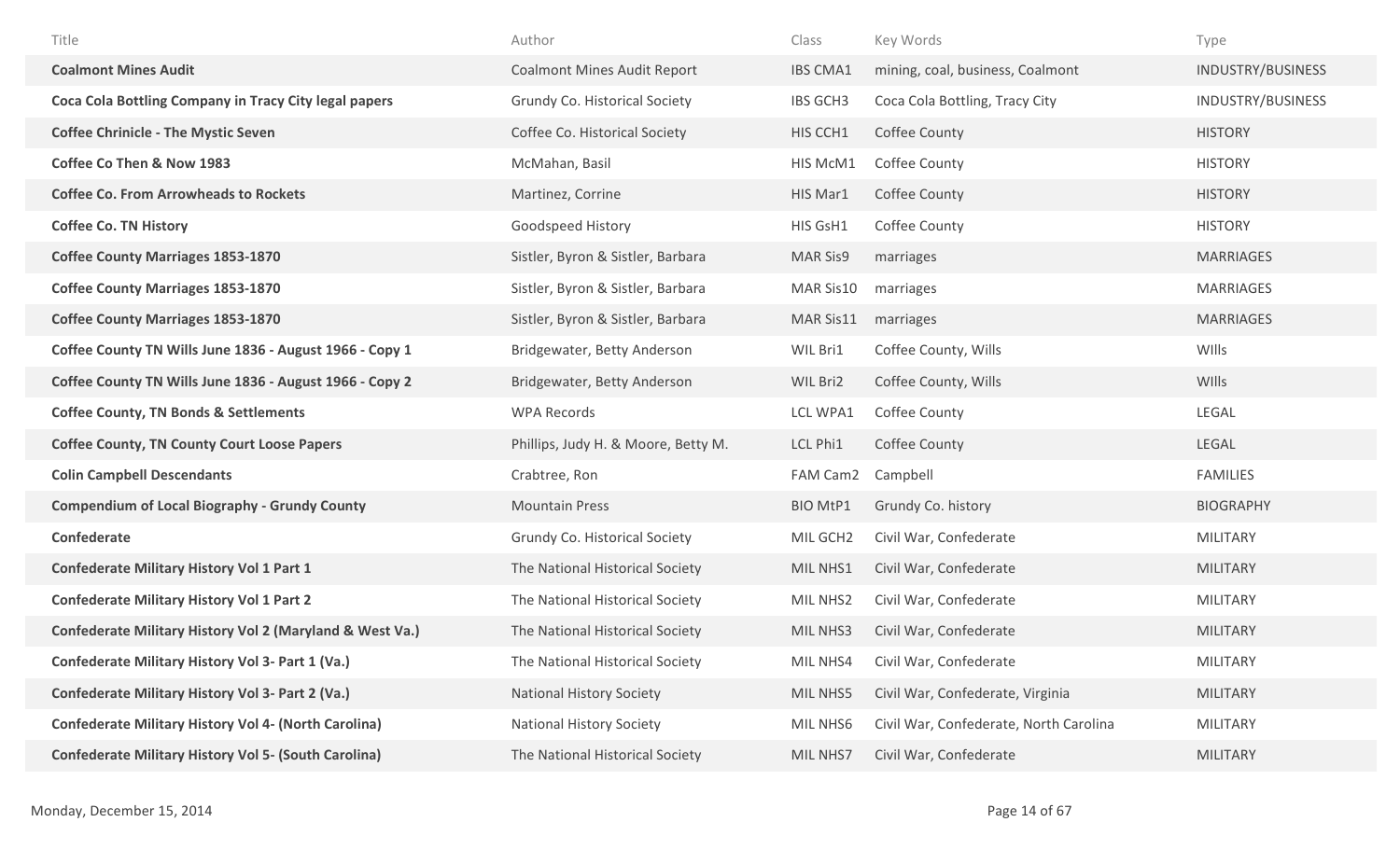| Title | Author | Class | Key Words | Type |
| --- | --- | --- | --- | --- |
| **Coalmont Mines Audit** | Coalmont Mines Audit Report | IBS CMA1 | mining, coal, business, Coalmont | INDUSTRY/BUSINESS |
| **Coca Cola Bottling Company in Tracy City legal papers** | Grundy Co. Historical Society | IBS GCH3 | Coca Cola Bottling, Tracy City | INDUSTRY/BUSINESS |
| **Coffee Chrinicle - The Mystic Seven** | Coffee Co. Historical Society | HIS CCH1 | Coffee County | HISTORY |
| **Coffee Co Then & Now 1983** | McMahan, Basil | HIS McM1 | Coffee County | HISTORY |
| **Coffee Co. From Arrowheads to Rockets** | Martinez, Corrine | HIS Mar1 | Coffee County | HISTORY |
| **Coffee Co. TN History** | Goodspeed History | HIS GsH1 | Coffee County | HISTORY |
| **Coffee County Marriages 1853-1870** | Sistler, Byron & Sistler, Barbara | MAR Sis9 | marriages | MARRIAGES |
| **Coffee County Marriages 1853-1870** | Sistler, Byron & Sistler, Barbara | MAR Sis10 | marriages | MARRIAGES |
| **Coffee County Marriages 1853-1870** | Sistler, Byron & Sistler, Barbara | MAR Sis11 | marriages | MARRIAGES |
| **Coffee County TN Wills June 1836 - August 1966 - Copy 1** | Bridgewater, Betty Anderson | WIL Bri1 | Coffee County, Wills | WIlls |
| **Coffee County TN Wills June 1836 - August 1966 - Copy 2** | Bridgewater, Betty Anderson | WIL Bri2 | Coffee County, Wills | WIlls |
| **Coffee County, TN Bonds & Settlements** | WPA Records | LCL WPA1 | Coffee County | LEGAL |
| **Coffee County, TN County Court Loose Papers** | Phillips, Judy H. & Moore, Betty M. | LCL Phi1 | Coffee County | LEGAL |
| **Colin Campbell Descendants** | Crabtree, Ron | FAM Cam2 | Campbell | FAMILIES |
| **Compendium of Local Biography - Grundy County** | Mountain Press | BIO MtP1 | Grundy Co. history | BIOGRAPHY |
| **Confederate** | Grundy Co. Historical Society | MIL GCH2 | Civil War, Confederate | MILITARY |
| **Confederate Military History Vol 1 Part 1** | The National Historical Society | MIL NHS1 | Civil War, Confederate | MILITARY |
| **Confederate Military History Vol 1 Part 2** | The National Historical Society | MIL NHS2 | Civil War, Confederate | MILITARY |
| **Confederate Military History Vol 2 (Maryland & West Va.)** | The National Historical Society | MIL NHS3 | Civil War, Confederate | MILITARY |
| **Confederate Military History Vol 3- Part 1 (Va.)** | The National Historical Society | MIL NHS4 | Civil War, Confederate | MILITARY |
| **Confederate Military History Vol 3- Part 2 (Va.)** | National History Society | MIL NHS5 | Civil War, Confederate, Virginia | MILITARY |
| **Confederate Military History Vol 4- (North Carolina)** | National History Society | MIL NHS6 | Civil War, Confederate, North Carolina | MILITARY |
| **Confederate Military History Vol 5- (South Carolina)** | The National Historical Society | MIL NHS7 | Civil War, Confederate | MILITARY |

Monday, December 15, 2014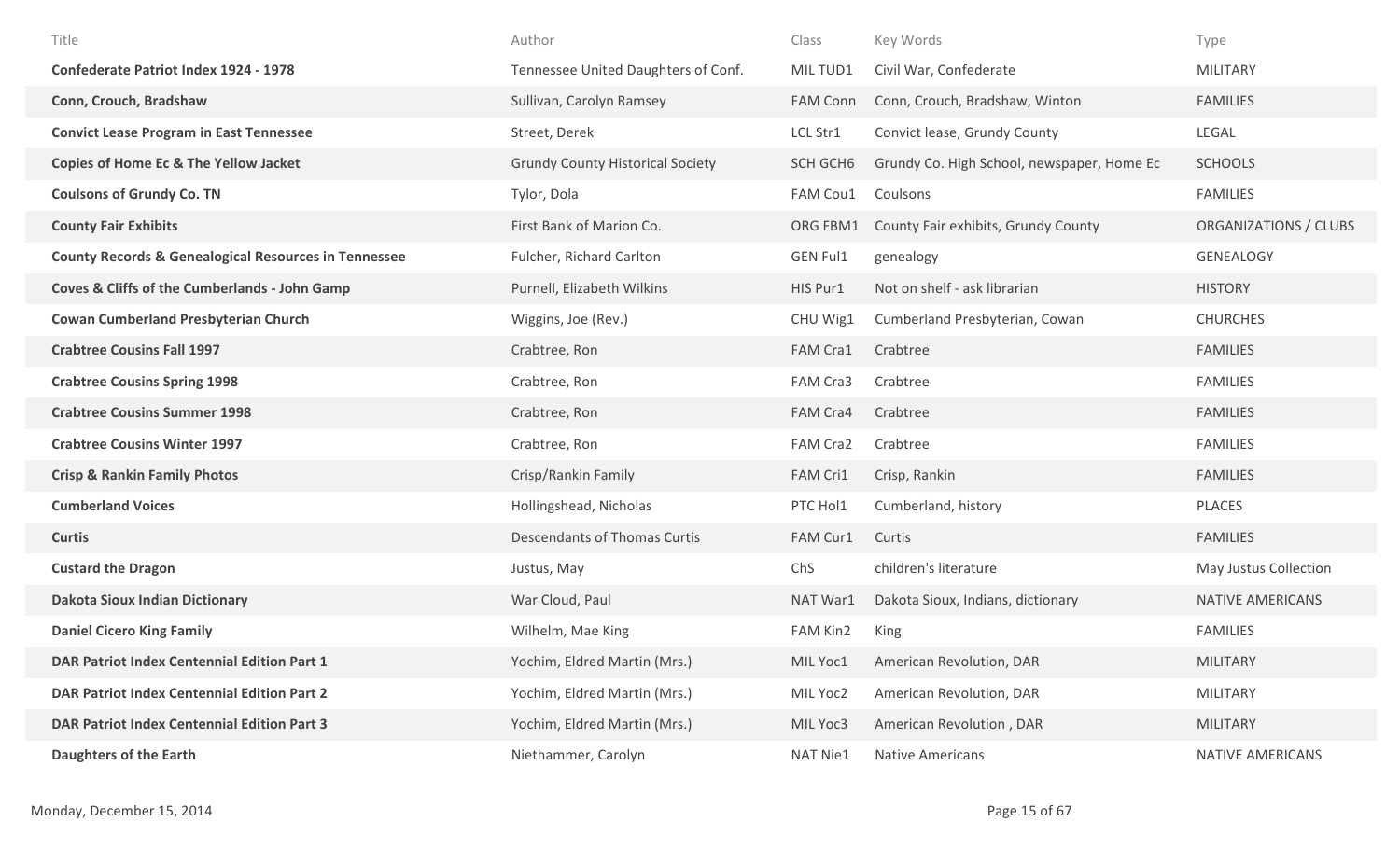| Title | Author | Class | Key Words | Type |
|---|---|---|---|---|
| **Confederate Patriot Index 1924 - 1978** | Tennessee United Daughters of Conf. | MIL TUD1 | Civil War, Confederate | MILITARY |
| **Conn, Crouch, Bradshaw** | Sullivan, Carolyn Ramsey | FAM Conn | Conn, Crouch, Bradshaw, Winton | FAMILIES |
| **Convict Lease Program in East Tennessee** | Street, Derek | LCL Str1 | Convict lease, Grundy County | LEGAL |
| **Copies of Home Ec & The Yellow Jacket** | Grundy County Historical Society | SCH GCH6 | Grundy Co. High School, newspaper, Home Ec | SCHOOLS |
| **Coulsons of Grundy Co. TN** | Tylor, Dola | FAM Cou1 | Coulsons | FAMILIES |
| **County Fair Exhibits** | First Bank of Marion Co. | ORG FBM1 | County Fair exhibits, Grundy County | ORGANIZATIONS / CLUBS |
| **County Records & Genealogical Resources in Tennessee** | Fulcher, Richard Carlton | GEN Ful1 | genealogy | GENEALOGY |
| **Coves & Cliffs of the Cumberlands - John Gamp** | Purnell, Elizabeth Wilkins | HIS Pur1 | Not on shelf - ask librarian | HISTORY |
| **Cowan Cumberland Presbyterian Church** | Wiggins, Joe (Rev.) | CHU Wig1 | Cumberland Presbyterian, Cowan | CHURCHES |
| **Crabtree Cousins Fall 1997** | Crabtree, Ron | FAM Cra1 | Crabtree | FAMILIES |
| **Crabtree Cousins Spring 1998** | Crabtree, Ron | FAM Cra3 | Crabtree | FAMILIES |
| **Crabtree Cousins Summer 1998** | Crabtree, Ron | FAM Cra4 | Crabtree | FAMILIES |
| **Crabtree Cousins Winter 1997** | Crabtree, Ron | FAM Cra2 | Crabtree | FAMILIES |
| **Crisp & Rankin Family Photos** | Crisp/Rankin Family | FAM Cri1 | Crisp, Rankin | FAMILIES |
| **Cumberland Voices** | Hollingshead, Nicholas | PTC Hol1 | Cumberland, history | PLACES |
| **Curtis** | Descendants of Thomas Curtis | FAM Cur1 | Curtis | FAMILIES |
| **Custard the Dragon** | Justus, May | ChS | children's literature | May Justus Collection |
| **Dakota Sioux Indian Dictionary** | War Cloud, Paul | NAT War1 | Dakota Sioux, Indians, dictionary | NATIVE AMERICANS |
| **Daniel Cicero King Family** | Wilhelm, Mae King | FAM Kin2 | King | FAMILIES |
| **DAR Patriot Index Centennial Edition Part 1** | Yochim, Eldred Martin (Mrs.) | MIL Yoc1 | American Revolution, DAR | MILITARY |
| **DAR Patriot Index Centennial Edition Part 2** | Yochim, Eldred Martin (Mrs.) | MIL Yoc2 | American Revolution, DAR | MILITARY |
| **DAR Patriot Index Centennial Edition Part 3** | Yochim, Eldred Martin (Mrs.) | MIL Yoc3 | American Revolution , DAR | MILITARY |
| **Daughters of the Earth** | Niethammer, Carolyn | NAT Nie1 | Native Americans | NATIVE AMERICANS |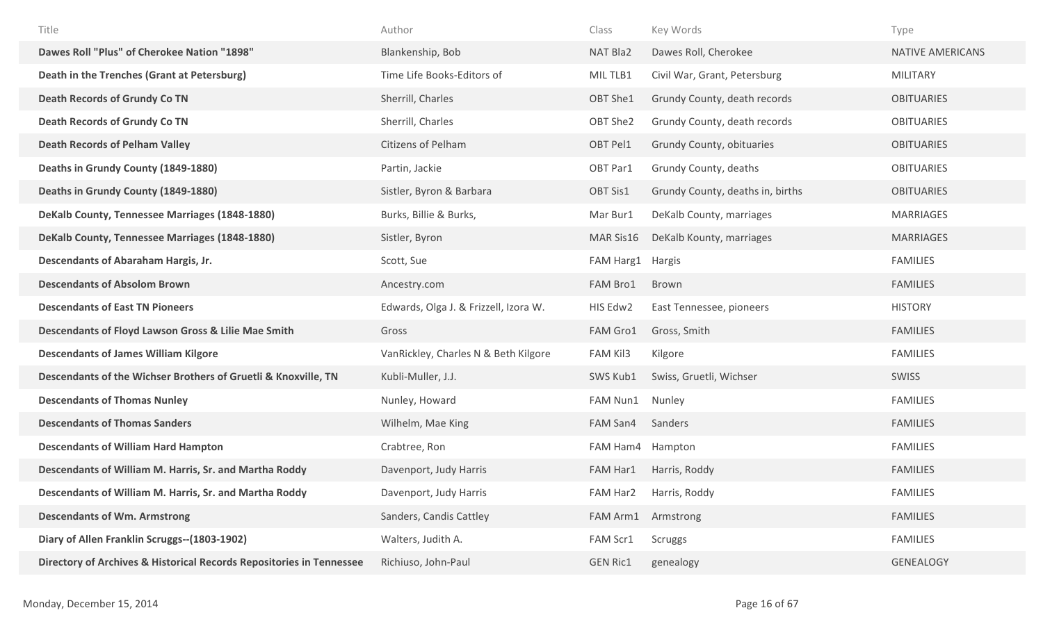| Title | Author | Class | Key Words | Type |
|---|---|---|---|---|
| **Dawes Roll "Plus" of Cherokee Nation "1898"** | Blankenship, Bob | NAT Bla2 | Dawes Roll, Cherokee | NATIVE AMERICANS |
| **Death in the Trenches (Grant at Petersburg)** | Time Life Books-Editors of | MIL TLB1 | Civil War, Grant, Petersburg | MILITARY |
| **Death Records of Grundy Co TN** | Sherrill, Charles | OBT She1 | Grundy County, death records | OBITUARIES |
| **Death Records of Grundy Co TN** | Sherrill, Charles | OBT She2 | Grundy County, death records | OBITUARIES |
| **Death Records of Pelham Valley** | Citizens of Pelham | OBT Pel1 | Grundy County, obituaries | OBITUARIES |
| **Deaths in Grundy County (1849-1880)** | Partin, Jackie | OBT Par1 | Grundy County, deaths | OBITUARIES |
| **Deaths in Grundy County (1849-1880)** | Sistler, Byron & Barbara | OBT Sis1 | Grundy County, deaths in, births | OBITUARIES |
| **DeKalb County, Tennessee Marriages (1848-1880)** | Burks, Billie & Burks, | Mar Bur1 | DeKalb County, marriages | MARRIAGES |
| **DeKalb County, Tennessee Marriages (1848-1880)** | Sistler, Byron | MAR Sis16 | DeKalb Kounty, marriages | MARRIAGES |
| **Descendants of Abaraham Hargis, Jr.** | Scott, Sue | FAM Harg1 | Hargis | FAMILIES |
| **Descendants of Absolom Brown** | Ancestry.com | FAM Bro1 | Brown | FAMILIES |
| **Descendants of East TN Pioneers** | Edwards, Olga J. & Frizzell, Izora W. | HIS Edw2 | East Tennessee, pioneers | HISTORY |
| **Descendants of Floyd Lawson Gross & Lilie Mae Smith** | Gross | FAM Gro1 | Gross, Smith | FAMILIES |
| **Descendants of James William Kilgore** | VanRickley, Charles N & Beth Kilgore | FAM Kil3 | Kilgore | FAMILIES |
| **Descendants of the Wichser Brothers of Gruetli & Knoxville, TN** | Kubli-Muller, J.J. | SWS Kub1 | Swiss, Gruetli, Wichser | SWISS |
| **Descendants of Thomas Nunley** | Nunley, Howard | FAM Nun1 | Nunley | FAMILIES |
| **Descendants of Thomas Sanders** | Wilhelm, Mae King | FAM San4 | Sanders | FAMILIES |
| **Descendants of William Hard Hampton** | Crabtree, Ron | FAM Ham4 | Hampton | FAMILIES |
| **Descendants of William M. Harris, Sr. and Martha Roddy** | Davenport, Judy Harris | FAM Har1 | Harris, Roddy | FAMILIES |
| **Descendants of William M. Harris, Sr. and Martha Roddy** | Davenport, Judy Harris | FAM Har2 | Harris, Roddy | FAMILIES |
| **Descendants of Wm. Armstrong** | Sanders, Candis Cattley | FAM Arm1 | Armstrong | FAMILIES |
| **Diary of Allen Franklin Scruggs--(1803-1902)** | Walters, Judith A. | FAM Scr1 | Scruggs | FAMILIES |
| **Directory of Archives & Historical Records Repositories in Tennessee** | Richiuso, John-Paul | GEN Ric1 | genealogy | GENEALOGY |

Monday, December 15, 2014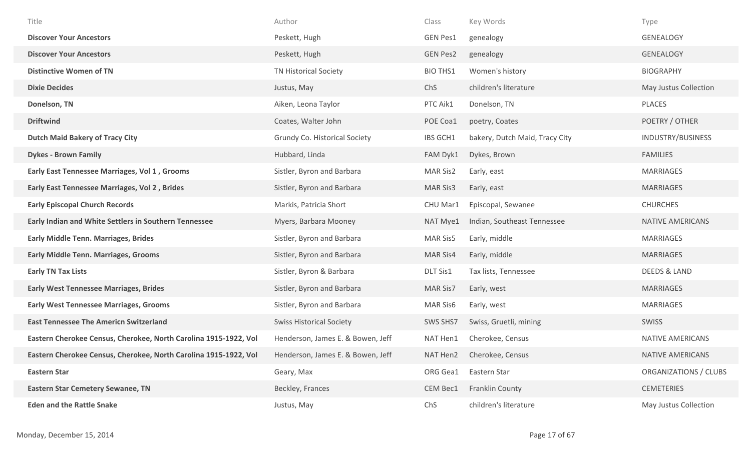| Title | Author | Class | Key Words | Type |
|---|---|---|---|---|
| **Discover Your Ancestors** | Peskett, Hugh | GEN Pes1 | genealogy | GENEALOGY |
| **Discover Your Ancestors** | Peskett, Hugh | GEN Pes2 | genealogy | GENEALOGY |
| **Distinctive Women of TN** | TN Historical Society | BIO THS1 | Women's history | BIOGRAPHY |
| **Dixie Decides** | Justus, May | ChS | children's literature | May Justus Collection |
| **Donelson, TN** | Aiken, Leona Taylor | PTC Aik1 | Donelson, TN | PLACES |
| **Driftwind** | Coates, Walter John | POE Coa1 | poetry, Coates | POETRY / OTHER |
| **Dutch Maid Bakery of Tracy City** | Grundy Co. Historical Society | IBS GCH1 | bakery, Dutch Maid, Tracy City | INDUSTRY/BUSINESS |
| **Dykes - Brown Family** | Hubbard, Linda | FAM Dyk1 | Dykes, Brown | FAMILIES |
| **Early East Tennessee Marriages, Vol 1 , Grooms** | Sistler, Byron and Barbara | MAR Sis2 | Early, east | MARRIAGES |
| **Early East Tennessee Marriages, Vol 2 , Brides** | Sistler, Byron and Barbara | MAR Sis3 | Early, east | MARRIAGES |
| **Early Episcopal Church Records** | Markis, Patricia Short | CHU Mar1 | Episcopal, Sewanee | CHURCHES |
| **Early Indian and White Settlers in Southern Tennessee** | Myers, Barbara Mooney | NAT Mye1 | Indian, Southeast Tennessee | NATIVE AMERICANS |
| **Early Middle Tenn. Marriages, Brides** | Sistler, Byron and Barbara | MAR Sis5 | Early, middle | MARRIAGES |
| **Early Middle Tenn. Marriages, Grooms** | Sistler, Byron and Barbara | MAR Sis4 | Early, middle | MARRIAGES |
| **Early TN Tax Lists** | Sistler, Byron & Barbara | DLT Sis1 | Tax lists, Tennessee | DEEDS & LAND |
| **Early West Tennessee Marriages, Brides** | Sistler, Byron and Barbara | MAR Sis7 | Early, west | MARRIAGES |
| **Early West Tennessee Marriages, Grooms** | Sistler, Byron and Barbara | MAR Sis6 | Early, west | MARRIAGES |
| **East Tennessee The Americn Switzerland** | Swiss Historical Society | SWS SHS7 | Swiss, Gruetli, mining | SWISS |
| **Eastern Cherokee Census, Cherokee, North Carolina 1915-1922, Vol** | Henderson, James E. & Bowen, Jeff | NAT Hen1 | Cherokee, Census | NATIVE AMERICANS |
| **Eastern Cherokee Census, Cherokee, North Carolina 1915-1922, Vol** | Henderson, James E. & Bowen, Jeff | NAT Hen2 | Cherokee, Census | NATIVE AMERICANS |
| **Eastern Star** | Geary, Max | ORG Gea1 | Eastern Star | ORGANIZATIONS / CLUBS |
| **Eastern Star Cemetery Sewanee, TN** | Beckley, Frances | CEM Bec1 | Franklin County | CEMETERIES |
| **Eden and the Rattle Snake** | Justus, May | ChS | children's literature | May Justus Collection |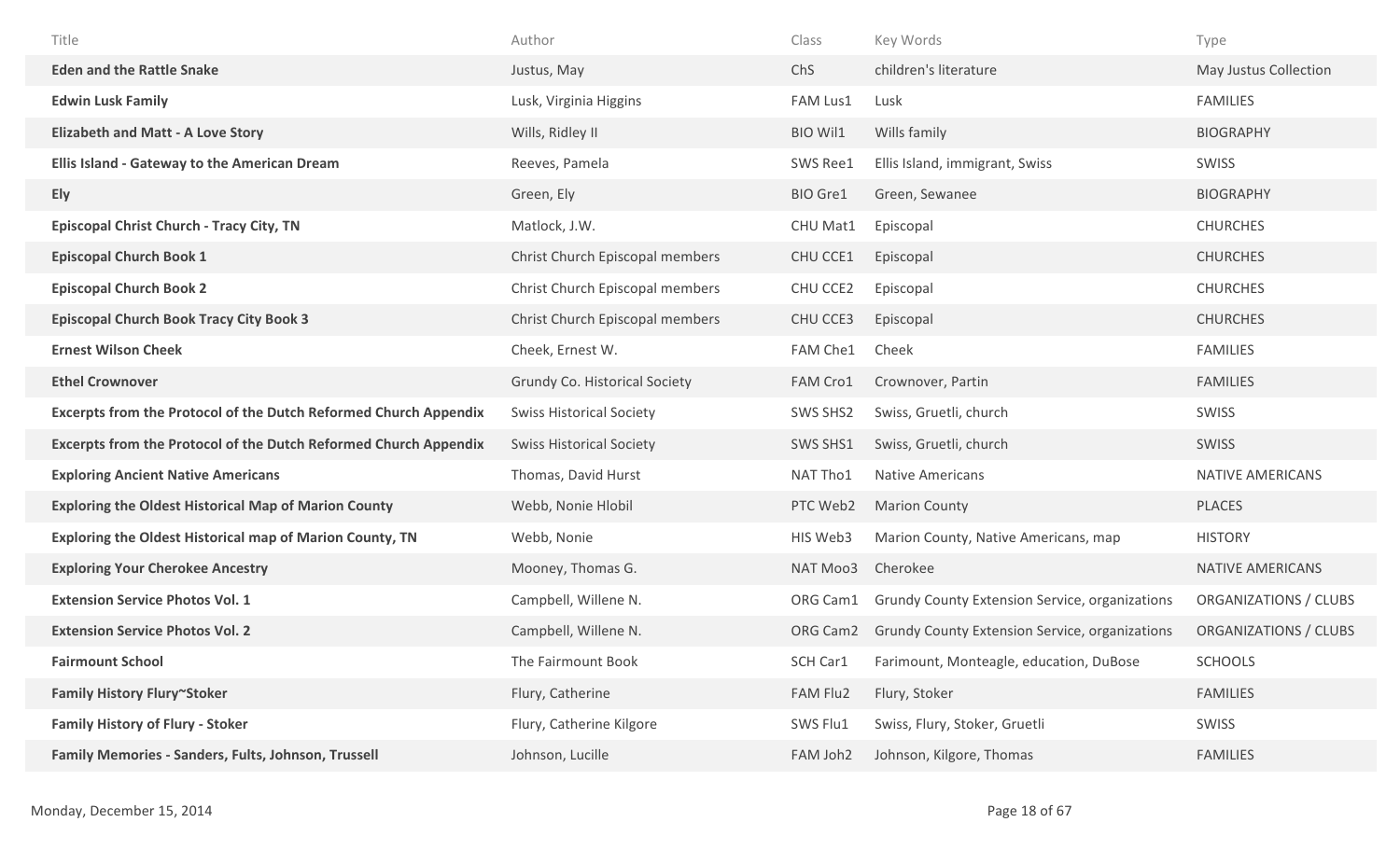| Title | Author | Class | Key Words | Type |
|---|---|---|---|---|
| **Eden and the Rattle Snake** | Justus, May | ChS | children's literature | May Justus Collection |
| **Edwin Lusk Family** | Lusk, Virginia Higgins | FAM Lus1 | Lusk | FAMILIES |
| **Elizabeth and Matt - A Love Story** | Wills, Ridley II | BIO Wil1 | Wills family | BIOGRAPHY |
| **Ellis Island - Gateway to the American Dream** | Reeves, Pamela | SWS Ree1 | Ellis Island, immigrant, Swiss | SWISS |
| **Ely** | Green, Ely | BIO Gre1 | Green, Sewanee | BIOGRAPHY |
| **Episcopal Christ Church - Tracy City, TN** | Matlock, J.W. | CHU Mat1 | Episcopal | CHURCHES |
| **Episcopal Church Book 1** | Christ Church Episcopal members | CHU CCE1 | Episcopal | CHURCHES |
| **Episcopal Church Book 2** | Christ Church Episcopal members | CHU CCE2 | Episcopal | CHURCHES |
| **Episcopal Church Book Tracy City Book 3** | Christ Church Episcopal members | CHU CCE3 | Episcopal | CHURCHES |
| **Ernest Wilson Cheek** | Cheek, Ernest W. | FAM Che1 | Cheek | FAMILIES |
| **Ethel Crownover** | Grundy Co. Historical Society | FAM Cro1 | Crownover, Partin | FAMILIES |
| **Excerpts from the Protocol of the Dutch Reformed Church Appendix** | Swiss Historical Society | SWS SHS2 | Swiss, Gruetli, church | SWISS |
| **Excerpts from the Protocol of the Dutch Reformed Church Appendix** | Swiss Historical Society | SWS SHS1 | Swiss, Gruetli, church | SWISS |
| **Exploring Ancient Native Americans** | Thomas, David Hurst | NAT Tho1 | Native Americans | NATIVE AMERICANS |
| **Exploring the Oldest Historical Map of Marion County** | Webb, Nonie Hlobil | PTC Web2 | Marion County | PLACES |
| **Exploring the Oldest Historical map of Marion County, TN** | Webb, Nonie | HIS Web3 | Marion County, Native Americans, map | HISTORY |
| **Exploring Your Cherokee Ancestry** | Mooney, Thomas G. | NAT Moo3 | Cherokee | NATIVE AMERICANS |
| **Extension Service Photos Vol. 1** | Campbell, Willene N. | ORG Cam1 | Grundy County Extension Service, organizations | ORGANIZATIONS / CLUBS |
| **Extension Service Photos Vol. 2** | Campbell, Willene N. | ORG Cam2 | Grundy County Extension Service, organizations | ORGANIZATIONS / CLUBS |
| **Fairmount School** | The Fairmount Book | SCH Car1 | Farimount, Monteagle, education, DuBose | SCHOOLS |
| **Family History Flury~Stoker** | Flury, Catherine | FAM Flu2 | Flury, Stoker | FAMILIES |
| **Family History of Flury - Stoker** | Flury, Catherine Kilgore | SWS Flu1 | Swiss, Flury, Stoker, Gruetli | SWISS |
| **Family Memories - Sanders, Fults, Johnson, Trussell** | Johnson, Lucille | FAM Joh2 | Johnson, Kilgore, Thomas | FAMILIES |

Monday, December 15, 2014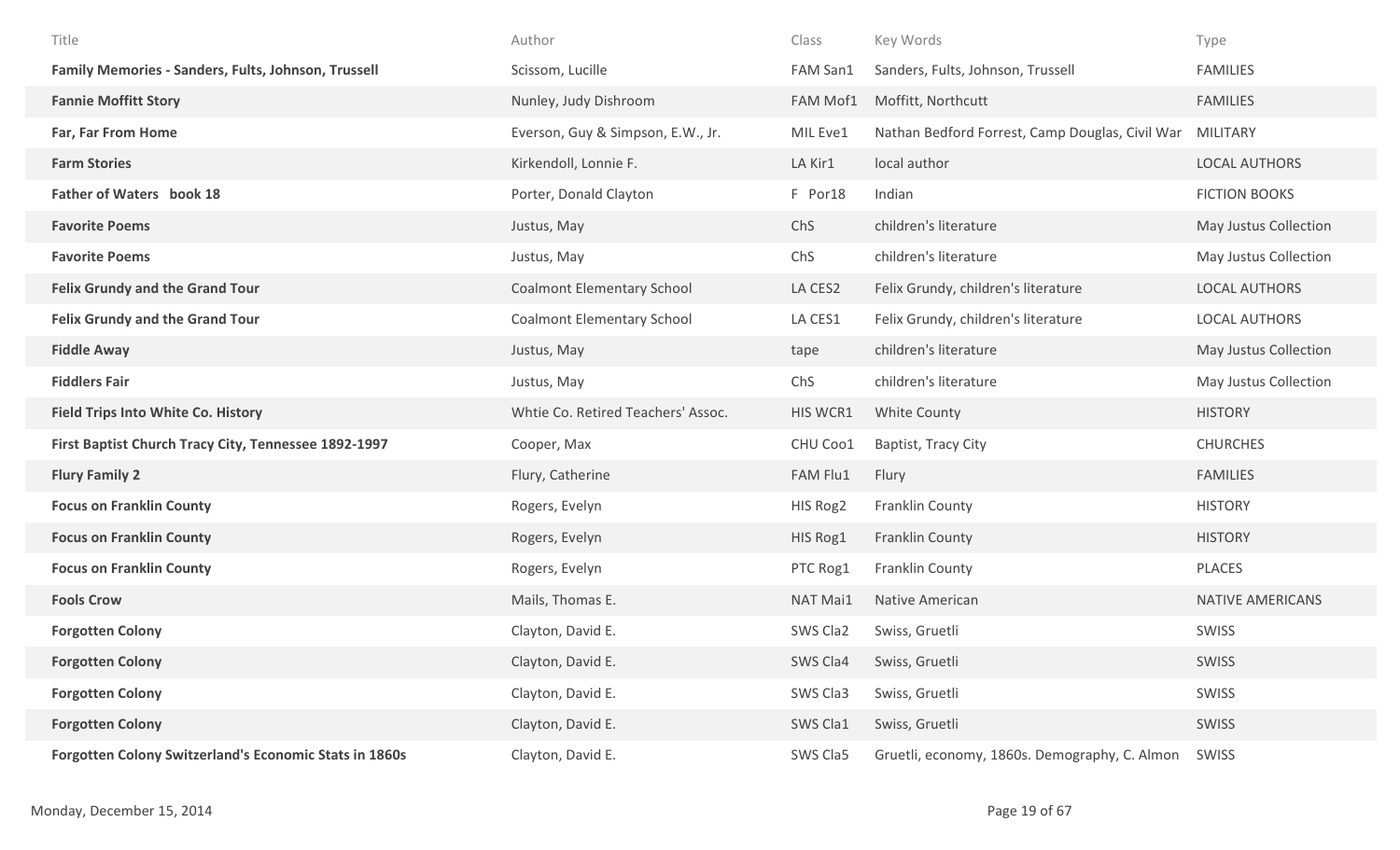| Title | Author | Class | Key Words | Type |
|---|---|---|---|---|
| **Family Memories - Sanders, Fults, Johnson, Trussell** | Scissom, Lucille | FAM San1 | Sanders, Fults, Johnson, Trussell | FAMILIES |
| **Fannie Moffitt Story** | Nunley, Judy Dishroom | FAM Mof1 | Moffitt, Northcutt | FAMILIES |
| **Far, Far From Home** | Everson, Guy & Simpson, E.W., Jr. | MIL Eve1 | Nathan Bedford Forrest, Camp Douglas, Civil War | MILITARY |
| **Farm Stories** | Kirkendoll, Lonnie F. | LA Kir1 | local author | LOCAL AUTHORS |
| **Father of Waters book 18** | Porter, Donald Clayton | F Por18 | Indian | FICTION BOOKS |
| **Favorite Poems** | Justus, May | ChS | children's literature | May Justus Collection |
| **Favorite Poems** | Justus, May | ChS | children's literature | May Justus Collection |
| **Felix Grundy and the Grand Tour** | Coalmont Elementary School | LA CES2 | Felix Grundy, children's literature | LOCAL AUTHORS |
| **Felix Grundy and the Grand Tour** | Coalmont Elementary School | LA CES1 | Felix Grundy, children's literature | LOCAL AUTHORS |
| **Fiddle Away** | Justus, May | tape | children's literature | May Justus Collection |
| **Fiddlers Fair** | Justus, May | ChS | children's literature | May Justus Collection |
| **Field Trips Into White Co. History** | Whtie Co. Retired Teachers' Assoc. | HIS WCR1 | White County | HISTORY |
| **First Baptist Church Tracy City, Tennessee 1892-1997** | Cooper, Max | CHU Coo1 | Baptist, Tracy City | CHURCHES |
| **Flury Family 2** | Flury, Catherine | FAM Flu1 | Flury | FAMILIES |
| **Focus on Franklin County** | Rogers, Evelyn | HIS Rog2 | Franklin County | HISTORY |
| **Focus on Franklin County** | Rogers, Evelyn | HIS Rog1 | Franklin County | HISTORY |
| **Focus on Franklin County** | Rogers, Evelyn | PTC Rog1 | Franklin County | PLACES |
| **Fools Crow** | Mails, Thomas E. | NAT Mai1 | Native American | NATIVE AMERICANS |
| **Forgotten Colony** | Clayton, David E. | SWS Cla2 | Swiss, Gruetli | SWISS |
| **Forgotten Colony** | Clayton, David E. | SWS Cla4 | Swiss, Gruetli | SWISS |
| **Forgotten Colony** | Clayton, David E. | SWS Cla3 | Swiss, Gruetli | SWISS |
| **Forgotten Colony** | Clayton, David E. | SWS Cla1 | Swiss, Gruetli | SWISS |
| **Forgotten Colony Switzerland's Economic Stats in 1860s** | Clayton, David E. | SWS Cla5 | Gruetli, economy, 1860s. Demography, C. Almon | SWISS |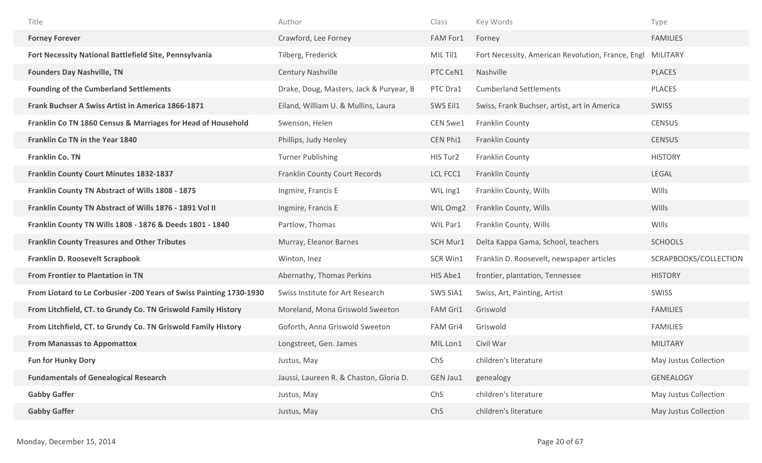| Title | Author | Class | Key Words | Type |
|---|---|---|---|---|
| **Forney Forever** | Crawford, Lee Forney | FAM For1 | Forney | FAMILIES |
| **Fort Necessity National Battlefield Site, Pennsylvania** | Tilberg, Frederick | MIL Til1 | Fort Necessity, American Revolution, France, Engl | MILITARY |
| **Founders Day Nashville, TN** | Century Nashville | PTC CeN1 | Nashville | PLACES |
| **Founding of the Cumberland Settlements** | Drake, Doug, Masters, Jack & Puryear, B | PTC Dra1 | Cumberland Settlements | PLACES |
| **Frank Buchser A Swiss Artist in America 1866-1871** | Eiland, William U. & Mullins, Laura | SWS Eil1 | Swiss, Frank Buchser, artist, art in America | SWISS |
| **Franklin Co TN 1860 Census & Marriages for Head of Household** | Swenson, Helen | CEN Swe1 | Franklin County | CENSUS |
| **Franklin Co TN in the Year 1840** | Phillips, Judy Henley | CEN Phi1 | Franklin County | CENSUS |
| **Franklin Co. TN** | Turner Publishing | HIS Tur2 | Franklin County | HISTORY |
| **Franklin County Court Minutes 1832-1837** | Franklin County Court Records | LCL FCC1 | Franklin County | LEGAL |
| **Franklin County TN Abstract of Wills 1808 - 1875** | Ingmire, Francis E | WIL Ing1 | Franklin County, Wills | WIlls |
| **Franklin County TN Abstract of Wills 1876 - 1891 Vol II** | Ingmire, Francis E | WIL Omg2 | Franklin County, Wills | WIlls |
| **Franklin County TN Wills 1808 - 1876 & Deeds 1801 - 1840** | Partlow, Thomas | WIL Par1 | Franklin County, Wills | WIlls |
| **Franklin County Treasures and Other Tributes** | Murray, Eleanor Barnes | SCH Mur1 | Delta Kappa Gama, School, teachers | SCHOOLS |
| **Franklin D. Roosevelt Scrapbook** | Winton, Inez | SCR Win1 | Franklin D. Roosevelt, newspaper articles | SCRAPBOOKS/COLLECTION |
| **From Frontier to Plantation in TN** | Abernathy, Thomas Perkins | HIS Abe1 | frontier, plantation, Tennessee | HISTORY |
| **From Liotard to Le Corbusier -200 Years of Swiss Painting 1730-1930** | Swiss Institute for Art Research | SWS SIA1 | Swiss, Art, Painting, Artist | SWISS |
| **From Litchfield, CT. to Grundy Co. TN Griswold Family History** | Moreland, Mona Griswold Sweeton | FAM Gri1 | Griswold | FAMILIES |
| **From Litchfield, CT. to Grundy Co. TN Griswold Family History** | Goforth, Anna Griswold Sweeton | FAM Gri4 | Griswold | FAMILIES |
| **From Manassas to Appomattox** | Longstreet, Gen. James | MIL Lon1 | Civil War | MILITARY |
| **Fun for Hunky Dory** | Justus, May | ChS | children's literature | May Justus Collection |
| **Fundamentals of Genealogical Research** | Jaussi, Laureen R. & Chaston, Gloria D. | GEN Jau1 | genealogy | GENEALOGY |
| **Gabby Gaffer** | Justus, May | ChS | children's literature | May Justus Collection |
| **Gabby Gaffer** | Justus, May | ChS | children's literature | May Justus Collection |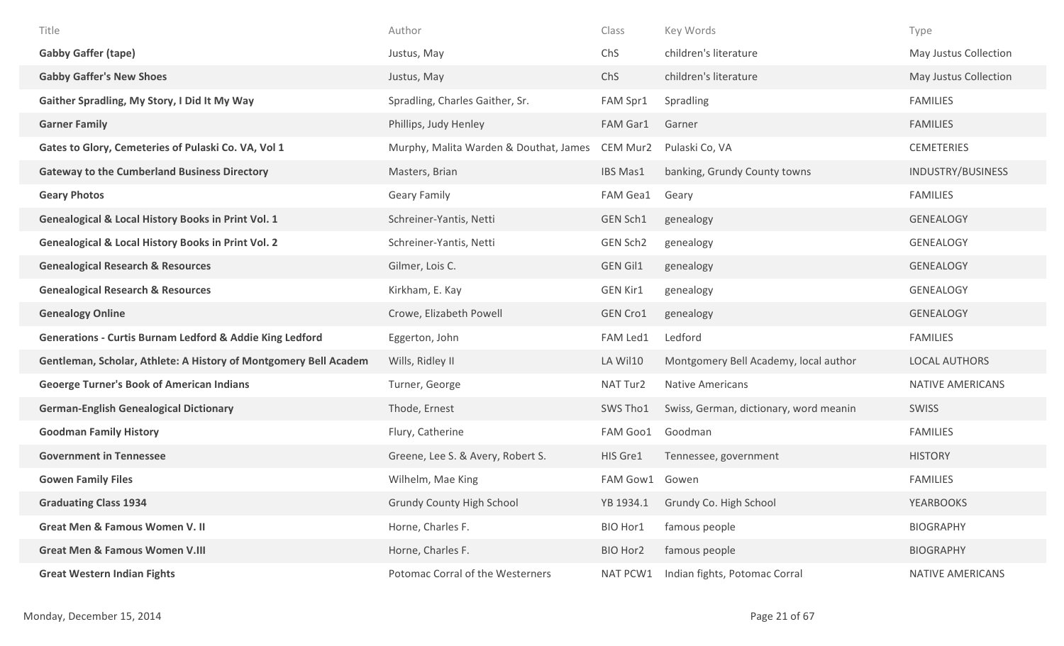| Title | Author | Class | Key Words | Type |
|---|---|---|---|---|
| **Gabby Gaffer (tape)** | Justus, May | ChS | children's literature | May Justus Collection |
| **Gabby Gaffer's New Shoes** | Justus, May | ChS | children's literature | May Justus Collection |
| **Gaither Spradling, My Story, I Did It My Way** | Spradling, Charles Gaither, Sr. | FAM Spr1 | Spradling | FAMILIES |
| **Garner Family** | Phillips, Judy Henley | FAM Gar1 | Garner | FAMILIES |
| **Gates to Glory, Cemeteries of Pulaski Co. VA, Vol 1** | Murphy, Malita Warden & Douthat, James | CEM Mur2 | Pulaski Co, VA | CEMETERIES |
| **Gateway to the Cumberland Business Directory** | Masters, Brian | IBS Mas1 | banking, Grundy County towns | INDUSTRY/BUSINESS |
| **Geary Photos** | Geary Family | FAM Gea1 | Geary | FAMILIES |
| **Genealogical & Local History Books in Print Vol. 1** | Schreiner-Yantis, Netti | GEN Sch1 | genealogy | GENEALOGY |
| **Genealogical & Local History Books in Print Vol. 2** | Schreiner-Yantis, Netti | GEN Sch2 | genealogy | GENEALOGY |
| **Genealogical Research & Resources** | Gilmer, Lois C. | GEN Gil1 | genealogy | GENEALOGY |
| **Genealogical Research & Resources** | Kirkham, E. Kay | GEN Kir1 | genealogy | GENEALOGY |
| **Genealogy Online** | Crowe, Elizabeth Powell | GEN Cro1 | genealogy | GENEALOGY |
| **Generations - Curtis Burnam Ledford & Addie King Ledford** | Eggerton, John | FAM Led1 | Ledford | FAMILIES |
| **Gentleman, Scholar, Athlete: A History of Montgomery Bell Academ** | Wills, Ridley II | LA Wil10 | Montgomery Bell Academy, local author | LOCAL AUTHORS |
| **Geoerge Turner's Book of American Indians** | Turner, George | NAT Tur2 | Native Americans | NATIVE AMERICANS |
| **German-English Genealogical Dictionary** | Thode, Ernest | SWS Tho1 | Swiss, German, dictionary, word meanin | SWISS |
| **Goodman Family History** | Flury, Catherine | FAM Goo1 | Goodman | FAMILIES |
| **Government in Tennessee** | Greene, Lee S. & Avery, Robert S. | HIS Gre1 | Tennessee, government | HISTORY |
| **Gowen Family Files** | Wilhelm, Mae King | FAM Gow1 | Gowen | FAMILIES |
| **Graduating Class 1934** | Grundy County High School | YB 1934.1 | Grundy Co. High School | YEARBOOKS |
| **Great Men & Famous Women V. II** | Horne, Charles F. | BIO Hor1 | famous people | BIOGRAPHY |
| **Great Men & Famous Women V.III** | Horne, Charles F. | BIO Hor2 | famous people | BIOGRAPHY |
| **Great Western Indian Fights** | Potomac Corral of the Westerners | NAT PCW1 | Indian fights, Potomac Corral | NATIVE AMERICANS |

Monday, December 15, 2014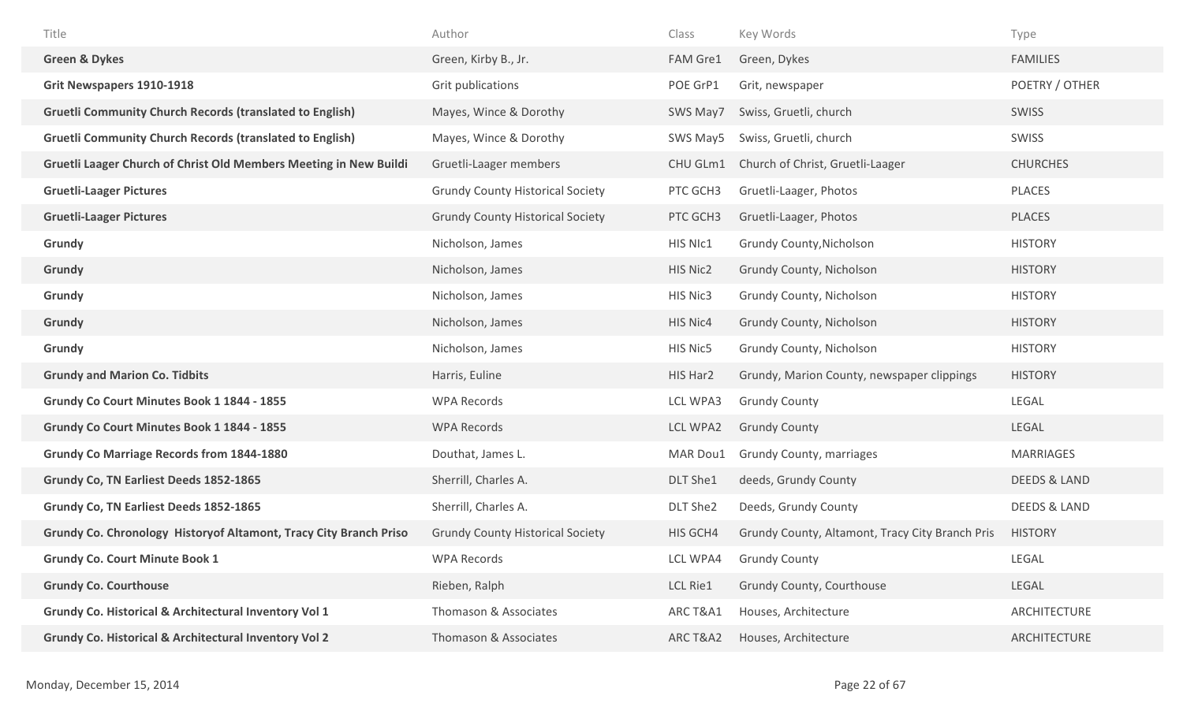| Title | Author | Class | Key Words | Type |
|---|---|---|---|---|
| **Green & Dykes** | Green, Kirby B., Jr. | FAM Gre1 | Green, Dykes | FAMILIES |
| **Grit Newspapers 1910-1918** | Grit publications | POE GrP1 | Grit, newspaper | POETRY / OTHER |
| **Gruetli Community Church Records (translated to English)** | Mayes, Wince & Dorothy | SWS May7 | Swiss, Gruetli, church | SWISS |
| **Gruetli Community Church Records (translated to English)** | Mayes, Wince & Dorothy | SWS May5 | Swiss, Gruetli, church | SWISS |
| **Gruetli Laager Church of Christ Old Members Meeting in New Buildi** | Gruetli-Laager members | CHU GLm1 | Church of Christ, Gruetli-Laager | CHURCHES |
| **Gruetli-Laager Pictures** | Grundy County Historical Society | PTC GCH3 | Gruetli-Laager, Photos | PLACES |
| **Gruetli-Laager Pictures** | Grundy County Historical Society | PTC GCH3 | Gruetli-Laager, Photos | PLACES |
| **Grundy** | Nicholson, James | HIS NIc1 | Grundy County,Nicholson | HISTORY |
| **Grundy** | Nicholson, James | HIS Nic2 | Grundy County, Nicholson | HISTORY |
| **Grundy** | Nicholson, James | HIS Nic3 | Grundy County, Nicholson | HISTORY |
| **Grundy** | Nicholson, James | HIS Nic4 | Grundy County, Nicholson | HISTORY |
| **Grundy** | Nicholson, James | HIS Nic5 | Grundy County, Nicholson | HISTORY |
| **Grundy and Marion Co. Tidbits** | Harris, Euline | HIS Har2 | Grundy, Marion County, newspaper clippings | HISTORY |
| **Grundy Co Court Minutes Book 1 1844 - 1855** | WPA Records | LCL WPA3 | Grundy County | LEGAL |
| **Grundy Co Court Minutes Book 1 1844 - 1855** | WPA Records | LCL WPA2 | Grundy County | LEGAL |
| **Grundy Co Marriage Records from 1844-1880** | Douthat, James L. | MAR Dou1 | Grundy County, marriages | MARRIAGES |
| **Grundy Co, TN Earliest Deeds 1852-1865** | Sherrill, Charles A. | DLT She1 | deeds, Grundy County | DEEDS & LAND |
| **Grundy Co, TN Earliest Deeds 1852-1865** | Sherrill, Charles A. | DLT She2 | Deeds, Grundy County | DEEDS & LAND |
| **Grundy Co. Chronology Historyof Altamont, Tracy City Branch Priso** | Grundy County Historical Society | HIS GCH4 | Grundy County, Altamont, Tracy City Branch Pris | HISTORY |
| **Grundy Co. Court Minute Book 1** | WPA Records | LCL WPA4 | Grundy County | LEGAL |
| **Grundy Co. Courthouse** | Rieben, Ralph | LCL Rie1 | Grundy County, Courthouse | LEGAL |
| **Grundy Co. Historical & Architectural Inventory Vol 1** | Thomason & Associates | ARC T&A1 | Houses, Architecture | ARCHITECTURE |
| **Grundy Co. Historical & Architectural Inventory Vol 2** | Thomason & Associates | ARC T&A2 | Houses, Architecture | ARCHITECTURE |

Monday, December 15, 2014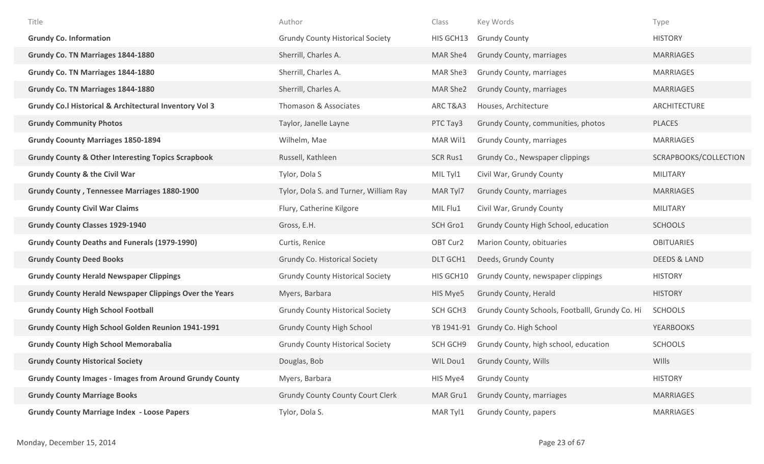| Title | Author | Class | Key Words | Type |
|---|---|---|---|---|
| **Grundy Co. Information** | Grundy County Historical Society | HIS GCH13 | Grundy County | HISTORY |
| **Grundy Co. TN Marriages 1844-1880** | Sherrill, Charles A. | MAR She4 | Grundy County, marriages | MARRIAGES |
| **Grundy Co. TN Marriages 1844-1880** | Sherrill, Charles A. | MAR She3 | Grundy County, marriages | MARRIAGES |
| **Grundy Co. TN Marriages 1844-1880** | Sherrill, Charles A. | MAR She2 | Grundy County, marriages | MARRIAGES |
| **Grundy Co.l Historical & Architectural Inventory Vol 3** | Thomason & Associates | ARC T&A3 | Houses, Architecture | ARCHITECTURE |
| **Grundy Community Photos** | Taylor, Janelle Layne | PTC Tay3 | Grundy County, communities, photos | PLACES |
| **Grundy Coounty Marriages 1850-1894** | Wilhelm, Mae | MAR Wil1 | Grundy County, marriages | MARRIAGES |
| **Grundy County & Other Interesting Topics Scrapbook** | Russell, Kathleen | SCR Rus1 | Grundy Co., Newspaper clippings | SCRAPBOOKS/COLLECTION |
| **Grundy County & the Civil War** | Tylor, Dola S | MIL Tyl1 | Civil War, Grundy County | MILITARY |
| **Grundy County , Tennessee Marriages 1880-1900** | Tylor, Dola S. and Turner, William Ray | MAR Tyl7 | Grundy County, marriages | MARRIAGES |
| **Grundy County Civil War Claims** | Flury, Catherine Kilgore | MIL Flu1 | Civil War, Grundy County | MILITARY |
| **Grundy County Classes 1929-1940** | Gross, E.H. | SCH Gro1 | Grundy County High School, education | SCHOOLS |
| **Grundy County Deaths and Funerals (1979-1990)** | Curtis, Renice | OBT Cur2 | Marion County, obituaries | OBITUARIES |
| **Grundy County Deed Books** | Grundy Co. Historical Society | DLT GCH1 | Deeds, Grundy County | DEEDS & LAND |
| **Grundy County Herald Newspaper Clippings** | Grundy County Historical Society | HIS GCH10 | Grundy County, newspaper clippings | HISTORY |
| **Grundy County Herald Newspaper Clippings Over the Years** | Myers, Barbara | HIS Mye5 | Grundy County, Herald | HISTORY |
| **Grundy County High School Football** | Grundy County Historical Society | SCH GCH3 | Grundy County Schools, Footballl, Grundy Co. Hi | SCHOOLS |
| **Grundy County High School Golden Reunion 1941-1991** | Grundy County High School | YB 1941-91 | Grundy Co. High School | YEARBOOKS |
| **Grundy County High School Memorabalia** | Grundy County Historical Society | SCH GCH9 | Grundy County, high school, education | SCHOOLS |
| **Grundy County Historical Society** | Douglas, Bob | WIL Dou1 | Grundy County, Wills | WIlls |
| **Grundy County Images - Images from Around Grundy County** | Myers, Barbara | HIS Mye4 | Grundy County | HISTORY |
| **Grundy County Marriage Books** | Grundy County County Court Clerk | MAR Gru1 | Grundy County, marriages | MARRIAGES |
| **Grundy County Marriage Index - Loose Papers** | Tylor, Dola S. | MAR Tyl1 | Grundy County, papers | MARRIAGES |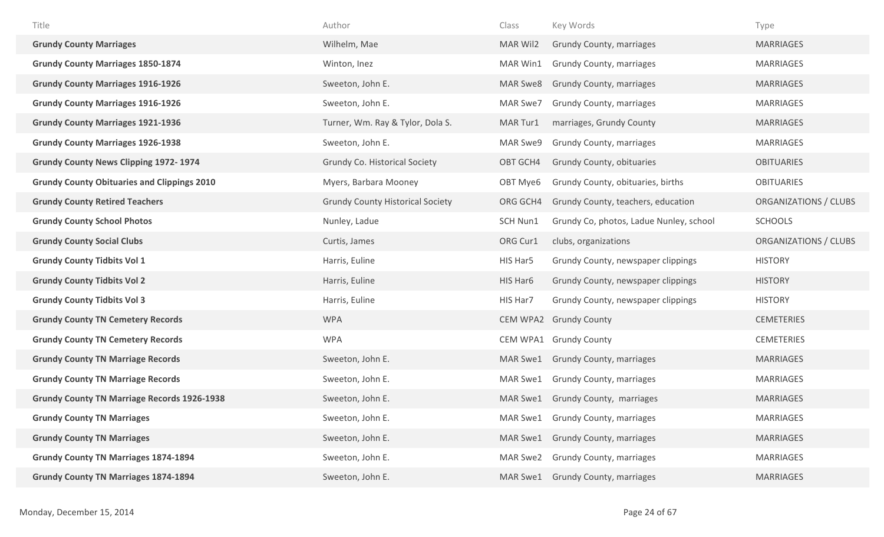| Title | Author | Class | Key Words | Type |
|---|---|---|---|---|
| **Grundy County Marriages** | Wilhelm, Mae | MAR Wil2 | Grundy County, marriages | MARRIAGES |
| **Grundy County Marriages 1850-1874** | Winton, Inez | MAR Win1 | Grundy County, marriages | MARRIAGES |
| **Grundy County Marriages 1916-1926** | Sweeton, John E. | MAR Swe8 | Grundy County, marriages | MARRIAGES |
| **Grundy County Marriages 1916-1926** | Sweeton, John E. | MAR Swe7 | Grundy County, marriages | MARRIAGES |
| **Grundy County Marriages 1921-1936** | Turner, Wm. Ray & Tylor, Dola S. | MAR Tur1 | marriages, Grundy County | MARRIAGES |
| **Grundy County Marriages 1926-1938** | Sweeton, John E. | MAR Swe9 | Grundy County, marriages | MARRIAGES |
| **Grundy County News Clipping 1972- 1974** | Grundy Co. Historical Society | OBT GCH4 | Grundy County, obituaries | OBITUARIES |
| **Grundy County Obituaries and Clippings 2010** | Myers, Barbara Mooney | OBT Mye6 | Grundy County, obituaries, births | OBITUARIES |
| **Grundy County Retired Teachers** | Grundy County Historical Society | ORG GCH4 | Grundy County, teachers, education | ORGANIZATIONS / CLUBS |
| **Grundy County School Photos** | Nunley, Ladue | SCH Nun1 | Grundy Co, photos, Ladue Nunley, school | SCHOOLS |
| **Grundy County Social Clubs** | Curtis, James | ORG Cur1 | clubs, organizations | ORGANIZATIONS / CLUBS |
| **Grundy County Tidbits Vol 1** | Harris, Euline | HIS Har5 | Grundy County, newspaper clippings | HISTORY |
| **Grundy County Tidbits Vol 2** | Harris, Euline | HIS Har6 | Grundy County, newspaper clippings | HISTORY |
| **Grundy County Tidbits Vol 3** | Harris, Euline | HIS Har7 | Grundy County, newspaper clippings | HISTORY |
| **Grundy County TN Cemetery Records** | WPA | CEM WPA2 | Grundy County | CEMETERIES |
| **Grundy County TN Cemetery Records** | WPA | CEM WPA1 | Grundy County | CEMETERIES |
| **Grundy County TN Marriage Records** | Sweeton, John E. | MAR Swe1 | Grundy County, marriages | MARRIAGES |
| **Grundy County TN Marriage Records** | Sweeton, John E. | MAR Swe1 | Grundy County, marriages | MARRIAGES |
| **Grundy County TN Marriage Records 1926-1938** | Sweeton, John E. | MAR Swe1 | Grundy County, marriages | MARRIAGES |
| **Grundy County TN Marriages** | Sweeton, John E. | MAR Swe1 | Grundy County, marriages | MARRIAGES |
| **Grundy County TN Marriages** | Sweeton, John E. | MAR Swe1 | Grundy County, marriages | MARRIAGES |
| **Grundy County TN Marriages 1874-1894** | Sweeton, John E. | MAR Swe2 | Grundy County, marriages | MARRIAGES |
| **Grundy County TN Marriages 1874-1894** | Sweeton, John E. | MAR Swe1 | Grundy County, marriages | MARRIAGES |

Monday, December 15, 2014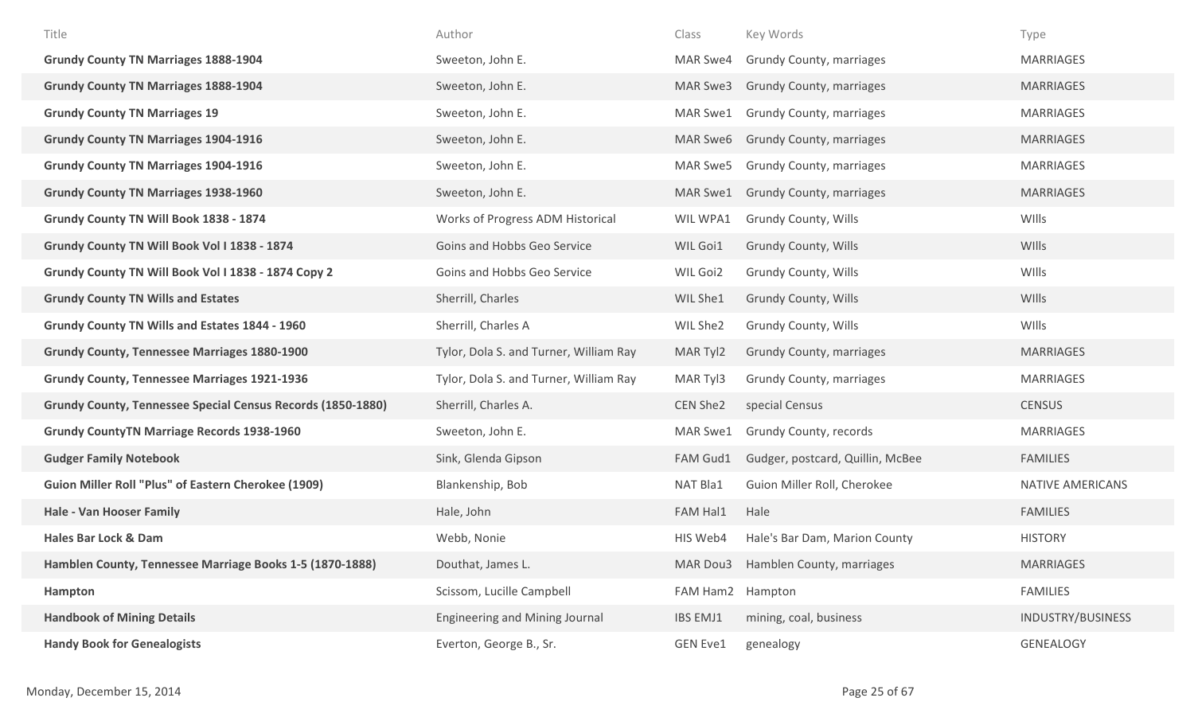| Title | Author | Class | Key Words | Type |
|---|---|---|---|---|
| **Grundy County TN Marriages 1888-1904** | Sweeton, John E. | MAR Swe4 | Grundy County, marriages | MARRIAGES |
| **Grundy County TN Marriages 1888-1904** | Sweeton, John E. | MAR Swe3 | Grundy County, marriages | MARRIAGES |
| **Grundy County TN Marriages 19** | Sweeton, John E. | MAR Swe1 | Grundy County, marriages | MARRIAGES |
| **Grundy County TN Marriages 1904-1916** | Sweeton, John E. | MAR Swe6 | Grundy County, marriages | MARRIAGES |
| **Grundy County TN Marriages 1904-1916** | Sweeton, John E. | MAR Swe5 | Grundy County, marriages | MARRIAGES |
| **Grundy County TN Marriages 1938-1960** | Sweeton, John E. | MAR Swe1 | Grundy County, marriages | MARRIAGES |
| **Grundy County TN Will Book 1838 - 1874** | Works of Progress ADM Historical | WIL WPA1 | Grundy County, Wills | WIlls |
| **Grundy County TN Will Book Vol I 1838 - 1874** | Goins and Hobbs Geo Service | WIL Goi1 | Grundy County, Wills | WIlls |
| **Grundy County TN Will Book Vol I 1838 - 1874 Copy 2** | Goins and Hobbs Geo Service | WIL Goi2 | Grundy County, Wills | WIlls |
| **Grundy County TN Wills and Estates** | Sherrill, Charles | WIL She1 | Grundy County, Wills | WIlls |
| **Grundy County TN Wills and Estates 1844 - 1960** | Sherrill, Charles A | WIL She2 | Grundy County, Wills | WIlls |
| **Grundy County, Tennessee Marriages 1880-1900** | Tylor, Dola S. and Turner, William Ray | MAR Tyl2 | Grundy County, marriages | MARRIAGES |
| **Grundy County, Tennessee Marriages 1921-1936** | Tylor, Dola S. and Turner, William Ray | MAR Tyl3 | Grundy County, marriages | MARRIAGES |
| **Grundy County, Tennessee Special Census Records (1850-1880)** | Sherrill, Charles A. | CEN She2 | special Census | CENSUS |
| **Grundy CountyTN Marriage Records 1938-1960** | Sweeton, John E. | MAR Swe1 | Grundy County, records | MARRIAGES |
| **Gudger Family Notebook** | Sink, Glenda Gipson | FAM Gud1 | Gudger, postcard, Quillin, McBee | FAMILIES |
| **Guion Miller Roll "Plus" of Eastern Cherokee (1909)** | Blankenship, Bob | NAT Bla1 | Guion Miller Roll, Cherokee | NATIVE AMERICANS |
| **Hale - Van Hooser Family** | Hale, John | FAM Hal1 | Hale | FAMILIES |
| **Hales Bar Lock & Dam** | Webb, Nonie | HIS Web4 | Hale's Bar Dam, Marion County | HISTORY |
| **Hamblen County, Tennessee Marriage Books 1-5 (1870-1888)** | Douthat, James L. | MAR Dou3 | Hamblen County, marriages | MARRIAGES |
| **Hampton** | Scissom, Lucille Campbell | FAM Ham2 | Hampton | FAMILIES |
| **Handbook of Mining Details** | Engineering and Mining Journal | IBS EMJ1 | mining, coal, business | INDUSTRY/BUSINESS |
| **Handy Book for Genealogists** | Everton, George B., Sr. | GEN Eve1 | genealogy | GENEALOGY |

Monday, December 15, 2014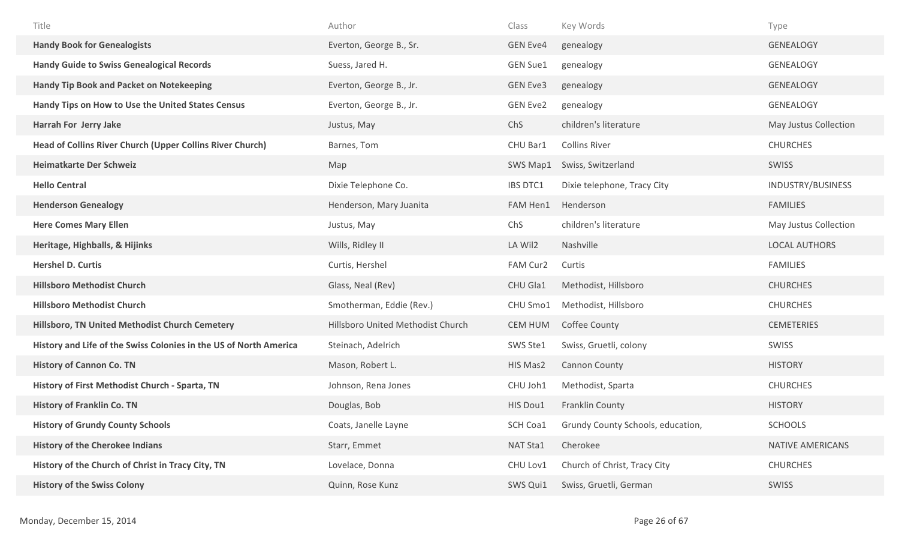| Title | Author | Class | Key Words | Type |
|---|---|---|---|---|
| **Handy Book for Genealogists** | Everton, George B., Sr. | GEN Eve4 | genealogy | GENEALOGY |
| **Handy Guide to Swiss Genealogical Records** | Suess, Jared H. | GEN Sue1 | genealogy | GENEALOGY |
| **Handy Tip Book and Packet on Notekeeping** | Everton, George B., Jr. | GEN Eve3 | genealogy | GENEALOGY |
| **Handy Tips on How to Use the United States Census** | Everton, George B., Jr. | GEN Eve2 | genealogy | GENEALOGY |
| **Harrah For Jerry Jake** | Justus, May | ChS | children's literature | May Justus Collection |
| **Head of Collins River Church (Upper Collins River Church)** | Barnes, Tom | CHU Bar1 | Collins River | CHURCHES |
| **Heimatkarte Der Schweiz** | Map | SWS Map1 | Swiss, Switzerland | SWISS |
| **Hello Central** | Dixie Telephone Co. | IBS DTC1 | Dixie telephone, Tracy City | INDUSTRY/BUSINESS |
| **Henderson Genealogy** | Henderson, Mary Juanita | FAM Hen1 | Henderson | FAMILIES |
| **Here Comes Mary Ellen** | Justus, May | ChS | children's literature | May Justus Collection |
| **Heritage, Highballs, & Hijinks** | Wills, Ridley II | LA Wil2 | Nashville | LOCAL AUTHORS |
| **Hershel D. Curtis** | Curtis, Hershel | FAM Cur2 | Curtis | FAMILIES |
| **Hillsboro Methodist Church** | Glass, Neal (Rev) | CHU Gla1 | Methodist, Hillsboro | CHURCHES |
| **Hillsboro Methodist Church** | Smotherman, Eddie (Rev.) | CHU Smo1 | Methodist, Hillsboro | CHURCHES |
| **Hillsboro, TN United Methodist Church Cemetery** | Hillsboro United Methodist Church | CEM HUM | Coffee County | CEMETERIES |
| **History and Life of the Swiss Colonies in the US of North America** | Steinach, Adelrich | SWS Ste1 | Swiss, Gruetli, colony | SWISS |
| **History of Cannon Co. TN** | Mason, Robert L. | HIS Mas2 | Cannon County | HISTORY |
| **History of First Methodist Church - Sparta, TN** | Johnson, Rena Jones | CHU Joh1 | Methodist, Sparta | CHURCHES |
| **History of Franklin Co. TN** | Douglas, Bob | HIS Dou1 | Franklin County | HISTORY |
| **History of Grundy County Schools** | Coats, Janelle Layne | SCH Coa1 | Grundy County Schools, education, | SCHOOLS |
| **History of the Cherokee Indians** | Starr, Emmet | NAT Sta1 | Cherokee | NATIVE AMERICANS |
| **History of the Church of Christ in Tracy City, TN** | Lovelace, Donna | CHU Lov1 | Church of Christ, Tracy City | CHURCHES |
| **History of the Swiss Colony** | Quinn, Rose Kunz | SWS Qui1 | Swiss, Gruetli, German | SWISS |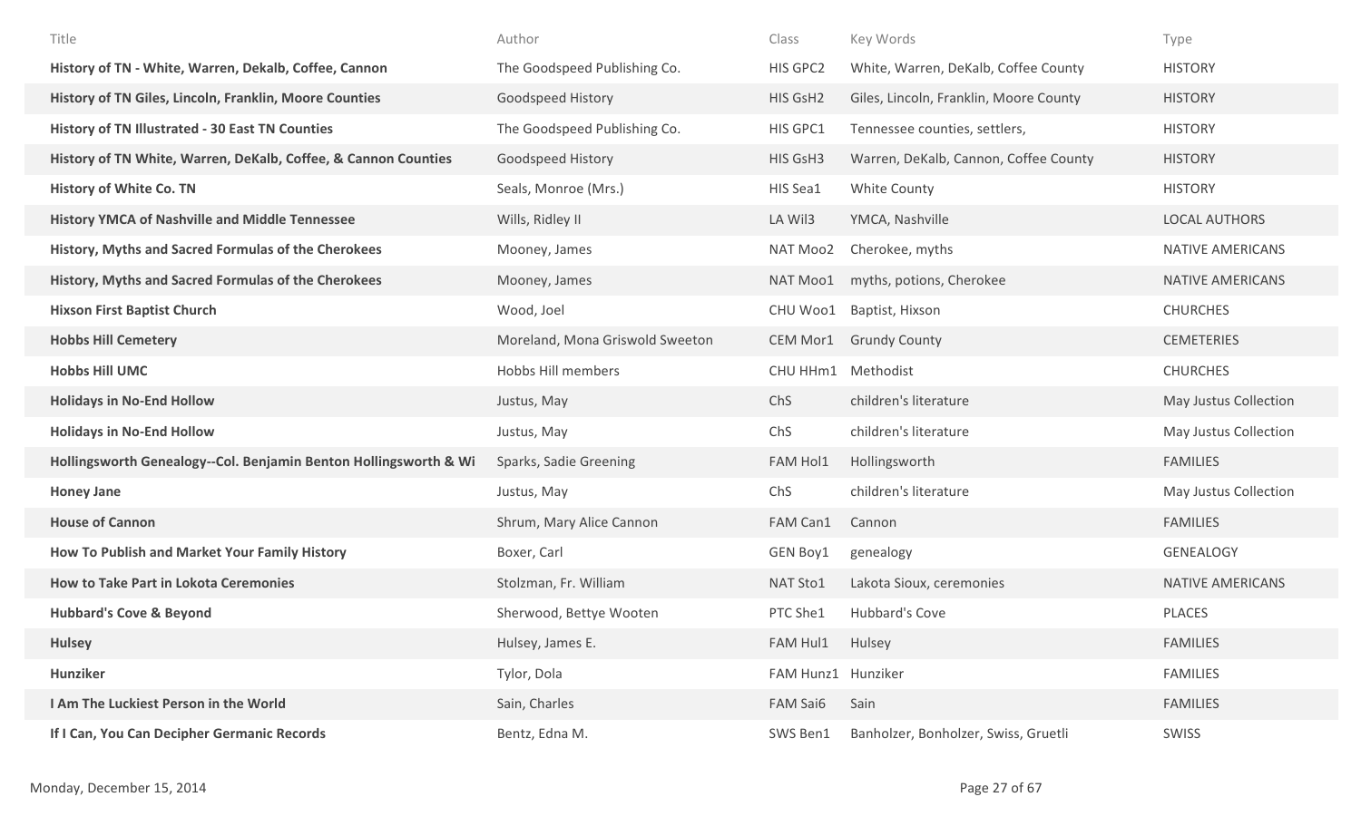| Title | Author | Class | Key Words | Type |
|---|---|---|---|---|
| **History of TN - White, Warren, Dekalb, Coffee, Cannon** | The Goodspeed Publishing Co. | HIS GPC2 | White, Warren, DeKalb, Coffee County | HISTORY |
| **History of TN Giles, Lincoln, Franklin, Moore Counties** | Goodspeed History | HIS GsH2 | Giles, Lincoln, Franklin, Moore County | HISTORY |
| **History of TN Illustrated - 30 East TN Counties** | The Goodspeed Publishing Co. | HIS GPC1 | Tennessee counties, settlers, | HISTORY |
| **History of TN White, Warren, DeKalb, Coffee, & Cannon Counties** | Goodspeed History | HIS GsH3 | Warren, DeKalb, Cannon, Coffee County | HISTORY |
| **History of White Co. TN** | Seals, Monroe (Mrs.) | HIS Sea1 | White County | HISTORY |
| **History YMCA of Nashville and Middle Tennessee** | Wills, Ridley II | LA Wil3 | YMCA, Nashville | LOCAL AUTHORS |
| **History, Myths and Sacred Formulas of the Cherokees** | Mooney, James | NAT Moo2 | Cherokee, myths | NATIVE AMERICANS |
| **History, Myths and Sacred Formulas of the Cherokees** | Mooney, James | NAT Moo1 | myths, potions, Cherokee | NATIVE AMERICANS |
| **Hixson First Baptist Church** | Wood, Joel | CHU Woo1 | Baptist, Hixson | CHURCHES |
| **Hobbs Hill Cemetery** | Moreland, Mona Griswold Sweeton | CEM Mor1 | Grundy County | CEMETERIES |
| **Hobbs Hill UMC** | Hobbs Hill members | CHU HHm1 | Methodist | CHURCHES |
| **Holidays in No-End Hollow** | Justus, May | ChS | children's literature | May Justus Collection |
| **Holidays in No-End Hollow** | Justus, May | ChS | children's literature | May Justus Collection |
| **Hollingsworth Genealogy--Col. Benjamin Benton Hollingsworth & Wi** | Sparks, Sadie Greening | FAM Hol1 | Hollingsworth | FAMILIES |
| **Honey Jane** | Justus, May | ChS | children's literature | May Justus Collection |
| **House of Cannon** | Shrum, Mary Alice Cannon | FAM Can1 | Cannon | FAMILIES |
| **How To Publish and Market Your Family History** | Boxer, Carl | GEN Boy1 | genealogy | GENEALOGY |
| **How to Take Part in Lokota Ceremonies** | Stolzman, Fr. William | NAT Sto1 | Lakota Sioux, ceremonies | NATIVE AMERICANS |
| **Hubbard's Cove & Beyond** | Sherwood, Bettye Wooten | PTC She1 | Hubbard's Cove | PLACES |
| **Hulsey** | Hulsey, James E. | FAM Hul1 | Hulsey | FAMILIES |
| **Hunziker** | Tylor, Dola | FAM Hunz1 | Hunziker | FAMILIES |
| **I Am The Luckiest Person in the World** | Sain, Charles | FAM Sai6 | Sain | FAMILIES |
| **If I Can, You Can Decipher Germanic Records** | Bentz, Edna M. | SWS Ben1 | Banholzer, Bonholzer, Swiss, Gruetli | SWISS |

Monday, December 15, 2014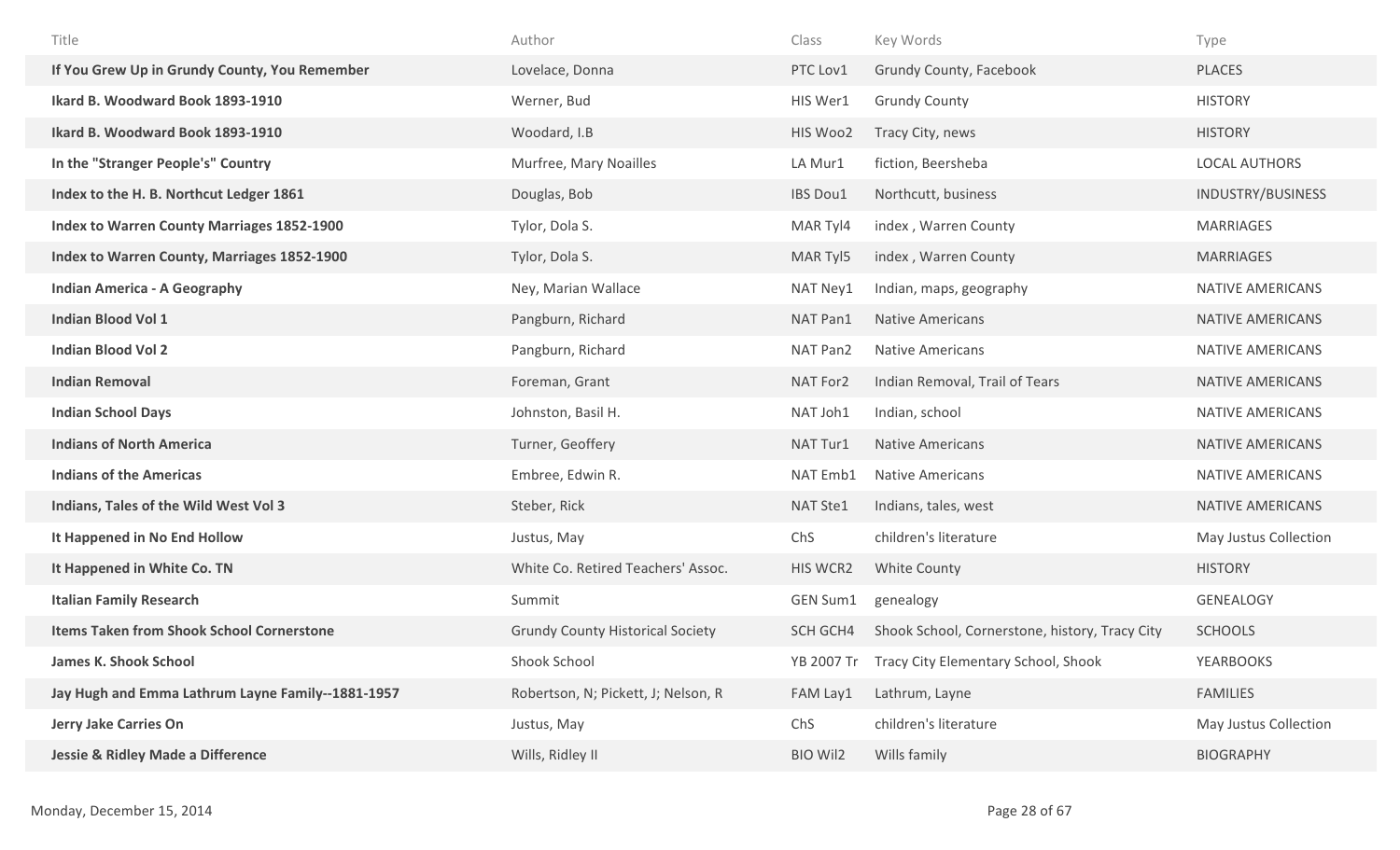| Title | Author | Class | Key Words | Type |
|---|---|---|---|---|
| **If You Grew Up in Grundy County, You Remember** | Lovelace, Donna | PTC Lov1 | Grundy County, Facebook | PLACES |
| **Ikard B. Woodward Book 1893-1910** | Werner, Bud | HIS Wer1 | Grundy County | HISTORY |
| **Ikard B. Woodward Book 1893-1910** | Woodard, I.B | HIS Woo2 | Tracy City, news | HISTORY |
| **In the "Stranger People's" Country** | Murfree, Mary Noailles | LA Mur1 | fiction, Beersheba | LOCAL AUTHORS |
| **Index to the H. B. Northcut Ledger 1861** | Douglas, Bob | IBS Dou1 | Northcutt, business | INDUSTRY/BUSINESS |
| **Index to Warren County Marriages 1852-1900** | Tylor, Dola S. | MAR Tyl4 | index , Warren County | MARRIAGES |
| **Index to Warren County, Marriages 1852-1900** | Tylor, Dola S. | MAR Tyl5 | index , Warren County | MARRIAGES |
| **Indian America - A Geography** | Ney, Marian Wallace | NAT Ney1 | Indian, maps, geography | NATIVE AMERICANS |
| **Indian Blood Vol 1** | Pangburn, Richard | NAT Pan1 | Native Americans | NATIVE AMERICANS |
| **Indian Blood Vol 2** | Pangburn, Richard | NAT Pan2 | Native Americans | NATIVE AMERICANS |
| **Indian Removal** | Foreman, Grant | NAT For2 | Indian Removal, Trail of Tears | NATIVE AMERICANS |
| **Indian School Days** | Johnston, Basil H. | NAT Joh1 | Indian, school | NATIVE AMERICANS |
| **Indians of North America** | Turner, Geoffery | NAT Tur1 | Native Americans | NATIVE AMERICANS |
| **Indians of the Americas** | Embree, Edwin R. | NAT Emb1 | Native Americans | NATIVE AMERICANS |
| **Indians, Tales of the Wild West Vol 3** | Steber, Rick | NAT Ste1 | Indians, tales, west | NATIVE AMERICANS |
| **It Happened in No End Hollow** | Justus, May | ChS | children's literature | May Justus Collection |
| **It Happened in White Co. TN** | White Co. Retired Teachers' Assoc. | HIS WCR2 | White County | HISTORY |
| **Italian Family Research** | Summit | GEN Sum1 | genealogy | GENEALOGY |
| **Items Taken from Shook School Cornerstone** | Grundy County Historical Society | SCH GCH4 | Shook School, Cornerstone, history, Tracy City | SCHOOLS |
| **James K. Shook School** | Shook School | YB 2007 Tr | Tracy City Elementary School, Shook | YEARBOOKS |
| **Jay Hugh and Emma Lathrum Layne Family--1881-1957** | Robertson, N; Pickett, J; Nelson, R | FAM Lay1 | Lathrum, Layne | FAMILIES |
| **Jerry Jake Carries On** | Justus, May | ChS | children's literature | May Justus Collection |
| **Jessie & Ridley Made a Difference** | Wills, Ridley II | BIO Wil2 | Wills family | BIOGRAPHY |

Monday, December 15, 2014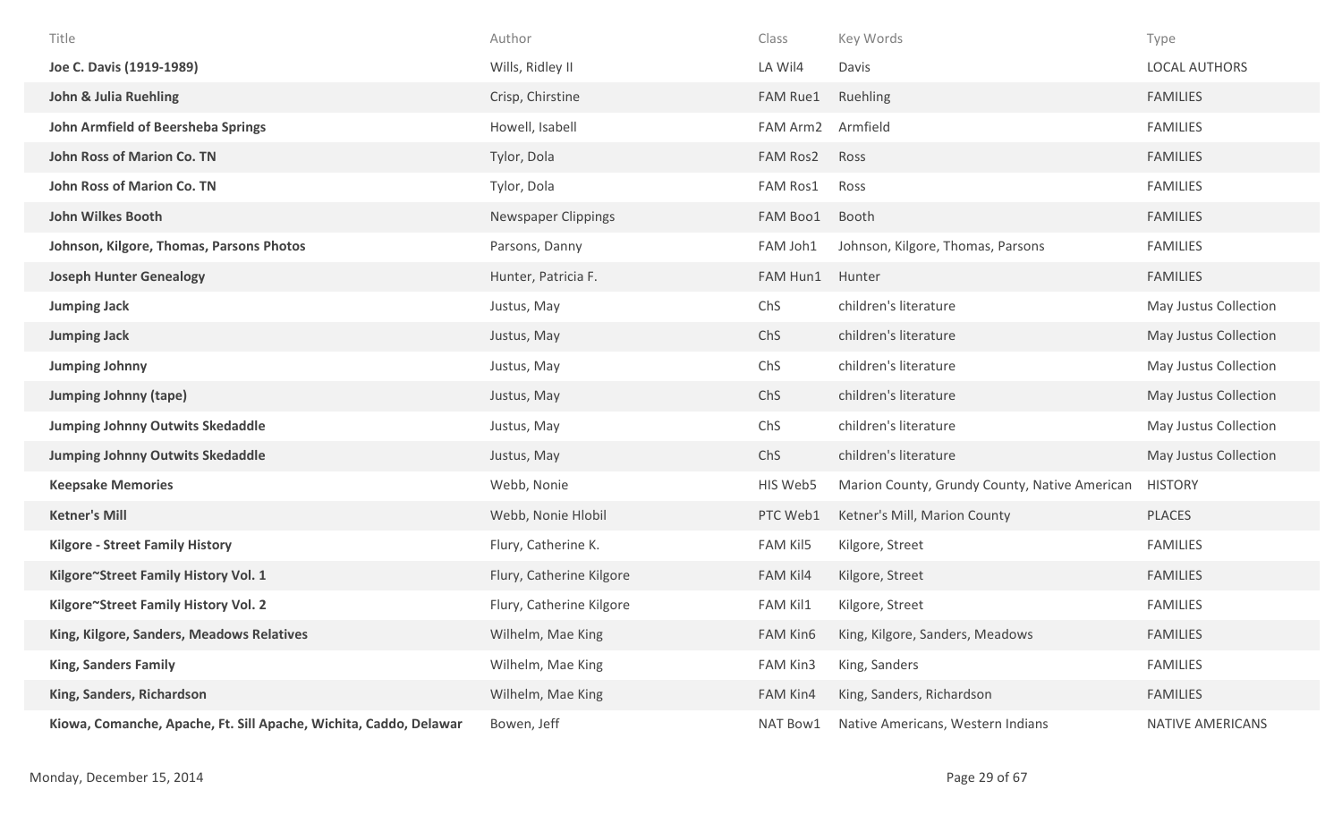| Title | Author | Class | Key Words | Type |
|---|---|---|---|---|
| **Joe C. Davis (1919-1989)** | Wills, Ridley II | LA Wil4 | Davis | LOCAL AUTHORS |
| **John & Julia Ruehling** | Crisp, Chirstine | FAM Rue1 | Ruehling | FAMILIES |
| **John Armfield of Beersheba Springs** | Howell, Isabell | FAM Arm2 | Armfield | FAMILIES |
| **John Ross of Marion Co. TN** | Tylor, Dola | FAM Ros2 | Ross | FAMILIES |
| **John Ross of Marion Co. TN** | Tylor, Dola | FAM Ros1 | Ross | FAMILIES |
| **John Wilkes Booth** | Newspaper Clippings | FAM Boo1 | Booth | FAMILIES |
| **Johnson, Kilgore, Thomas, Parsons Photos** | Parsons, Danny | FAM Joh1 | Johnson, Kilgore, Thomas, Parsons | FAMILIES |
| **Joseph Hunter Genealogy** | Hunter, Patricia F. | FAM Hun1 | Hunter | FAMILIES |
| **Jumping Jack** | Justus, May | ChS | children's literature | May Justus Collection |
| **Jumping Jack** | Justus, May | ChS | children's literature | May Justus Collection |
| **Jumping Johnny** | Justus, May | ChS | children's literature | May Justus Collection |
| **Jumping Johnny (tape)** | Justus, May | ChS | children's literature | May Justus Collection |
| **Jumping Johnny Outwits Skedaddle** | Justus, May | ChS | children's literature | May Justus Collection |
| **Jumping Johnny Outwits Skedaddle** | Justus, May | ChS | children's literature | May Justus Collection |
| **Keepsake Memories** | Webb, Nonie | HIS Web5 | Marion County, Grundy County, Native American | HISTORY |
| **Ketner's Mill** | Webb, Nonie Hlobil | PTC Web1 | Ketner's Mill, Marion County | PLACES |
| **Kilgore - Street Family History** | Flury, Catherine K. | FAM Kil5 | Kilgore, Street | FAMILIES |
| **Kilgore~Street Family History Vol. 1** | Flury, Catherine Kilgore | FAM Kil4 | Kilgore, Street | FAMILIES |
| **Kilgore~Street Family History Vol. 2** | Flury, Catherine Kilgore | FAM Kil1 | Kilgore, Street | FAMILIES |
| **King, Kilgore, Sanders, Meadows Relatives** | Wilhelm, Mae King | FAM Kin6 | King, Kilgore, Sanders, Meadows | FAMILIES |
| **King, Sanders Family** | Wilhelm, Mae King | FAM Kin3 | King, Sanders | FAMILIES |
| **King, Sanders, Richardson** | Wilhelm, Mae King | FAM Kin4 | King, Sanders, Richardson | FAMILIES |
| **Kiowa, Comanche, Apache, Ft. Sill Apache, Wichita, Caddo, Delawar** | Bowen, Jeff | NAT Bow1 | Native Americans, Western Indians | NATIVE AMERICANS |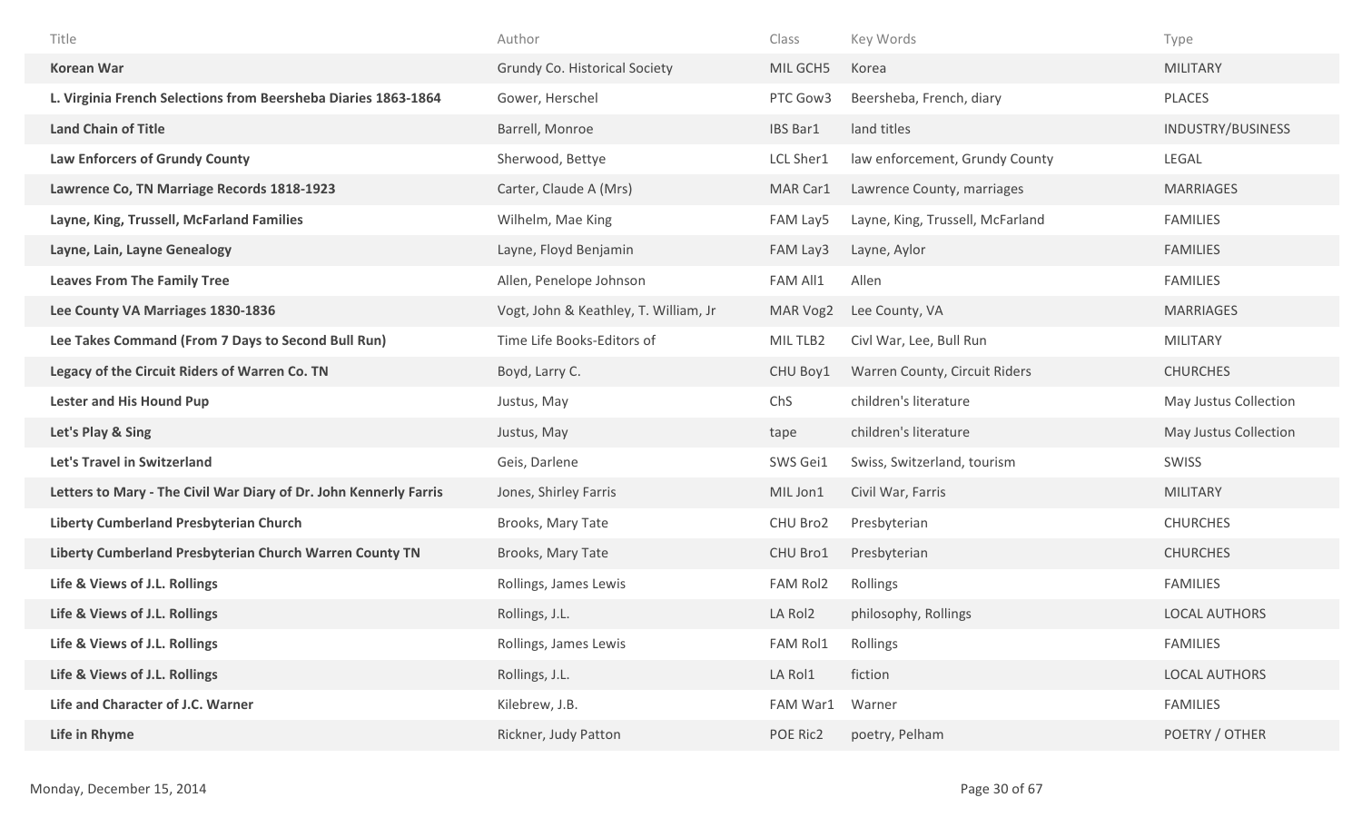| Title | Author | Class | Key Words | Type |
|---|---|---|---|---|
| **Korean War** | Grundy Co. Historical Society | MIL GCH5 | Korea | MILITARY |
| **L. Virginia French Selections from Beersheba Diaries 1863-1864** | Gower, Herschel | PTC Gow3 | Beersheba, French, diary | PLACES |
| **Land Chain of Title** | Barrell, Monroe | IBS Bar1 | land titles | INDUSTRY/BUSINESS |
| **Law Enforcers of Grundy County** | Sherwood, Bettye | LCL Sher1 | law enforcement, Grundy County | LEGAL |
| **Lawrence Co, TN Marriage Records 1818-1923** | Carter, Claude A (Mrs) | MAR Car1 | Lawrence County, marriages | MARRIAGES |
| **Layne, King, Trussell, McFarland Families** | Wilhelm, Mae King | FAM Lay5 | Layne, King, Trussell, McFarland | FAMILIES |
| **Layne, Lain, Layne Genealogy** | Layne, Floyd Benjamin | FAM Lay3 | Layne, Aylor | FAMILIES |
| **Leaves From The Family Tree** | Allen, Penelope Johnson | FAM All1 | Allen | FAMILIES |
| **Lee County VA Marriages 1830-1836** | Vogt, John & Keathley, T. William, Jr | MAR Vog2 | Lee County, VA | MARRIAGES |
| **Lee Takes Command (From 7 Days to Second Bull Run)** | Time Life Books-Editors of | MIL TLB2 | Civl War, Lee, Bull Run | MILITARY |
| **Legacy of the Circuit Riders of Warren Co. TN** | Boyd, Larry C. | CHU Boy1 | Warren County, Circuit Riders | CHURCHES |
| **Lester and His Hound Pup** | Justus, May | ChS | children's literature | May Justus Collection |
| **Let's Play & Sing** | Justus, May | tape | children's literature | May Justus Collection |
| **Let's Travel in Switzerland** | Geis, Darlene | SWS Gei1 | Swiss, Switzerland, tourism | SWISS |
| **Letters to Mary - The Civil War Diary of Dr. John Kennerly Farris** | Jones, Shirley Farris | MIL Jon1 | Civil War, Farris | MILITARY |
| **Liberty Cumberland Presbyterian Church** | Brooks, Mary Tate | CHU Bro2 | Presbyterian | CHURCHES |
| **Liberty Cumberland Presbyterian Church Warren County TN** | Brooks, Mary Tate | CHU Bro1 | Presbyterian | CHURCHES |
| **Life & Views of J.L. Rollings** | Rollings, James Lewis | FAM Rol2 | Rollings | FAMILIES |
| **Life & Views of J.L. Rollings** | Rollings, J.L. | LA Rol2 | philosophy, Rollings | LOCAL AUTHORS |
| **Life & Views of J.L. Rollings** | Rollings, James Lewis | FAM Rol1 | Rollings | FAMILIES |
| **Life & Views of J.L. Rollings** | Rollings, J.L. | LA Rol1 | fiction | LOCAL AUTHORS |
| **Life and Character of J.C. Warner** | Kilebrew, J.B. | FAM War1 | Warner | FAMILIES |
| **Life in Rhyme** | Rickner, Judy Patton | POE Ric2 | poetry, Pelham | POETRY / OTHER |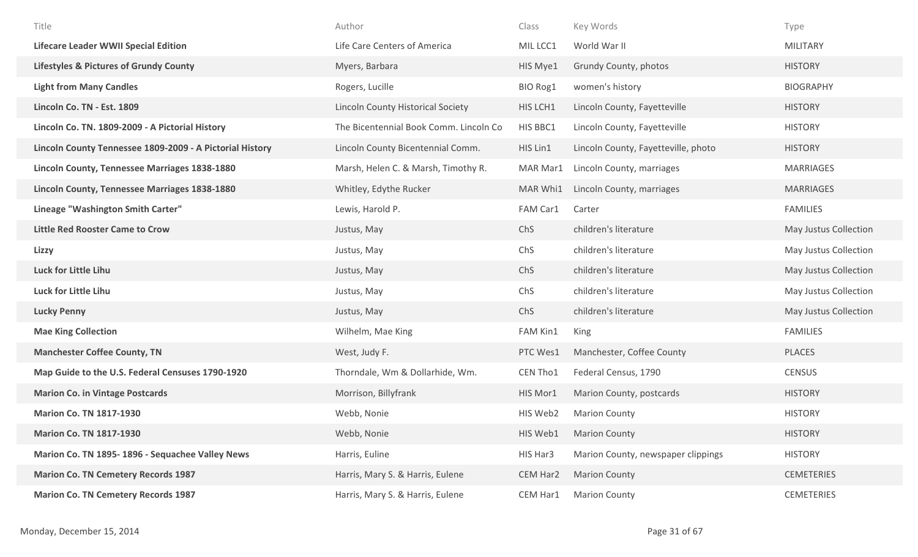| Title | Author | Class | Key Words | Type |
|---|---|---|---|---|
| **Lifecare Leader WWII Special Edition** | Life Care Centers of America | MIL LCC1 | World War II | MILITARY |
| **Lifestyles & Pictures of Grundy County** | Myers, Barbara | HIS Mye1 | Grundy County, photos | HISTORY |
| **Light from Many Candles** | Rogers, Lucille | BIO Rog1 | women's history | BIOGRAPHY |
| **Lincoln Co. TN - Est. 1809** | Lincoln County Historical Society | HIS LCH1 | Lincoln County, Fayetteville | HISTORY |
| **Lincoln Co. TN. 1809-2009 - A Pictorial History** | The Bicentennial Book Comm. Lincoln Co | HIS BBC1 | Lincoln County, Fayetteville | HISTORY |
| **Lincoln County Tennessee 1809-2009 - A Pictorial History** | Lincoln County Bicentennial Comm. | HIS Lin1 | Lincoln County, Fayetteville, photo | HISTORY |
| **Lincoln County, Tennessee Marriages 1838-1880** | Marsh, Helen C. & Marsh, Timothy R. | MAR Mar1 | Lincoln County, marriages | MARRIAGES |
| **Lincoln County, Tennessee Marriages 1838-1880** | Whitley, Edythe Rucker | MAR Whi1 | Lincoln County, marriages | MARRIAGES |
| **Lineage "Washington Smith Carter"** | Lewis, Harold P. | FAM Car1 | Carter | FAMILIES |
| **Little Red Rooster Came to Crow** | Justus, May | ChS | children's literature | May Justus Collection |
| **Lizzy** | Justus, May | ChS | children's literature | May Justus Collection |
| **Luck for Little Lihu** | Justus, May | ChS | children's literature | May Justus Collection |
| **Luck for Little Lihu** | Justus, May | ChS | children's literature | May Justus Collection |
| **Lucky Penny** | Justus, May | ChS | children's literature | May Justus Collection |
| **Mae King Collection** | Wilhelm, Mae King | FAM Kin1 | King | FAMILIES |
| **Manchester Coffee County, TN** | West, Judy F. | PTC Wes1 | Manchester, Coffee County | PLACES |
| **Map Guide to the U.S. Federal Censuses 1790-1920** | Thorndale, Wm & Dollarhide, Wm. | CEN Tho1 | Federal Census, 1790 | CENSUS |
| **Marion Co. in Vintage Postcards** | Morrison, Billyfrank | HIS Mor1 | Marion County, postcards | HISTORY |
| **Marion Co. TN 1817-1930** | Webb, Nonie | HIS Web2 | Marion County | HISTORY |
| **Marion Co. TN 1817-1930** | Webb, Nonie | HIS Web1 | Marion County | HISTORY |
| **Marion Co. TN 1895- 1896 - Sequachee Valley News** | Harris, Euline | HIS Har3 | Marion County, newspaper clippings | HISTORY |
| **Marion Co. TN Cemetery Records 1987** | Harris, Mary S. & Harris, Eulene | CEM Har2 | Marion County | CEMETERIES |
| **Marion Co. TN Cemetery Records 1987** | Harris, Mary S. & Harris, Eulene | CEM Har1 | Marion County | CEMETERIES |

Monday, December 15, 2014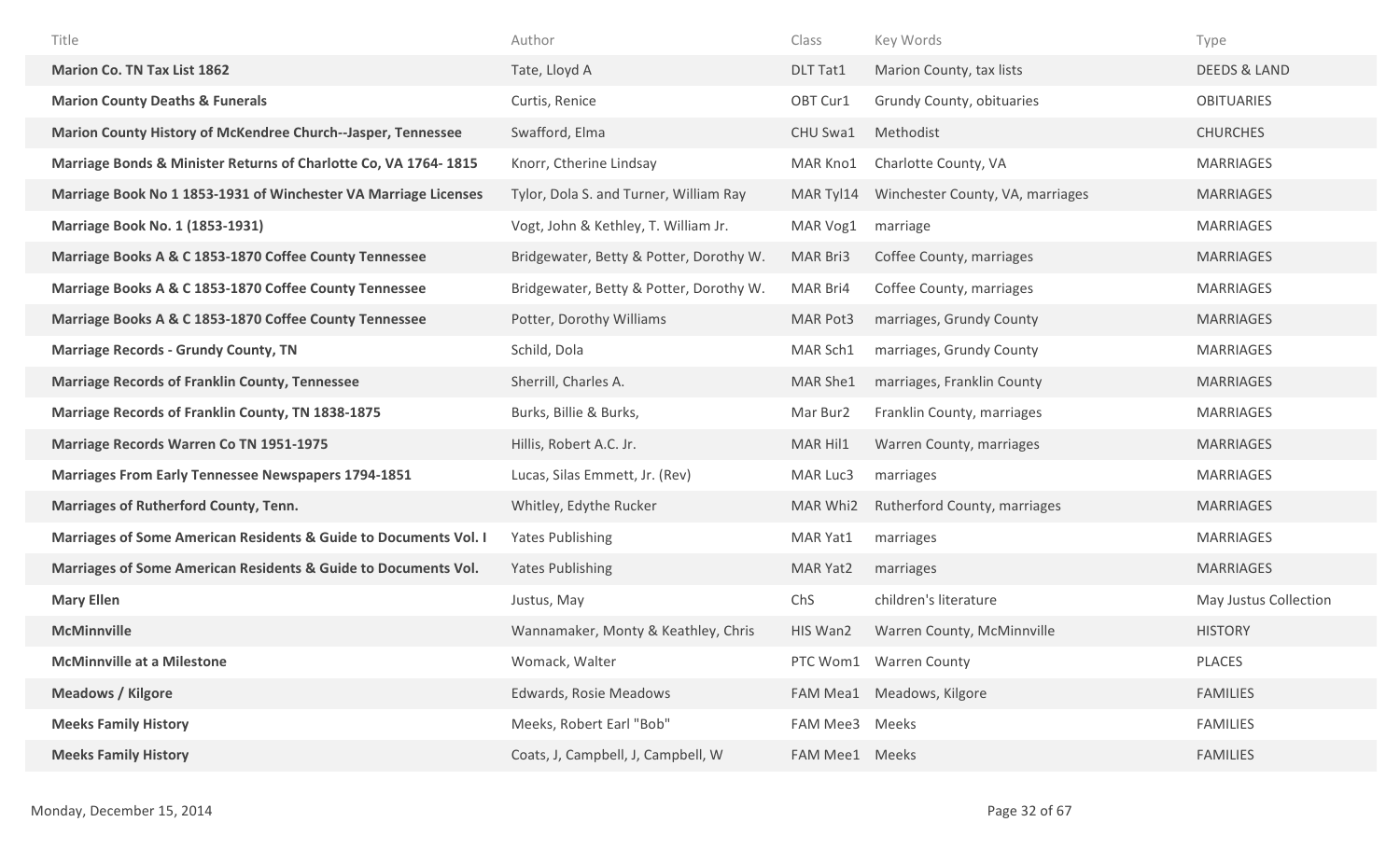| Title | Author | Class | Key Words | Type |
|---|---|---|---|---|
| **Marion Co. TN Tax List 1862** | Tate, Lloyd A | DLT Tat1 | Marion County, tax lists | DEEDS & LAND |
| **Marion County Deaths & Funerals** | Curtis, Renice | OBT Cur1 | Grundy County, obituaries | OBITUARIES |
| **Marion County History of McKendree Church--Jasper, Tennessee** | Swafford, Elma | CHU Swa1 | Methodist | CHURCHES |
| **Marriage Bonds & Minister Returns of Charlotte Co, VA 1764- 1815** | Knorr, Ctherine Lindsay | MAR Kno1 | Charlotte County, VA | MARRIAGES |
| **Marriage Book No 1 1853-1931 of Winchester VA Marriage Licenses** | Tylor, Dola S. and Turner, William Ray | MAR Tyl14 | Winchester County, VA, marriages | MARRIAGES |
| **Marriage Book No. 1 (1853-1931)** | Vogt, John & Kethley, T. William Jr. | MAR Vog1 | marriage | MARRIAGES |
| **Marriage Books A & C 1853-1870 Coffee County Tennessee** | Bridgewater, Betty & Potter, Dorothy W. | MAR Bri3 | Coffee County, marriages | MARRIAGES |
| **Marriage Books A & C 1853-1870 Coffee County Tennessee** | Bridgewater, Betty & Potter, Dorothy W. | MAR Bri4 | Coffee County, marriages | MARRIAGES |
| **Marriage Books A & C 1853-1870 Coffee County Tennessee** | Potter, Dorothy Williams | MAR Pot3 | marriages, Grundy County | MARRIAGES |
| **Marriage Records - Grundy County, TN** | Schild, Dola | MAR Sch1 | marriages, Grundy County | MARRIAGES |
| **Marriage Records of Franklin County, Tennessee** | Sherrill, Charles A. | MAR She1 | marriages, Franklin County | MARRIAGES |
| **Marriage Records of Franklin County, TN 1838-1875** | Burks, Billie & Burks, | Mar Bur2 | Franklin County, marriages | MARRIAGES |
| **Marriage Records Warren Co TN 1951-1975** | Hillis, Robert A.C. Jr. | MAR Hil1 | Warren County, marriages | MARRIAGES |
| **Marriages From Early Tennessee Newspapers 1794-1851** | Lucas, Silas Emmett, Jr. (Rev) | MAR Luc3 | marriages | MARRIAGES |
| **Marriages of Rutherford County, Tenn.** | Whitley, Edythe Rucker | MAR Whi2 | Rutherford County, marriages | MARRIAGES |
| **Marriages of Some American Residents & Guide to Documents Vol. I** | Yates Publishing | MAR Yat1 | marriages | MARRIAGES |
| **Marriages of Some American Residents & Guide to Documents Vol.** | Yates Publishing | MAR Yat2 | marriages | MARRIAGES |
| **Mary Ellen** | Justus, May | ChS | children's literature | May Justus Collection |
| **McMinnville** | Wannamaker, Monty & Keathley, Chris | HIS Wan2 | Warren County, McMinnville | HISTORY |
| **McMinnville at a Milestone** | Womack, Walter | PTC Wom1 | Warren County | PLACES |
| **Meadows / Kilgore** | Edwards, Rosie Meadows | FAM Mea1 | Meadows, Kilgore | FAMILIES |
| **Meeks Family History** | Meeks, Robert Earl "Bob" | FAM Mee3 | Meeks | FAMILIES |
| **Meeks Family History** | Coats, J, Campbell, J, Campbell, W | FAM Mee1 | Meeks | FAMILIES |

Monday, December 15, 2014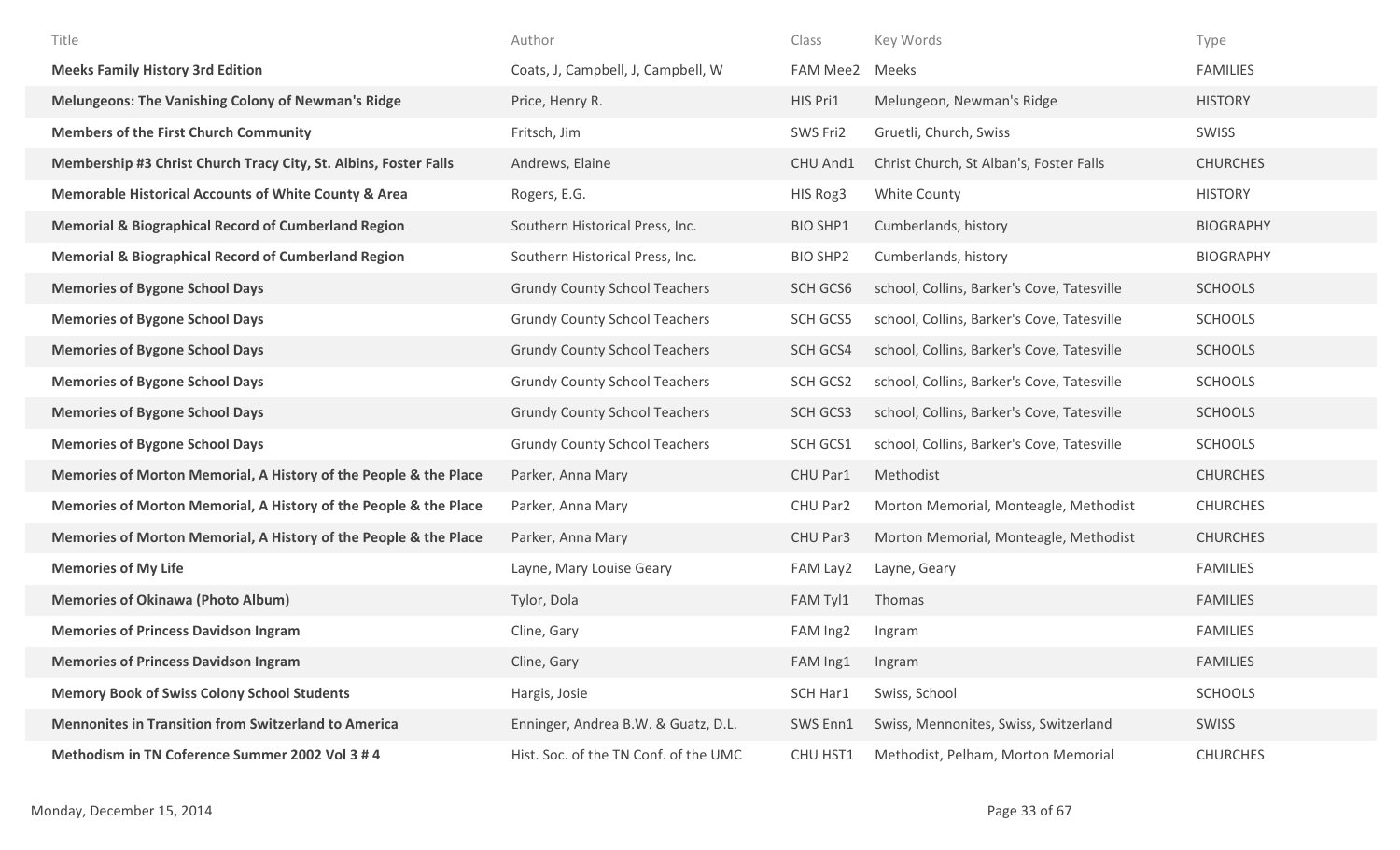| Title | Author | Class | Key Words | Type |
|---|---|---|---|---|
| **Meeks Family History 3rd Edition** | Coats, J, Campbell, J, Campbell, W | FAM Mee2 | Meeks | FAMILIES |
| **Melungeons: The Vanishing Colony of Newman's Ridge** | Price, Henry R. | HIS Pri1 | Melungeon, Newman's Ridge | HISTORY |
| **Members of the First Church Community** | Fritsch, Jim | SWS Fri2 | Gruetli, Church, Swiss | SWISS |
| **Membership #3 Christ Church Tracy City, St. Albins, Foster Falls** | Andrews, Elaine | CHU And1 | Christ Church, St Alban's, Foster Falls | CHURCHES |
| **Memorable Historical Accounts of White County & Area** | Rogers, E.G. | HIS Rog3 | White County | HISTORY |
| **Memorial & Biographical Record of Cumberland Region** | Southern Historical Press, Inc. | BIO SHP1 | Cumberlands, history | BIOGRAPHY |
| **Memorial & Biographical Record of Cumberland Region** | Southern Historical Press, Inc. | BIO SHP2 | Cumberlands, history | BIOGRAPHY |
| **Memories of Bygone School Days** | Grundy County School Teachers | SCH GCS6 | school, Collins, Barker's Cove, Tatesville | SCHOOLS |
| **Memories of Bygone School Days** | Grundy County School Teachers | SCH GCS5 | school, Collins, Barker's Cove, Tatesville | SCHOOLS |
| **Memories of Bygone School Days** | Grundy County School Teachers | SCH GCS4 | school, Collins, Barker's Cove, Tatesville | SCHOOLS |
| **Memories of Bygone School Days** | Grundy County School Teachers | SCH GCS2 | school, Collins, Barker's Cove, Tatesville | SCHOOLS |
| **Memories of Bygone School Days** | Grundy County School Teachers | SCH GCS3 | school, Collins, Barker's Cove, Tatesville | SCHOOLS |
| **Memories of Bygone School Days** | Grundy County School Teachers | SCH GCS1 | school, Collins, Barker's Cove, Tatesville | SCHOOLS |
| **Memories of Morton Memorial, A History of the People & the Place** | Parker, Anna Mary | CHU Par1 | Methodist | CHURCHES |
| **Memories of Morton Memorial, A History of the People & the Place** | Parker, Anna Mary | CHU Par2 | Morton Memorial, Monteagle, Methodist | CHURCHES |
| **Memories of Morton Memorial, A History of the People & the Place** | Parker, Anna Mary | CHU Par3 | Morton Memorial, Monteagle, Methodist | CHURCHES |
| **Memories of My Life** | Layne, Mary Louise Geary | FAM Lay2 | Layne, Geary | FAMILIES |
| **Memories of Okinawa (Photo Album)** | Tylor, Dola | FAM Tyl1 | Thomas | FAMILIES |
| **Memories of Princess Davidson Ingram** | Cline, Gary | FAM Ing2 | Ingram | FAMILIES |
| **Memories of Princess Davidson Ingram** | Cline, Gary | FAM Ing1 | Ingram | FAMILIES |
| **Memory Book of Swiss Colony School Students** | Hargis, Josie | SCH Har1 | Swiss, School | SCHOOLS |
| **Mennonites in Transition from Switzerland to America** | Enninger, Andrea B.W. & Guatz, D.L. | SWS Enn1 | Swiss, Mennonites, Swiss, Switzerland | SWISS |
| **Methodism in TN Coference Summer 2002 Vol 3 # 4** | Hist. Soc. of the TN Conf. of the UMC | CHU HST1 | Methodist, Pelham, Morton Memorial | CHURCHES |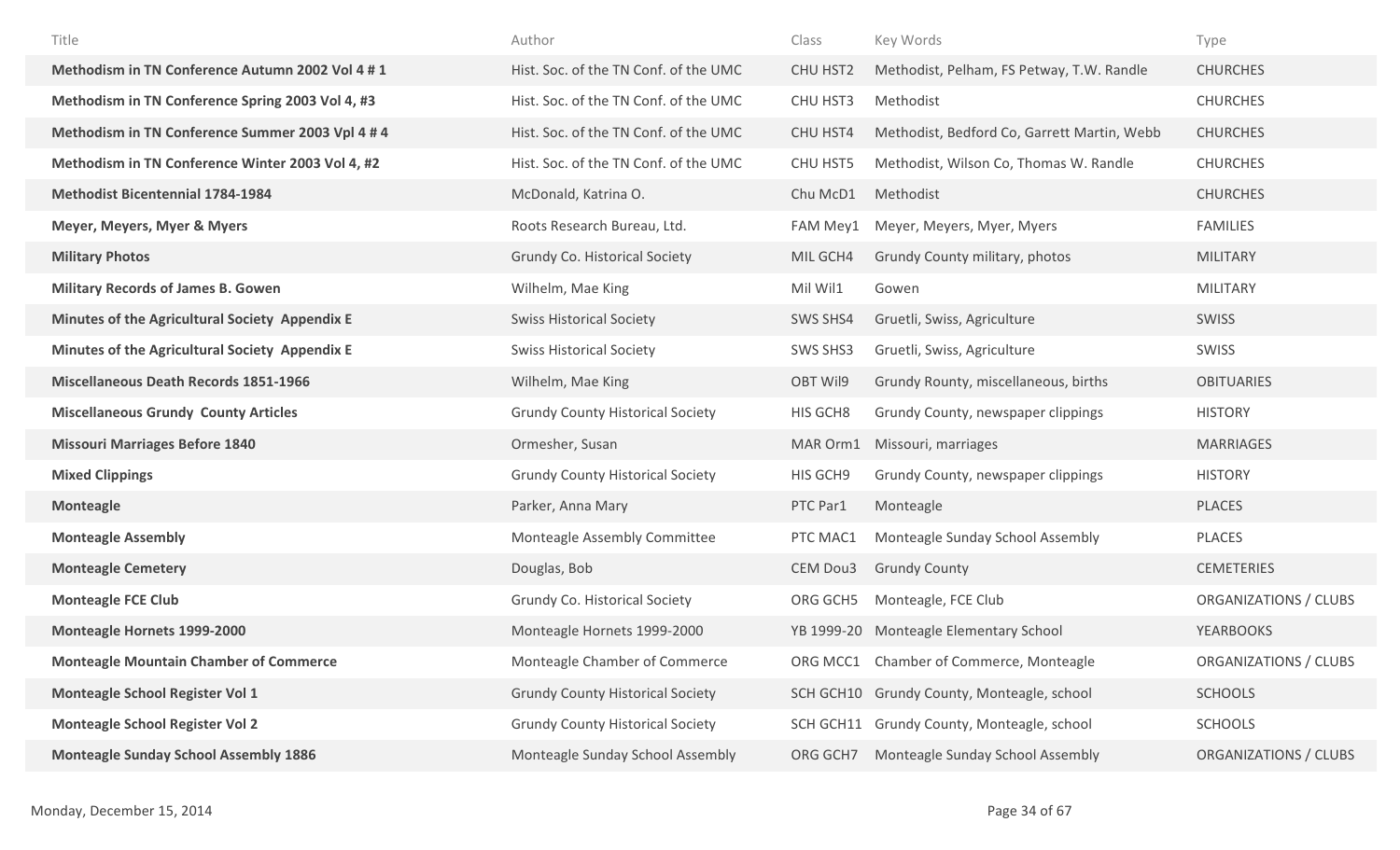| Title | Author | Class | Key Words | Type |
|---|---|---|---|---|
| **Methodism in TN Conference Autumn 2002 Vol 4 # 1** | Hist. Soc. of the TN Conf. of the UMC | CHU HST2 | Methodist, Pelham, FS Petway, T.W. Randle | CHURCHES |
| **Methodism in TN Conference Spring 2003 Vol 4, #3** | Hist. Soc. of the TN Conf. of the UMC | CHU HST3 | Methodist | CHURCHES |
| **Methodism in TN Conference Summer 2003 Vpl 4 # 4** | Hist. Soc. of the TN Conf. of the UMC | CHU HST4 | Methodist, Bedford Co, Garrett Martin, Webb | CHURCHES |
| **Methodism in TN Conference Winter 2003 Vol 4, #2** | Hist. Soc. of the TN Conf. of the UMC | CHU HST5 | Methodist, Wilson Co, Thomas W. Randle | CHURCHES |
| **Methodist Bicentennial 1784-1984** | McDonald, Katrina O. | Chu McD1 | Methodist | CHURCHES |
| **Meyer, Meyers, Myer & Myers** | Roots Research Bureau, Ltd. | FAM Mey1 | Meyer, Meyers, Myer, Myers | FAMILIES |
| **Military Photos** | Grundy Co. Historical Society | MIL GCH4 | Grundy County military, photos | MILITARY |
| **Military Records of James B. Gowen** | Wilhelm, Mae King | Mil Wil1 | Gowen | MILITARY |
| **Minutes of the Agricultural Society Appendix E** | Swiss Historical Society | SWS SHS4 | Gruetli, Swiss, Agriculture | SWISS |
| **Minutes of the Agricultural Society Appendix E** | Swiss Historical Society | SWS SHS3 | Gruetli, Swiss, Agriculture | SWISS |
| **Miscellaneous Death Records 1851-1966** | Wilhelm, Mae King | OBT Wil9 | Grundy Rounty, miscellaneous, births | OBITUARIES |
| **Miscellaneous Grundy County Articles** | Grundy County Historical Society | HIS GCH8 | Grundy County, newspaper clippings | HISTORY |
| **Missouri Marriages Before 1840** | Ormesher, Susan | MAR Orm1 | Missouri, marriages | MARRIAGES |
| **Mixed Clippings** | Grundy County Historical Society | HIS GCH9 | Grundy County, newspaper clippings | HISTORY |
| **Monteagle** | Parker, Anna Mary | PTC Par1 | Monteagle | PLACES |
| **Monteagle Assembly** | Monteagle Assembly Committee | PTC MAC1 | Monteagle Sunday School Assembly | PLACES |
| **Monteagle Cemetery** | Douglas, Bob | CEM Dou3 | Grundy County | CEMETERIES |
| **Monteagle FCE Club** | Grundy Co. Historical Society | ORG GCH5 | Monteagle, FCE Club | ORGANIZATIONS / CLUBS |
| **Monteagle Hornets 1999-2000** | Monteagle Hornets 1999-2000 | YB 1999-20 | Monteagle Elementary School | YEARBOOKS |
| **Monteagle Mountain Chamber of Commerce** | Monteagle Chamber of Commerce | ORG MCC1 | Chamber of Commerce, Monteagle | ORGANIZATIONS / CLUBS |
| **Monteagle School Register Vol 1** | Grundy County Historical Society | SCH GCH10 | Grundy County, Monteagle, school | SCHOOLS |
| **Monteagle School Register Vol 2** | Grundy County Historical Society | SCH GCH11 | Grundy County, Monteagle, school | SCHOOLS |
| **Monteagle Sunday School Assembly 1886** | Monteagle Sunday School Assembly | ORG GCH7 | Monteagle Sunday School Assembly | ORGANIZATIONS / CLUBS |

Monday, December 15, 2014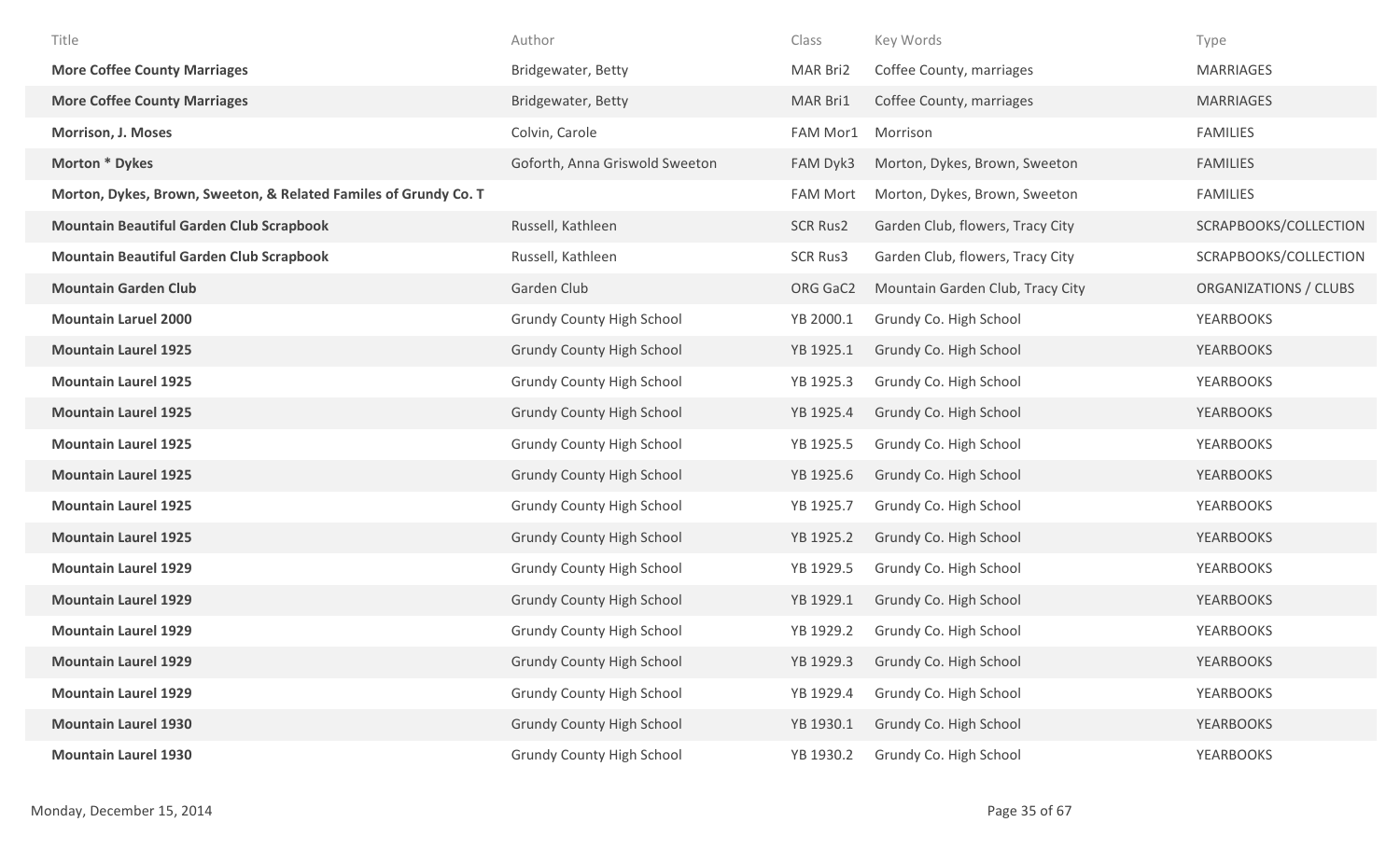| Title | Author | Class | Key Words | Type |
|---|---|---|---|---|
| **More Coffee County Marriages** | Bridgewater, Betty | MAR Bri2 | Coffee County, marriages | MARRIAGES |
| **More Coffee County Marriages** | Bridgewater, Betty | MAR Bri1 | Coffee County, marriages | MARRIAGES |
| **Morrison, J. Moses** | Colvin, Carole | FAM Mor1 | Morrison | FAMILIES |
| **Morton * Dykes** | Goforth, Anna Griswold Sweeton | FAM Dyk3 | Morton, Dykes, Brown, Sweeton | FAMILIES |
| **Morton, Dykes, Brown, Sweeton, & Related Familes of Grundy Co. T** | | FAM Mort | Morton, Dykes, Brown, Sweeton | FAMILIES |
| **Mountain Beautiful Garden Club Scrapbook** | Russell, Kathleen | SCR Rus2 | Garden Club, flowers, Tracy City | SCRAPBOOKS/COLLECTION |
| **Mountain Beautiful Garden Club Scrapbook** | Russell, Kathleen | SCR Rus3 | Garden Club, flowers, Tracy City | SCRAPBOOKS/COLLECTION |
| **Mountain Garden Club** | Garden Club | ORG GaC2 | Mountain Garden Club, Tracy City | ORGANIZATIONS / CLUBS |
| **Mountain Laruel 2000** | Grundy County High School | YB 2000.1 | Grundy Co. High School | YEARBOOKS |
| **Mountain Laurel 1925** | Grundy County High School | YB 1925.1 | Grundy Co. High School | YEARBOOKS |
| **Mountain Laurel 1925** | Grundy County High School | YB 1925.3 | Grundy Co. High School | YEARBOOKS |
| **Mountain Laurel 1925** | Grundy County High School | YB 1925.4 | Grundy Co. High School | YEARBOOKS |
| **Mountain Laurel 1925** | Grundy County High School | YB 1925.5 | Grundy Co. High School | YEARBOOKS |
| **Mountain Laurel 1925** | Grundy County High School | YB 1925.6 | Grundy Co. High School | YEARBOOKS |
| **Mountain Laurel 1925** | Grundy County High School | YB 1925.7 | Grundy Co. High School | YEARBOOKS |
| **Mountain Laurel 1925** | Grundy County High School | YB 1925.2 | Grundy Co. High School | YEARBOOKS |
| **Mountain Laurel 1929** | Grundy County High School | YB 1929.5 | Grundy Co. High School | YEARBOOKS |
| **Mountain Laurel 1929** | Grundy County High School | YB 1929.1 | Grundy Co. High School | YEARBOOKS |
| **Mountain Laurel 1929** | Grundy County High School | YB 1929.2 | Grundy Co. High School | YEARBOOKS |
| **Mountain Laurel 1929** | Grundy County High School | YB 1929.3 | Grundy Co. High School | YEARBOOKS |
| **Mountain Laurel 1929** | Grundy County High School | YB 1929.4 | Grundy Co. High School | YEARBOOKS |
| **Mountain Laurel 1930** | Grundy County High School | YB 1930.1 | Grundy Co. High School | YEARBOOKS |
| **Mountain Laurel 1930** | Grundy County High School | YB 1930.2 | Grundy Co. High School | YEARBOOKS |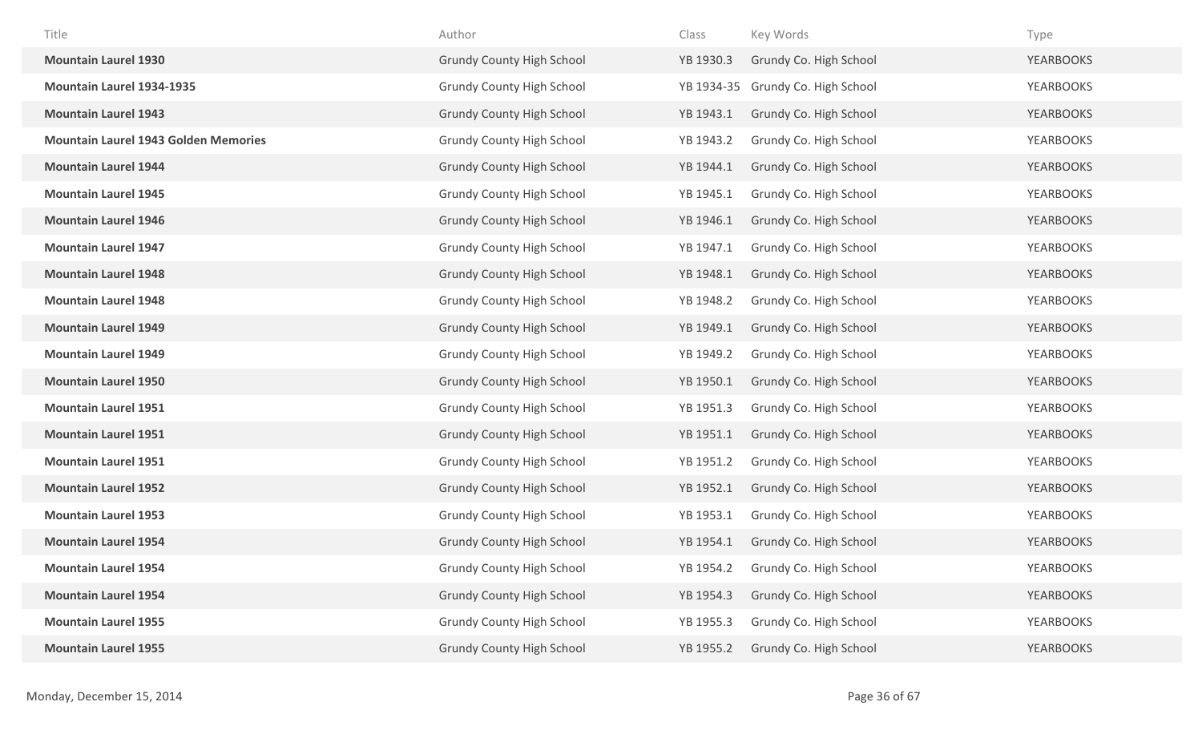| Title | Author | Class | Key Words | Type |
|---|---|---|---|---|
| **Mountain Laurel 1930** | Grundy County High School | YB 1930.3 | Grundy Co. High School | YEARBOOKS |
| **Mountain Laurel 1934-1935** | Grundy County High School | YB 1934-35 | Grundy Co. High School | YEARBOOKS |
| **Mountain Laurel 1943** | Grundy County High School | YB 1943.1 | Grundy Co. High School | YEARBOOKS |
| **Mountain Laurel 1943 Golden Memories** | Grundy County High School | YB 1943.2 | Grundy Co. High School | YEARBOOKS |
| **Mountain Laurel 1944** | Grundy County High School | YB 1944.1 | Grundy Co. High School | YEARBOOKS |
| **Mountain Laurel 1945** | Grundy County High School | YB 1945.1 | Grundy Co. High School | YEARBOOKS |
| **Mountain Laurel 1946** | Grundy County High School | YB 1946.1 | Grundy Co. High School | YEARBOOKS |
| **Mountain Laurel 1947** | Grundy County High School | YB 1947.1 | Grundy Co. High School | YEARBOOKS |
| **Mountain Laurel 1948** | Grundy County High School | YB 1948.1 | Grundy Co. High School | YEARBOOKS |
| **Mountain Laurel 1948** | Grundy County High School | YB 1948.2 | Grundy Co. High School | YEARBOOKS |
| **Mountain Laurel 1949** | Grundy County High School | YB 1949.1 | Grundy Co. High School | YEARBOOKS |
| **Mountain Laurel 1949** | Grundy County High School | YB 1949.2 | Grundy Co. High School | YEARBOOKS |
| **Mountain Laurel 1950** | Grundy County High School | YB 1950.1 | Grundy Co. High School | YEARBOOKS |
| **Mountain Laurel 1951** | Grundy County High School | YB 1951.3 | Grundy Co. High School | YEARBOOKS |
| **Mountain Laurel 1951** | Grundy County High School | YB 1951.1 | Grundy Co. High School | YEARBOOKS |
| **Mountain Laurel 1951** | Grundy County High School | YB 1951.2 | Grundy Co. High School | YEARBOOKS |
| **Mountain Laurel 1952** | Grundy County High School | YB 1952.1 | Grundy Co. High School | YEARBOOKS |
| **Mountain Laurel 1953** | Grundy County High School | YB 1953.1 | Grundy Co. High School | YEARBOOKS |
| **Mountain Laurel 1954** | Grundy County High School | YB 1954.1 | Grundy Co. High School | YEARBOOKS |
| **Mountain Laurel 1954** | Grundy County High School | YB 1954.2 | Grundy Co. High School | YEARBOOKS |
| **Mountain Laurel 1954** | Grundy County High School | YB 1954.3 | Grundy Co. High School | YEARBOOKS |
| **Mountain Laurel 1955** | Grundy County High School | YB 1955.3 | Grundy Co. High School | YEARBOOKS |
| **Mountain Laurel 1955** | Grundy County High School | YB 1955.2 | Grundy Co. High School | YEARBOOKS |

Monday, December 15, 2014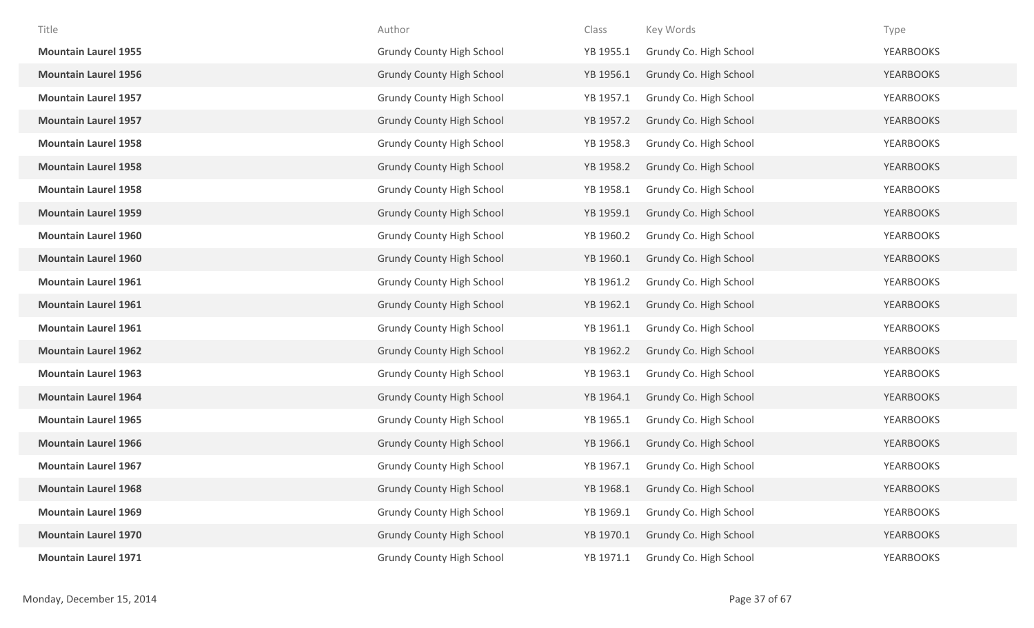| Title | Author | Class | Key Words | Type |
|---|---|---|---|---|
| **Mountain Laurel 1955** | Grundy County High School | YB 1955.1 | Grundy Co. High School | YEARBOOKS |
| **Mountain Laurel 1956** | Grundy County High School | YB 1956.1 | Grundy Co. High School | YEARBOOKS |
| **Mountain Laurel 1957** | Grundy County High School | YB 1957.1 | Grundy Co. High School | YEARBOOKS |
| **Mountain Laurel 1957** | Grundy County High School | YB 1957.2 | Grundy Co. High School | YEARBOOKS |
| **Mountain Laurel 1958** | Grundy County High School | YB 1958.3 | Grundy Co. High School | YEARBOOKS |
| **Mountain Laurel 1958** | Grundy County High School | YB 1958.2 | Grundy Co. High School | YEARBOOKS |
| **Mountain Laurel 1958** | Grundy County High School | YB 1958.1 | Grundy Co. High School | YEARBOOKS |
| **Mountain Laurel 1959** | Grundy County High School | YB 1959.1 | Grundy Co. High School | YEARBOOKS |
| **Mountain Laurel 1960** | Grundy County High School | YB 1960.2 | Grundy Co. High School | YEARBOOKS |
| **Mountain Laurel 1960** | Grundy County High School | YB 1960.1 | Grundy Co. High School | YEARBOOKS |
| **Mountain Laurel 1961** | Grundy County High School | YB 1961.2 | Grundy Co. High School | YEARBOOKS |
| **Mountain Laurel 1961** | Grundy County High School | YB 1962.1 | Grundy Co. High School | YEARBOOKS |
| **Mountain Laurel 1961** | Grundy County High School | YB 1961.1 | Grundy Co. High School | YEARBOOKS |
| **Mountain Laurel 1962** | Grundy County High School | YB 1962.2 | Grundy Co. High School | YEARBOOKS |
| **Mountain Laurel 1963** | Grundy County High School | YB 1963.1 | Grundy Co. High School | YEARBOOKS |
| **Mountain Laurel 1964** | Grundy County High School | YB 1964.1 | Grundy Co. High School | YEARBOOKS |
| **Mountain Laurel 1965** | Grundy County High School | YB 1965.1 | Grundy Co. High School | YEARBOOKS |
| **Mountain Laurel 1966** | Grundy County High School | YB 1966.1 | Grundy Co. High School | YEARBOOKS |
| **Mountain Laurel 1967** | Grundy County High School | YB 1967.1 | Grundy Co. High School | YEARBOOKS |
| **Mountain Laurel 1968** | Grundy County High School | YB 1968.1 | Grundy Co. High School | YEARBOOKS |
| **Mountain Laurel 1969** | Grundy County High School | YB 1969.1 | Grundy Co. High School | YEARBOOKS |
| **Mountain Laurel 1970** | Grundy County High School | YB 1970.1 | Grundy Co. High School | YEARBOOKS |
| **Mountain Laurel 1971** | Grundy County High School | YB 1971.1 | Grundy Co. High School | YEARBOOKS |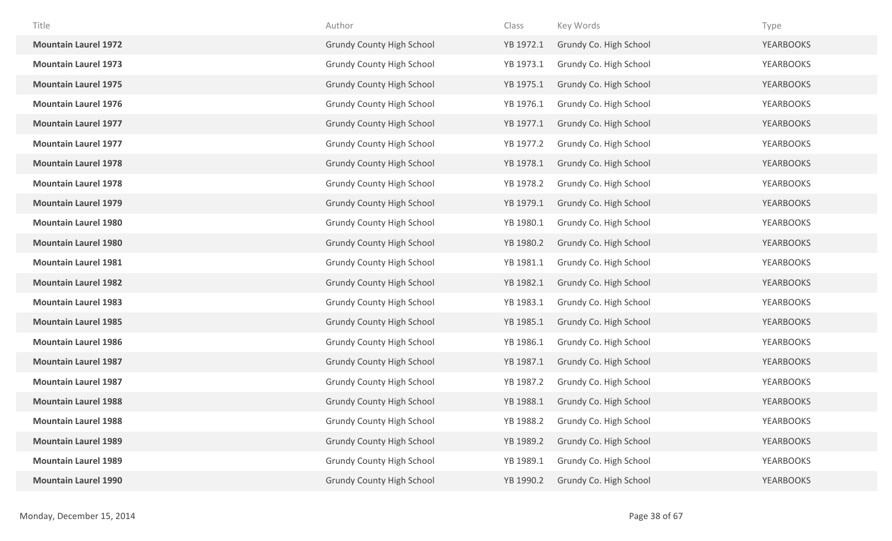| Title | Author | Class | Key Words | Type |
|---|---|---|---|---|
| **Mountain Laurel 1972** | Grundy County High School | YB 1972.1 | Grundy Co. High School | YEARBOOKS |
| **Mountain Laurel 1973** | Grundy County High School | YB 1973.1 | Grundy Co. High School | YEARBOOKS |
| **Mountain Laurel 1975** | Grundy County High School | YB 1975.1 | Grundy Co. High School | YEARBOOKS |
| **Mountain Laurel 1976** | Grundy County High School | YB 1976.1 | Grundy Co. High School | YEARBOOKS |
| **Mountain Laurel 1977** | Grundy County High School | YB 1977.1 | Grundy Co. High School | YEARBOOKS |
| **Mountain Laurel 1977** | Grundy County High School | YB 1977.2 | Grundy Co. High School | YEARBOOKS |
| **Mountain Laurel 1978** | Grundy County High School | YB 1978.1 | Grundy Co. High School | YEARBOOKS |
| **Mountain Laurel 1978** | Grundy County High School | YB 1978.2 | Grundy Co. High School | YEARBOOKS |
| **Mountain Laurel 1979** | Grundy County High School | YB 1979.1 | Grundy Co. High School | YEARBOOKS |
| **Mountain Laurel 1980** | Grundy County High School | YB 1980.1 | Grundy Co. High School | YEARBOOKS |
| **Mountain Laurel 1980** | Grundy County High School | YB 1980.2 | Grundy Co. High School | YEARBOOKS |
| **Mountain Laurel 1981** | Grundy County High School | YB 1981.1 | Grundy Co. High School | YEARBOOKS |
| **Mountain Laurel 1982** | Grundy County High School | YB 1982.1 | Grundy Co. High School | YEARBOOKS |
| **Mountain Laurel 1983** | Grundy County High School | YB 1983.1 | Grundy Co. High School | YEARBOOKS |
| **Mountain Laurel 1985** | Grundy County High School | YB 1985.1 | Grundy Co. High School | YEARBOOKS |
| **Mountain Laurel 1986** | Grundy County High School | YB 1986.1 | Grundy Co. High School | YEARBOOKS |
| **Mountain Laurel 1987** | Grundy County High School | YB 1987.1 | Grundy Co. High School | YEARBOOKS |
| **Mountain Laurel 1987** | Grundy County High School | YB 1987.2 | Grundy Co. High School | YEARBOOKS |
| **Mountain Laurel 1988** | Grundy County High School | YB 1988.1 | Grundy Co. High School | YEARBOOKS |
| **Mountain Laurel 1988** | Grundy County High School | YB 1988.2 | Grundy Co. High School | YEARBOOKS |
| **Mountain Laurel 1989** | Grundy County High School | YB 1989.2 | Grundy Co. High School | YEARBOOKS |
| **Mountain Laurel 1989** | Grundy County High School | YB 1989.1 | Grundy Co. High School | YEARBOOKS |
| **Mountain Laurel 1990** | Grundy County High School | YB 1990.2 | Grundy Co. High School | YEARBOOKS |

Monday, December 15, 2014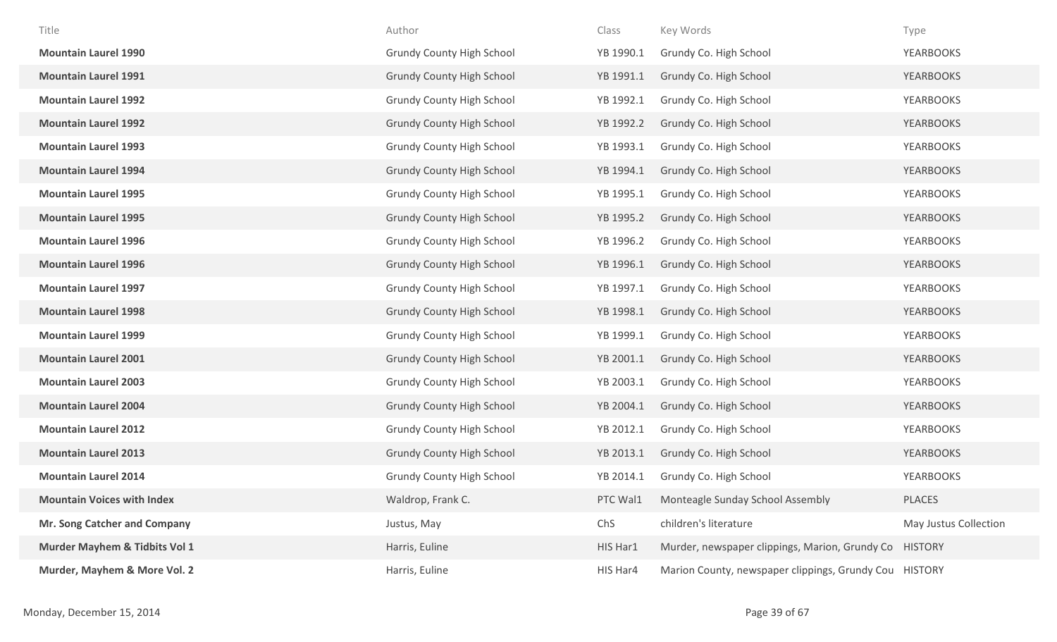| Title | Author | Class | Key Words | Type |
|---|---|---|---|---|
| **Mountain Laurel 1990** | Grundy County High School | YB 1990.1 | Grundy Co. High School | YEARBOOKS |
| **Mountain Laurel 1991** | Grundy County High School | YB 1991.1 | Grundy Co. High School | YEARBOOKS |
| **Mountain Laurel 1992** | Grundy County High School | YB 1992.1 | Grundy Co. High School | YEARBOOKS |
| **Mountain Laurel 1992** | Grundy County High School | YB 1992.2 | Grundy Co. High School | YEARBOOKS |
| **Mountain Laurel 1993** | Grundy County High School | YB 1993.1 | Grundy Co. High School | YEARBOOKS |
| **Mountain Laurel 1994** | Grundy County High School | YB 1994.1 | Grundy Co. High School | YEARBOOKS |
| **Mountain Laurel 1995** | Grundy County High School | YB 1995.1 | Grundy Co. High School | YEARBOOKS |
| **Mountain Laurel 1995** | Grundy County High School | YB 1995.2 | Grundy Co. High School | YEARBOOKS |
| **Mountain Laurel 1996** | Grundy County High School | YB 1996.2 | Grundy Co. High School | YEARBOOKS |
| **Mountain Laurel 1996** | Grundy County High School | YB 1996.1 | Grundy Co. High School | YEARBOOKS |
| **Mountain Laurel 1997** | Grundy County High School | YB 1997.1 | Grundy Co. High School | YEARBOOKS |
| **Mountain Laurel 1998** | Grundy County High School | YB 1998.1 | Grundy Co. High School | YEARBOOKS |
| **Mountain Laurel 1999** | Grundy County High School | YB 1999.1 | Grundy Co. High School | YEARBOOKS |
| **Mountain Laurel 2001** | Grundy County High School | YB 2001.1 | Grundy Co. High School | YEARBOOKS |
| **Mountain Laurel 2003** | Grundy County High School | YB 2003.1 | Grundy Co. High School | YEARBOOKS |
| **Mountain Laurel 2004** | Grundy County High School | YB 2004.1 | Grundy Co. High School | YEARBOOKS |
| **Mountain Laurel 2012** | Grundy County High School | YB 2012.1 | Grundy Co. High School | YEARBOOKS |
| **Mountain Laurel 2013** | Grundy County High School | YB 2013.1 | Grundy Co. High School | YEARBOOKS |
| **Mountain Laurel 2014** | Grundy County High School | YB 2014.1 | Grundy Co. High School | YEARBOOKS |
| **Mountain Voices with Index** | Waldrop, Frank C. | PTC Wal1 | Monteagle Sunday School Assembly | PLACES |
| **Mr. Song Catcher and Company** | Justus, May | ChS | children's literature | May Justus Collection |
| **Murder Mayhem & Tidbits Vol 1** | Harris, Euline | HIS Har1 | Murder, newspaper clippings, Marion, Grundy Co | HISTORY |
| **Murder, Mayhem & More Vol. 2** | Harris, Euline | HIS Har4 | Marion County, newspaper clippings, Grundy Cou | HISTORY |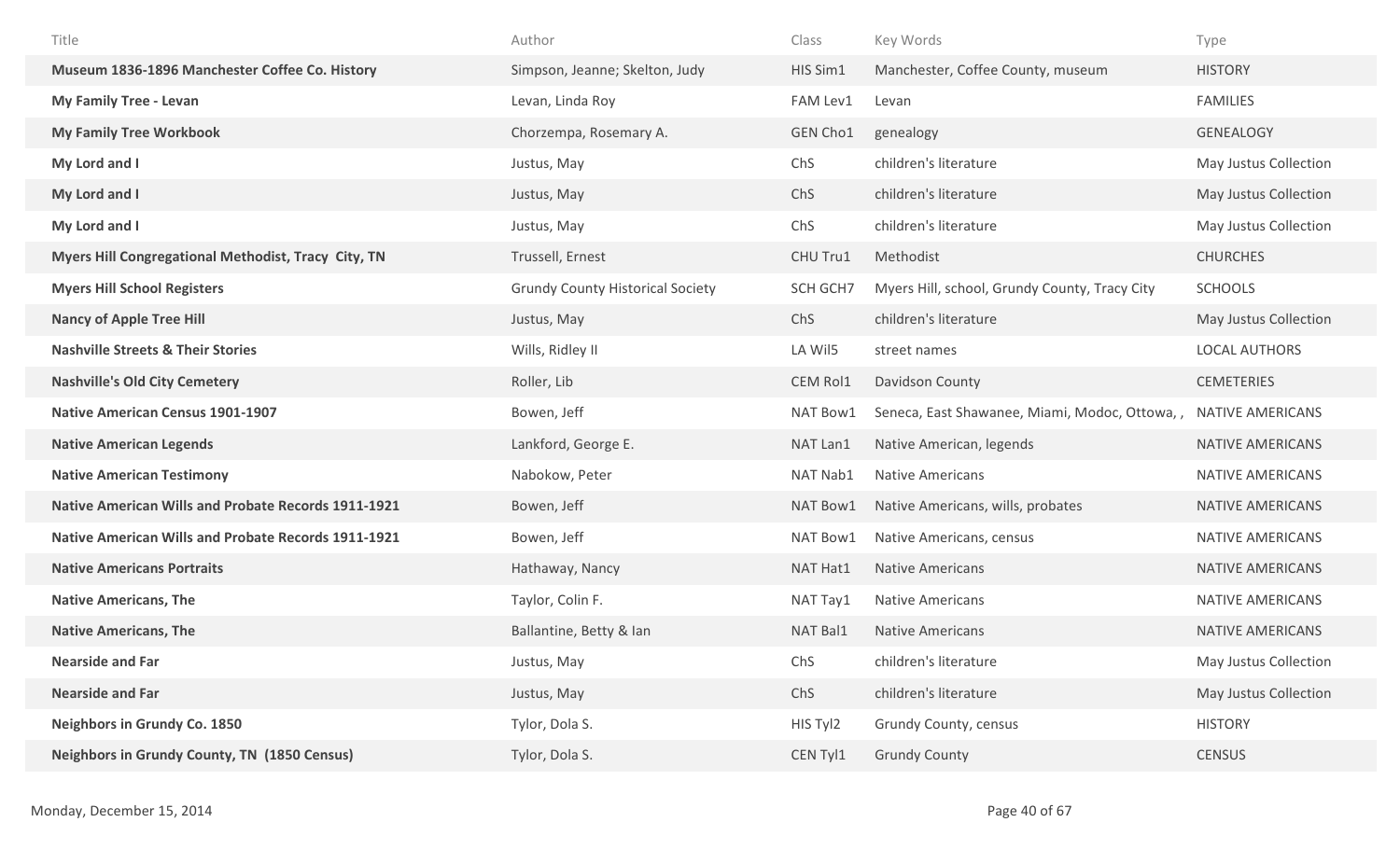| Title | Author | Class | Key Words | Type |
|---|---|---|---|---|
| **Museum 1836-1896 Manchester Coffee Co. History** | Simpson, Jeanne; Skelton, Judy | HIS Sim1 | Manchester, Coffee County, museum | HISTORY |
| **My Family Tree - Levan** | Levan, Linda Roy | FAM Lev1 | Levan | FAMILIES |
| **My Family Tree Workbook** | Chorzempa, Rosemary A. | GEN Cho1 | genealogy | GENEALOGY |
| **My Lord and I** | Justus, May | ChS | children's literature | May Justus Collection |
| **My Lord and I** | Justus, May | ChS | children's literature | May Justus Collection |
| **My Lord and I** | Justus, May | ChS | children's literature | May Justus Collection |
| **Myers Hill Congregational Methodist, Tracy City, TN** | Trussell, Ernest | CHU Tru1 | Methodist | CHURCHES |
| **Myers Hill School Registers** | Grundy County Historical Society | SCH GCH7 | Myers Hill, school, Grundy County, Tracy City | SCHOOLS |
| **Nancy of Apple Tree Hill** | Justus, May | ChS | children's literature | May Justus Collection |
| **Nashville Streets & Their Stories** | Wills, Ridley II | LA Wil5 | street names | LOCAL AUTHORS |
| **Nashville's Old City Cemetery** | Roller, Lib | CEM Rol1 | Davidson County | CEMETERIES |
| **Native American Census 1901-1907** | Bowen, Jeff | NAT Bow1 | Seneca, East Shawanee, Miami, Modoc, Ottowa, , | NATIVE AMERICANS |
| **Native American Legends** | Lankford, George E. | NAT Lan1 | Native American, legends | NATIVE AMERICANS |
| **Native American Testimony** | Nabokow, Peter | NAT Nab1 | Native Americans | NATIVE AMERICANS |
| **Native American Wills and Probate Records 1911-1921** | Bowen, Jeff | NAT Bow1 | Native Americans, wills, probates | NATIVE AMERICANS |
| **Native American Wills and Probate Records 1911-1921** | Bowen, Jeff | NAT Bow1 | Native Americans, census | NATIVE AMERICANS |
| **Native Americans Portraits** | Hathaway, Nancy | NAT Hat1 | Native Americans | NATIVE AMERICANS |
| **Native Americans, The** | Taylor, Colin F. | NAT Tay1 | Native Americans | NATIVE AMERICANS |
| **Native Americans, The** | Ballantine, Betty & Ian | NAT Bal1 | Native Americans | NATIVE AMERICANS |
| **Nearside and Far** | Justus, May | ChS | children's literature | May Justus Collection |
| **Nearside and Far** | Justus, May | ChS | children's literature | May Justus Collection |
| **Neighbors in Grundy Co. 1850** | Tylor, Dola S. | HIS Tyl2 | Grundy County, census | HISTORY |
| **Neighbors in Grundy County, TN (1850 Census)** | Tylor, Dola S. | CEN Tyl1 | Grundy County | CENSUS |

Monday, December 15, 2014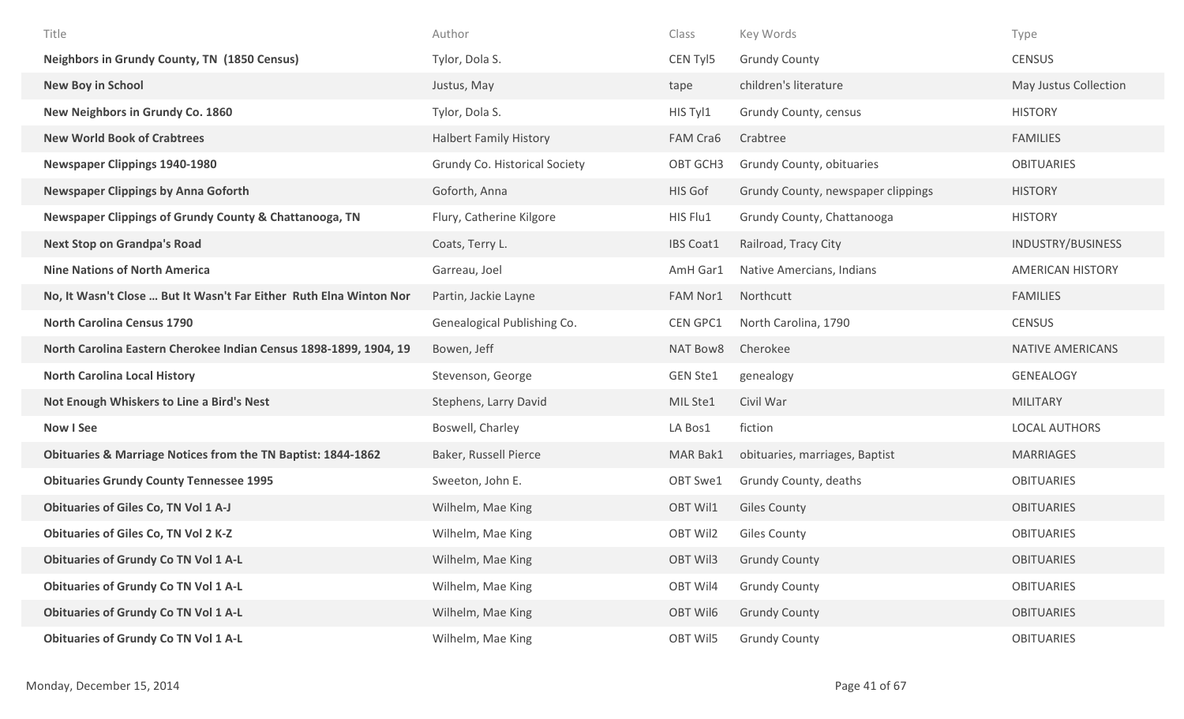| Title | Author | Class | Key Words | Type |
|---|---|---|---|---|
| **Neighbors in Grundy County, TN (1850 Census)** | Tylor, Dola S. | CEN Tyl5 | Grundy County | CENSUS |
| **New Boy in School** | Justus, May | tape | children's literature | May Justus Collection |
| **New Neighbors in Grundy Co. 1860** | Tylor, Dola S. | HIS Tyl1 | Grundy County, census | HISTORY |
| **New World Book of Crabtrees** | Halbert Family History | FAM Cra6 | Crabtree | FAMILIES |
| **Newspaper Clippings 1940-1980** | Grundy Co. Historical Society | OBT GCH3 | Grundy County, obituaries | OBITUARIES |
| **Newspaper Clippings by Anna Goforth** | Goforth, Anna | HIS Gof | Grundy County, newspaper clippings | HISTORY |
| **Newspaper Clippings of Grundy County & Chattanooga, TN** | Flury, Catherine Kilgore | HIS Flu1 | Grundy County, Chattanooga | HISTORY |
| **Next Stop on Grandpa's Road** | Coats, Terry L. | IBS Coat1 | Railroad, Tracy City | INDUSTRY/BUSINESS |
| **Nine Nations of North America** | Garreau, Joel | AmH Gar1 | Native Amercians, Indians | AMERICAN HISTORY |
| **No, It Wasn't Close ... But It Wasn't Far Either Ruth Elna Winton Nor** | Partin, Jackie Layne | FAM Nor1 | Northcutt | FAMILIES |
| **North Carolina Census 1790** | Genealogical Publishing Co. | CEN GPC1 | North Carolina, 1790 | CENSUS |
| **North Carolina Eastern Cherokee Indian Census 1898-1899, 1904, 19** | Bowen, Jeff | NAT Bow8 | Cherokee | NATIVE AMERICANS |
| **North Carolina Local History** | Stevenson, George | GEN Ste1 | genealogy | GENEALOGY |
| **Not Enough Whiskers to Line a Bird's Nest** | Stephens, Larry David | MIL Ste1 | Civil War | MILITARY |
| **Now I See** | Boswell, Charley | LA Bos1 | fiction | LOCAL AUTHORS |
| **Obituaries & Marriage Notices from the TN Baptist: 1844-1862** | Baker, Russell Pierce | MAR Bak1 | obituaries, marriages, Baptist | MARRIAGES |
| **Obituaries Grundy County Tennessee 1995** | Sweeton, John E. | OBT Swe1 | Grundy County, deaths | OBITUARIES |
| **Obituaries of Giles Co, TN Vol 1 A-J** | Wilhelm, Mae King | OBT Wil1 | Giles County | OBITUARIES |
| **Obituaries of Giles Co, TN Vol 2 K-Z** | Wilhelm, Mae King | OBT Wil2 | Giles County | OBITUARIES |
| **Obituaries of Grundy Co TN Vol 1 A-L** | Wilhelm, Mae King | OBT Wil3 | Grundy County | OBITUARIES |
| **Obituaries of Grundy Co TN Vol 1 A-L** | Wilhelm, Mae King | OBT Wil4 | Grundy County | OBITUARIES |
| **Obituaries of Grundy Co TN Vol 1 A-L** | Wilhelm, Mae King | OBT Wil6 | Grundy County | OBITUARIES |
| **Obituaries of Grundy Co TN Vol 1 A-L** | Wilhelm, Mae King | OBT Wil5 | Grundy County | OBITUARIES |

Monday, December 15, 2014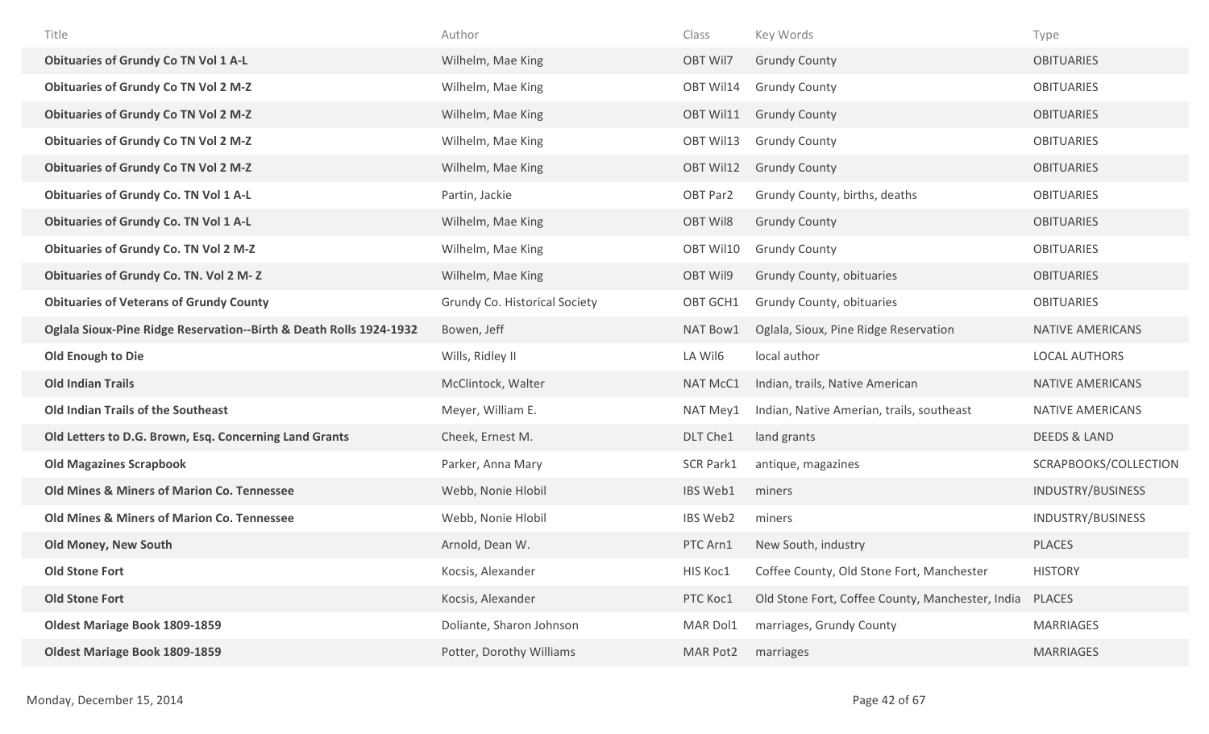| Title | Author | Class | Key Words | Type |
|---|---|---|---|---|
| **Obituaries of Grundy Co TN Vol 1 A-L** | Wilhelm, Mae King | OBT Wil7 | Grundy County | OBITUARIES |
| **Obituaries of Grundy Co TN Vol 2 M-Z** | Wilhelm, Mae King | OBT Wil14 | Grundy County | OBITUARIES |
| **Obituaries of Grundy Co TN Vol 2 M-Z** | Wilhelm, Mae King | OBT Wil11 | Grundy County | OBITUARIES |
| **Obituaries of Grundy Co TN Vol 2 M-Z** | Wilhelm, Mae King | OBT Wil13 | Grundy County | OBITUARIES |
| **Obituaries of Grundy Co TN Vol 2 M-Z** | Wilhelm, Mae King | OBT Wil12 | Grundy County | OBITUARIES |
| **Obituaries of Grundy Co. TN Vol 1 A-L** | Partin, Jackie | OBT Par2 | Grundy County, births, deaths | OBITUARIES |
| **Obituaries of Grundy Co. TN Vol 1 A-L** | Wilhelm, Mae King | OBT Wil8 | Grundy County | OBITUARIES |
| **Obituaries of Grundy Co. TN Vol 2 M-Z** | Wilhelm, Mae King | OBT Wil10 | Grundy County | OBITUARIES |
| **Obituaries of Grundy Co. TN. Vol 2 M- Z** | Wilhelm, Mae King | OBT Wil9 | Grundy County, obituaries | OBITUARIES |
| **Obituaries of Veterans of Grundy County** | Grundy Co. Historical Society | OBT GCH1 | Grundy County, obituaries | OBITUARIES |
| **Oglala Sioux-Pine Ridge Reservation--Birth & Death Rolls 1924-1932** | Bowen, Jeff | NAT Bow1 | Oglala, Sioux, Pine Ridge Reservation | NATIVE AMERICANS |
| **Old Enough to Die** | Wills, Ridley II | LA Wil6 | local author | LOCAL AUTHORS |
| **Old Indian Trails** | McClintock, Walter | NAT McC1 | Indian, trails, Native American | NATIVE AMERICANS |
| **Old Indian Trails of the Southeast** | Meyer, William E. | NAT Mey1 | Indian, Native Amerian, trails, southeast | NATIVE AMERICANS |
| **Old Letters to D.G. Brown, Esq. Concerning Land Grants** | Cheek, Ernest M. | DLT Che1 | land grants | DEEDS & LAND |
| **Old Magazines Scrapbook** | Parker, Anna Mary | SCR Park1 | antique, magazines | SCRAPBOOKS/COLLECTION |
| **Old Mines & Miners of Marion Co. Tennessee** | Webb, Nonie Hlobil | IBS Web1 | miners | INDUSTRY/BUSINESS |
| **Old Mines & Miners of Marion Co. Tennessee** | Webb, Nonie Hlobil | IBS Web2 | miners | INDUSTRY/BUSINESS |
| **Old Money, New South** | Arnold, Dean W. | PTC Arn1 | New South, industry | PLACES |
| **Old Stone Fort** | Kocsis, Alexander | HIS Koc1 | Coffee County, Old Stone Fort, Manchester | HISTORY |
| **Old Stone Fort** | Kocsis, Alexander | PTC Koc1 | Old Stone Fort, Coffee County, Manchester, India | PLACES |
| **Oldest Mariage Book 1809-1859** | Doliante, Sharon Johnson | MAR Dol1 | marriages, Grundy County | MARRIAGES |
| **Oldest Mariage Book 1809-1859** | Potter, Dorothy Williams | MAR Pot2 | marriages | MARRIAGES |

Monday, December 15, 2014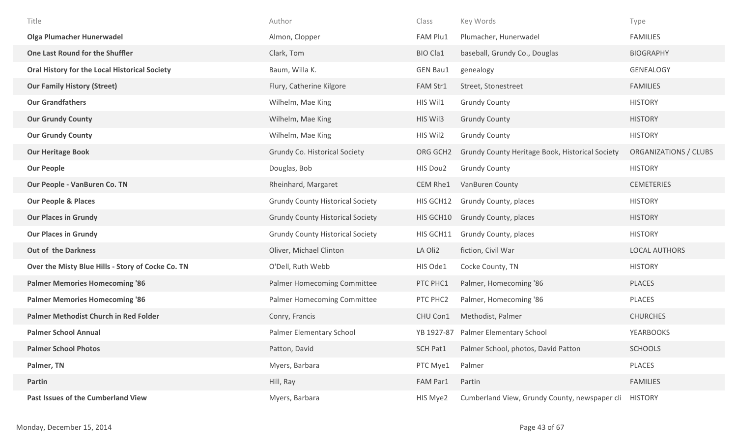| Title | Author | Class | Key Words | Type |
|---|---|---|---|---|
| **Olga Plumacher Hunerwadel** | Almon, Clopper | FAM Plu1 | Plumacher, Hunerwadel | FAMILIES |
| **One Last Round for the Shuffler** | Clark, Tom | BIO Cla1 | baseball, Grundy Co., Douglas | BIOGRAPHY |
| **Oral History for the Local Historical Society** | Baum, Willa K. | GEN Bau1 | genealogy | GENEALOGY |
| **Our Family History (Street)** | Flury, Catherine Kilgore | FAM Str1 | Street, Stonestreet | FAMILIES |
| **Our Grandfathers** | Wilhelm, Mae King | HIS Wil1 | Grundy County | HISTORY |
| **Our Grundy County** | Wilhelm, Mae King | HIS Wil3 | Grundy County | HISTORY |
| **Our Grundy County** | Wilhelm, Mae King | HIS Wil2 | Grundy County | HISTORY |
| **Our Heritage Book** | Grundy Co. Historical Society | ORG GCH2 | Grundy County Heritage Book, Historical Society | ORGANIZATIONS / CLUBS |
| **Our People** | Douglas, Bob | HIS Dou2 | Grundy County | HISTORY |
| **Our People - VanBuren Co. TN** | Rheinhard, Margaret | CEM Rhe1 | VanBuren County | CEMETERIES |
| **Our People & Places** | Grundy County Historical Society | HIS GCH12 | Grundy County, places | HISTORY |
| **Our Places in Grundy** | Grundy County Historical Society | HIS GCH10 | Grundy County, places | HISTORY |
| **Our Places in Grundy** | Grundy County Historical Society | HIS GCH11 | Grundy County, places | HISTORY |
| **Out of the Darkness** | Oliver, Michael Clinton | LA Oli2 | fiction, Civil War | LOCAL AUTHORS |
| **Over the Misty Blue Hills - Story of Cocke Co. TN** | O'Dell, Ruth Webb | HIS Ode1 | Cocke County, TN | HISTORY |
| **Palmer Memories Homecoming '86** | Palmer Homecoming Committee | PTC PHC1 | Palmer, Homecoming '86 | PLACES |
| **Palmer Memories Homecoming '86** | Palmer Homecoming Committee | PTC PHC2 | Palmer, Homecoming '86 | PLACES |
| **Palmer Methodist Church in Red Folder** | Conry, Francis | CHU Con1 | Methodist, Palmer | CHURCHES |
| **Palmer School Annual** | Palmer Elementary School | YB 1927-87 | Palmer Elementary School | YEARBOOKS |
| **Palmer School Photos** | Patton, David | SCH Pat1 | Palmer School, photos, David Patton | SCHOOLS |
| **Palmer, TN** | Myers, Barbara | PTC Mye1 | Palmer | PLACES |
| **Partin** | Hill, Ray | FAM Par1 | Partin | FAMILIES |
| **Past Issues of the Cumberland View** | Myers, Barbara | HIS Mye2 | Cumberland View, Grundy County, newspaper cli | HISTORY |

Monday, December 15, 2014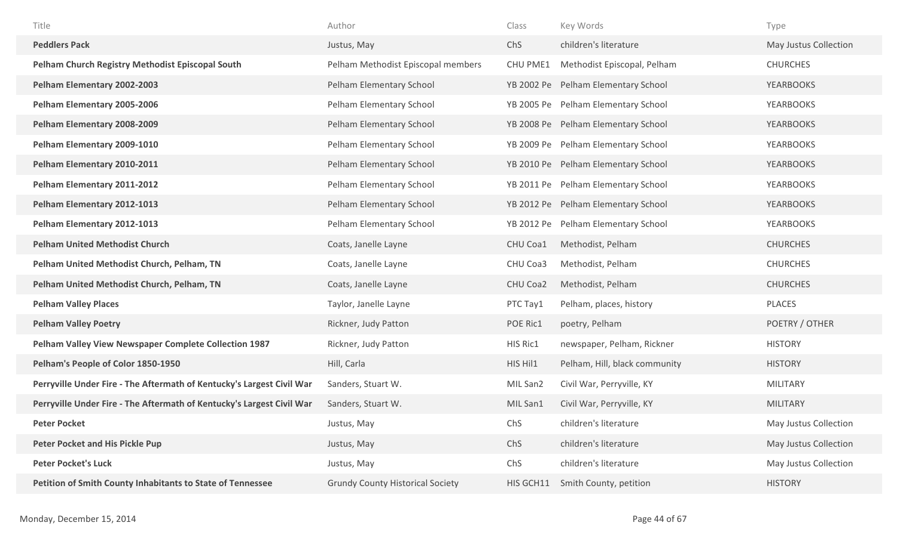| Title | Author | Class | Key Words | Type |
|---|---|---|---|---|
| **Peddlers Pack** | Justus, May | ChS | children's literature | May Justus Collection |
| **Pelham Church Registry Methodist Episcopal South** | Pelham Methodist Episcopal members | CHU PME1 | Methodist Episcopal, Pelham | CHURCHES |
| **Pelham Elementary 2002-2003** | Pelham Elementary School | YB 2002 Pe | Pelham Elementary School | YEARBOOKS |
| **Pelham Elementary 2005-2006** | Pelham Elementary School | YB 2005 Pe | Pelham Elementary School | YEARBOOKS |
| **Pelham Elementary 2008-2009** | Pelham Elementary School | YB 2008 Pe | Pelham Elementary School | YEARBOOKS |
| **Pelham Elementary 2009-1010** | Pelham Elementary School | YB 2009 Pe | Pelham Elementary School | YEARBOOKS |
| **Pelham Elementary 2010-2011** | Pelham Elementary School | YB 2010 Pe | Pelham Elementary School | YEARBOOKS |
| **Pelham Elementary 2011-2012** | Pelham Elementary School | YB 2011 Pe | Pelham Elementary School | YEARBOOKS |
| **Pelham Elementary 2012-1013** | Pelham Elementary School | YB 2012 Pe | Pelham Elementary School | YEARBOOKS |
| **Pelham Elementary 2012-1013** | Pelham Elementary School | YB 2012 Pe | Pelham Elementary School | YEARBOOKS |
| **Pelham United Methodist Church** | Coats, Janelle Layne | CHU Coa1 | Methodist, Pelham | CHURCHES |
| **Pelham United Methodist Church, Pelham, TN** | Coats, Janelle Layne | CHU Coa3 | Methodist, Pelham | CHURCHES |
| **Pelham United Methodist Church, Pelham, TN** | Coats, Janelle Layne | CHU Coa2 | Methodist, Pelham | CHURCHES |
| **Pelham Valley Places** | Taylor, Janelle Layne | PTC Tay1 | Pelham, places, history | PLACES |
| **Pelham Valley Poetry** | Rickner, Judy Patton | POE Ric1 | poetry, Pelham | POETRY / OTHER |
| **Pelham Valley View Newspaper Complete Collection 1987** | Rickner, Judy Patton | HIS Ric1 | newspaper, Pelham, Rickner | HISTORY |
| **Pelham's People of Color 1850-1950** | Hill, Carla | HIS Hil1 | Pelham, Hill, black community | HISTORY |
| **Perryville Under Fire - The Aftermath of Kentucky's Largest Civil War** | Sanders, Stuart W. | MIL San2 | Civil War, Perryville, KY | MILITARY |
| **Perryville Under Fire - The Aftermath of Kentucky's Largest Civil War** | Sanders, Stuart W. | MIL San1 | Civil War, Perryville, KY | MILITARY |
| **Peter Pocket** | Justus, May | ChS | children's literature | May Justus Collection |
| **Peter Pocket and His Pickle Pup** | Justus, May | ChS | children's literature | May Justus Collection |
| **Peter Pocket's Luck** | Justus, May | ChS | children's literature | May Justus Collection |
| **Petition of Smith County Inhabitants to State of Tennessee** | Grundy County Historical Society | HIS GCH11 | Smith County, petition | HISTORY |

Monday, December 15, 2014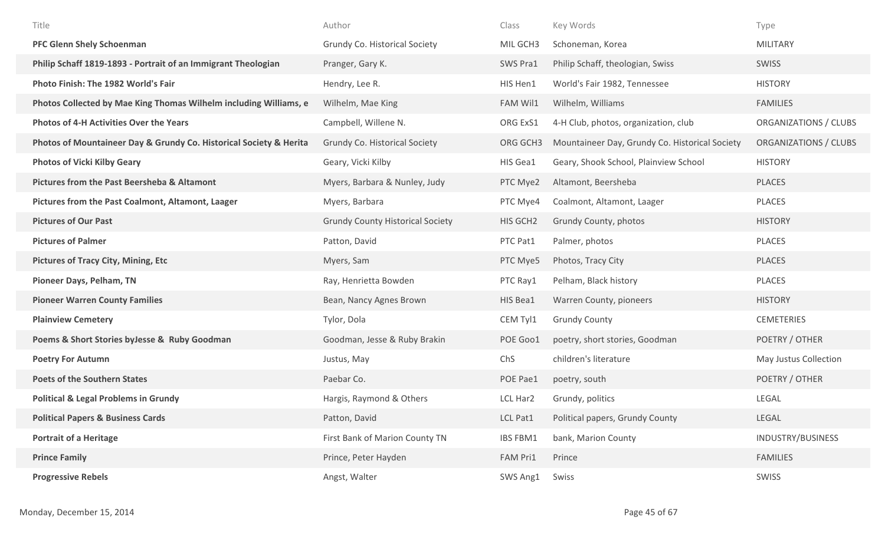| Title | Author | Class | Key Words | Type |
| --- | --- | --- | --- | --- |
| **PFC Glenn Shely Schoenman** | Grundy Co. Historical Society | MIL GCH3 | Schoneman, Korea | MILITARY |
| **Philip Schaff 1819-1893 - Portrait of an Immigrant Theologian** | Pranger, Gary K. | SWS Pra1 | Philip Schaff, theologian, Swiss | SWISS |
| **Photo Finish: The 1982 World's Fair** | Hendry, Lee R. | HIS Hen1 | World's Fair 1982, Tennessee | HISTORY |
| **Photos Collected by Mae King Thomas Wilhelm including Williams, e** | Wilhelm, Mae King | FAM Wil1 | Wilhelm, Williams | FAMILIES |
| **Photos of 4-H Activities Over the Years** | Campbell, Willene N. | ORG ExS1 | 4-H Club, photos, organization, club | ORGANIZATIONS / CLUBS |
| **Photos of Mountaineer Day & Grundy Co. Historical Society & Herita** | Grundy Co. Historical Society | ORG GCH3 | Mountaineer Day, Grundy Co. Historical Society | ORGANIZATIONS / CLUBS |
| **Photos of Vicki Kilby Geary** | Geary, Vicki Kilby | HIS Gea1 | Geary, Shook School, Plainview School | HISTORY |
| **Pictures from the Past Beersheba & Altamont** | Myers, Barbara & Nunley, Judy | PTC Mye2 | Altamont, Beersheba | PLACES |
| **Pictures from the Past Coalmont, Altamont, Laager** | Myers, Barbara | PTC Mye4 | Coalmont, Altamont, Laager | PLACES |
| **Pictures of Our Past** | Grundy County Historical Society | HIS GCH2 | Grundy County, photos | HISTORY |
| **Pictures of Palmer** | Patton, David | PTC Pat1 | Palmer, photos | PLACES |
| **Pictures of Tracy City, Mining, Etc** | Myers, Sam | PTC Mye5 | Photos, Tracy City | PLACES |
| **Pioneer Days, Pelham, TN** | Ray, Henrietta Bowden | PTC Ray1 | Pelham, Black history | PLACES |
| **Pioneer Warren County Families** | Bean, Nancy Agnes Brown | HIS Bea1 | Warren County, pioneers | HISTORY |
| **Plainview Cemetery** | Tylor, Dola | CEM Tyl1 | Grundy County | CEMETERIES |
| **Poems & Short Stories byJesse & Ruby Goodman** | Goodman, Jesse & Ruby Brakin | POE Goo1 | poetry, short stories, Goodman | POETRY / OTHER |
| **Poetry For Autumn** | Justus, May | ChS | children's literature | May Justus Collection |
| **Poets of the Southern States** | Paebar Co. | POE Pae1 | poetry, south | POETRY / OTHER |
| **Political & Legal Problems in Grundy** | Hargis, Raymond & Others | LCL Har2 | Grundy, politics | LEGAL |
| **Political Papers & Business Cards** | Patton, David | LCL Pat1 | Political papers, Grundy County | LEGAL |
| **Portrait of a Heritage** | First Bank of Marion County TN | IBS FBM1 | bank, Marion County | INDUSTRY/BUSINESS |
| **Prince Family** | Prince, Peter Hayden | FAM Pri1 | Prince | FAMILIES |
| **Progressive Rebels** | Angst, Walter | SWS Ang1 | Swiss | SWISS |

Monday, December 15, 2014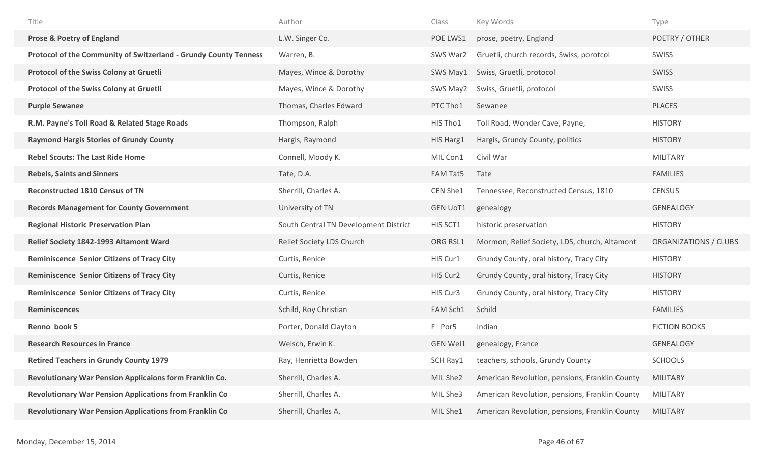| Title | Author | Class | Key Words | Type |
|---|---|---|---|---|
| **Prose & Poetry of England** | L.W. Singer Co. | POE LWS1 | prose, poetry, England | POETRY / OTHER |
| **Protocol of the Community of Switzerland - Grundy County Tenness** | Warren, B. | SWS War2 | Gruetli, church records, Swiss, porotcol | SWISS |
| **Protocol of the Swiss Colony at Gruetli** | Mayes, Wince & Dorothy | SWS May1 | Swiss, Gruetli, protocol | SWISS |
| **Protocol of the Swiss Colony at Gruetli** | Mayes, Wince & Dorothy | SWS May2 | Swiss, Gruetli, protocol | SWISS |
| **Purple Sewanee** | Thomas, Charles Edward | PTC Tho1 | Sewanee | PLACES |
| **R.M. Payne's Toll Road & Related Stage Roads** | Thompson, Ralph | HIS Tho1 | Toll Road, Wonder Cave, Payne, | HISTORY |
| **Raymond Hargis Stories of Grundy County** | Hargis, Raymond | HIS Harg1 | Hargis, Grundy County, politics | HISTORY |
| **Rebel Scouts: The Last Ride Home** | Connell, Moody K. | MIL Con1 | Civil War | MILITARY |
| **Rebels, Saints and Sinners** | Tate, D.A. | FAM Tat5 | Tate | FAMILIES |
| **Reconstructed 1810 Census of TN** | Sherrill, Charles A. | CEN She1 | Tennessee, Reconstructed Census, 1810 | CENSUS |
| **Records Management for County Government** | University of TN | GEN UoT1 | genealogy | GENEALOGY |
| **Regional Historic Preservation Plan** | South Central TN Development District | HIS SCT1 | historic preservation | HISTORY |
| **Relief Society 1842-1993 Altamont Ward** | Relief Society LDS Church | ORG RSL1 | Mormon, Relief Society, LDS, church, Altamont | ORGANIZATIONS / CLUBS |
| **Reminiscence Senior Citizens of Tracy City** | Curtis, Renice | HIS Cur1 | Grundy County, oral history, Tracy City | HISTORY |
| **Reminiscence Senior Citizens of Tracy City** | Curtis, Renice | HIS Cur2 | Grundy County, oral history, Tracy City | HISTORY |
| **Reminiscence Senior Citizens of Tracy City** | Curtis, Renice | HIS Cur3 | Grundy County, oral history, Tracy City | HISTORY |
| **Reminiscences** | Schild, Roy Christian | FAM Sch1 | Schild | FAMILIES |
| **Renno book 5** | Porter, Donald Clayton | F Por5 | Indian | FICTION BOOKS |
| **Research Resources in France** | Welsch, Erwin K. | GEN Wel1 | genealogy, France | GENEALOGY |
| **Retired Teachers in Grundy County 1979** | Ray, Henrietta Bowden | SCH Ray1 | teachers, schools, Grundy County | SCHOOLS |
| **Revolutionary War Pension Applicaions form Franklin Co.** | Sherrill, Charles A. | MIL She2 | American Revolution, pensions, Franklin County | MILITARY |
| **Revolutionary War Pension Applications from Franklin Co** | Sherrill, Charles A. | MIL She3 | American Revolution, pensions, Franklin County | MILITARY |
| **Revolutionary War Pension Applications from Franklin Co** | Sherrill, Charles A. | MIL She1 | American Revolution, pensions, Franklin County | MILITARY |

Monday, December 15, 2014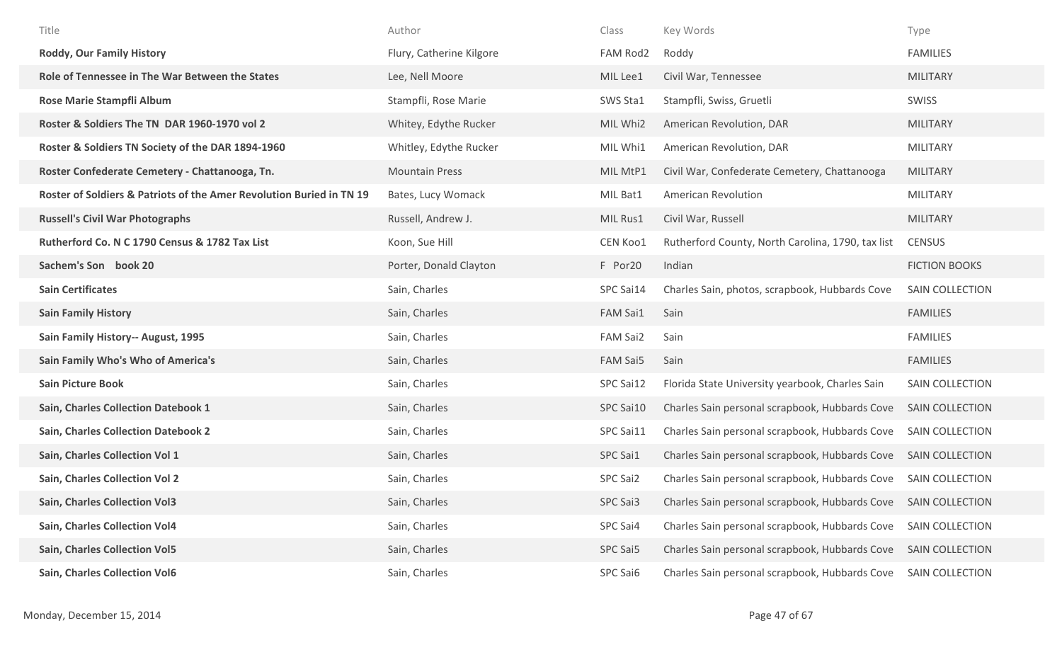| Title | Author | Class | Key Words | Type |
|---|---|---|---|---|
| **Roddy, Our Family History** | Flury, Catherine Kilgore | FAM Rod2 | Roddy | FAMILIES |
| **Role of Tennessee in The War Between the States** | Lee, Nell Moore | MIL Lee1 | Civil War, Tennessee | MILITARY |
| **Rose Marie Stampfli Album** | Stampfli, Rose Marie | SWS Sta1 | Stampfli, Swiss, Gruetli | SWISS |
| **Roster & Soldiers The TN DAR 1960-1970 vol 2** | Whitey, Edythe Rucker | MIL Whi2 | American Revolution, DAR | MILITARY |
| **Roster & Soldiers TN Society of the DAR 1894-1960** | Whitley, Edythe Rucker | MIL Whi1 | American Revolution, DAR | MILITARY |
| **Roster Confederate Cemetery - Chattanooga, Tn.** | Mountain Press | MIL MtP1 | Civil War, Confederate Cemetery, Chattanooga | MILITARY |
| **Roster of Soldiers & Patriots of the Amer Revolution Buried in TN 19** | Bates, Lucy Womack | MIL Bat1 | American Revolution | MILITARY |
| **Russell's Civil War Photographs** | Russell, Andrew J. | MIL Rus1 | Civil War, Russell | MILITARY |
| **Rutherford Co. N C 1790 Census & 1782 Tax List** | Koon, Sue Hill | CEN Koo1 | Rutherford County, North Carolina, 1790, tax list | CENSUS |
| **Sachem's Son book 20** | Porter, Donald Clayton | F Por20 | Indian | FICTION BOOKS |
| **Sain Certificates** | Sain, Charles | SPC Sai14 | Charles Sain, photos, scrapbook, Hubbards Cove | SAIN COLLECTION |
| **Sain Family History** | Sain, Charles | FAM Sai1 | Sain | FAMILIES |
| **Sain Family History-- August, 1995** | Sain, Charles | FAM Sai2 | Sain | FAMILIES |
| **Sain Family Who's Who of America's** | Sain, Charles | FAM Sai5 | Sain | FAMILIES |
| **Sain Picture Book** | Sain, Charles | SPC Sai12 | Florida State University yearbook, Charles Sain | SAIN COLLECTION |
| **Sain, Charles Collection Datebook 1** | Sain, Charles | SPC Sai10 | Charles Sain personal scrapbook, Hubbards Cove | SAIN COLLECTION |
| **Sain, Charles Collection Datebook 2** | Sain, Charles | SPC Sai11 | Charles Sain personal scrapbook, Hubbards Cove | SAIN COLLECTION |
| **Sain, Charles Collection Vol 1** | Sain, Charles | SPC Sai1 | Charles Sain personal scrapbook, Hubbards Cove | SAIN COLLECTION |
| **Sain, Charles Collection Vol 2** | Sain, Charles | SPC Sai2 | Charles Sain personal scrapbook, Hubbards Cove | SAIN COLLECTION |
| **Sain, Charles Collection Vol3** | Sain, Charles | SPC Sai3 | Charles Sain personal scrapbook, Hubbards Cove | SAIN COLLECTION |
| **Sain, Charles Collection Vol4** | Sain, Charles | SPC Sai4 | Charles Sain personal scrapbook, Hubbards Cove | SAIN COLLECTION |
| **Sain, Charles Collection Vol5** | Sain, Charles | SPC Sai5 | Charles Sain personal scrapbook, Hubbards Cove | SAIN COLLECTION |
| **Sain, Charles Collection Vol6** | Sain, Charles | SPC Sai6 | Charles Sain personal scrapbook, Hubbards Cove | SAIN COLLECTION |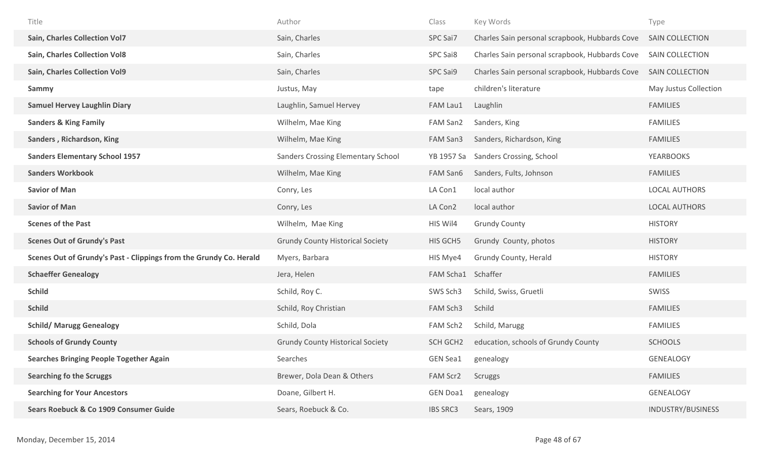| Title | Author | Class | Key Words | Type |
|---|---|---|---|---|
| **Sain, Charles Collection Vol7** | Sain, Charles | SPC Sai7 | Charles Sain personal scrapbook, Hubbards Cove | SAIN COLLECTION |
| **Sain, Charles Collection Vol8** | Sain, Charles | SPC Sai8 | Charles Sain personal scrapbook, Hubbards Cove | SAIN COLLECTION |
| **Sain, Charles Collection Vol9** | Sain, Charles | SPC Sai9 | Charles Sain personal scrapbook, Hubbards Cove | SAIN COLLECTION |
| **Sammy** | Justus, May | tape | children's literature | May Justus Collection |
| **Samuel Hervey Laughlin Diary** | Laughlin, Samuel Hervey | FAM Lau1 | Laughlin | FAMILIES |
| **Sanders & King Family** | Wilhelm, Mae King | FAM San2 | Sanders, King | FAMILIES |
| **Sanders , Richardson, King** | Wilhelm, Mae King | FAM San3 | Sanders, Richardson, King | FAMILIES |
| **Sanders Elementary School 1957** | Sanders Crossing Elementary School | YB 1957 Sa | Sanders Crossing, School | YEARBOOKS |
| **Sanders Workbook** | Wilhelm, Mae King | FAM San6 | Sanders, Fults, Johnson | FAMILIES |
| **Savior of Man** | Conry, Les | LA Con1 | local author | LOCAL AUTHORS |
| **Savior of Man** | Conry, Les | LA Con2 | local author | LOCAL AUTHORS |
| **Scenes of the Past** | Wilhelm, Mae King | HIS Wil4 | Grundy County | HISTORY |
| **Scenes Out of Grundy's Past** | Grundy County Historical Society | HIS GCH5 | Grundy County, photos | HISTORY |
| **Scenes Out of Grundy's Past - Clippings from the Grundy Co. Herald** | Myers, Barbara | HIS Mye4 | Grundy County, Herald | HISTORY |
| **Schaeffer Genealogy** | Jera, Helen | FAM Scha1 | Schaffer | FAMILIES |
| **Schild** | Schild, Roy C. | SWS Sch3 | Schild, Swiss, Gruetli | SWISS |
| **Schild** | Schild, Roy Christian | FAM Sch3 | Schild | FAMILIES |
| **Schild/ Marugg Genealogy** | Schild, Dola | FAM Sch2 | Schild, Marugg | FAMILIES |
| **Schools of Grundy County** | Grundy County Historical Society | SCH GCH2 | education, schools of Grundy County | SCHOOLS |
| **Searches Bringing People Together Again** | Searches | GEN Sea1 | genealogy | GENEALOGY |
| **Searching fo the Scruggs** | Brewer, Dola Dean & Others | FAM Scr2 | Scruggs | FAMILIES |
| **Searching for Your Ancestors** | Doane, Gilbert H. | GEN Doa1 | genealogy | GENEALOGY |
| **Sears Roebuck & Co 1909 Consumer Guide** | Sears, Roebuck & Co. | IBS SRC3 | Sears, 1909 | INDUSTRY/BUSINESS |

Monday, December 15, 2014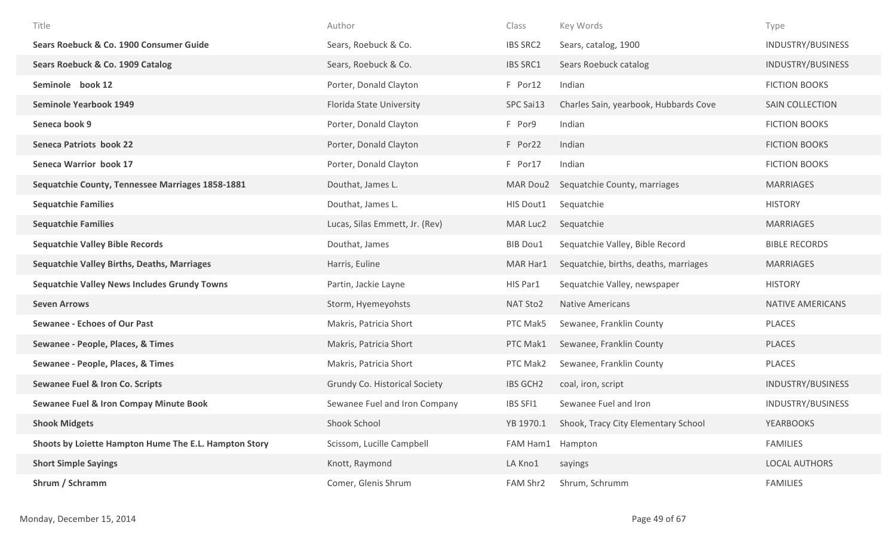| Title | Author | Class | Key Words | Type |
|---|---|---|---|---|
| **Sears Roebuck & Co. 1900 Consumer Guide** | Sears, Roebuck & Co. | IBS SRC2 | Sears, catalog, 1900 | INDUSTRY/BUSINESS |
| **Sears Roebuck & Co. 1909 Catalog** | Sears, Roebuck & Co. | IBS SRC1 | Sears Roebuck catalog | INDUSTRY/BUSINESS |
| **Seminole book 12** | Porter, Donald Clayton | F Por12 | Indian | FICTION BOOKS |
| **Seminole Yearbook 1949** | Florida State University | SPC Sai13 | Charles Sain, yearbook, Hubbards Cove | SAIN COLLECTION |
| **Seneca book 9** | Porter, Donald Clayton | F Por9 | Indian | FICTION BOOKS |
| **Seneca Patriots book 22** | Porter, Donald Clayton | F Por22 | Indian | FICTION BOOKS |
| **Seneca Warrior book 17** | Porter, Donald Clayton | F Por17 | Indian | FICTION BOOKS |
| **Sequatchie County, Tennessee Marriages 1858-1881** | Douthat, James L. | MAR Dou2 | Sequatchie County, marriages | MARRIAGES |
| **Sequatchie Families** | Douthat, James L. | HIS Dout1 | Sequatchie | HISTORY |
| **Sequatchie Families** | Lucas, Silas Emmett, Jr. (Rev) | MAR Luc2 | Sequatchie | MARRIAGES |
| **Sequatchie Valley Bible Records** | Douthat, James | BIB Dou1 | Sequatchie Valley, Bible Record | BIBLE RECORDS |
| **Sequatchie Valley Births, Deaths, Marriages** | Harris, Euline | MAR Har1 | Sequatchie, births, deaths, marriages | MARRIAGES |
| **Sequatchie Valley News Includes Grundy Towns** | Partin, Jackie Layne | HIS Par1 | Sequatchie Valley, newspaper | HISTORY |
| **Seven Arrows** | Storm, Hyemeyohsts | NAT Sto2 | Native Americans | NATIVE AMERICANS |
| **Sewanee - Echoes of Our Past** | Makris, Patricia Short | PTC Mak5 | Sewanee, Franklin County | PLACES |
| **Sewanee - People, Places, & Times** | Makris, Patricia Short | PTC Mak1 | Sewanee, Franklin County | PLACES |
| **Sewanee - People, Places, & Times** | Makris, Patricia Short | PTC Mak2 | Sewanee, Franklin County | PLACES |
| **Sewanee Fuel & Iron Co. Scripts** | Grundy Co. Historical Society | IBS GCH2 | coal, iron, script | INDUSTRY/BUSINESS |
| **Sewanee Fuel & Iron Compay Minute Book** | Sewanee Fuel and Iron Company | IBS SFI1 | Sewanee Fuel and Iron | INDUSTRY/BUSINESS |
| **Shook Midgets** | Shook School | YB 1970.1 | Shook, Tracy City Elementary School | YEARBOOKS |
| **Shoots by Loiette Hampton Hume The E.L. Hampton Story** | Scissom, Lucille Campbell | FAM Ham1 | Hampton | FAMILIES |
| **Short Simple Sayings** | Knott, Raymond | LA Kno1 | sayings | LOCAL AUTHORS |
| **Shrum / Schramm** | Comer, Glenis Shrum | FAM Shr2 | Shrum, Schrumm | FAMILIES |

Monday, December 15, 2014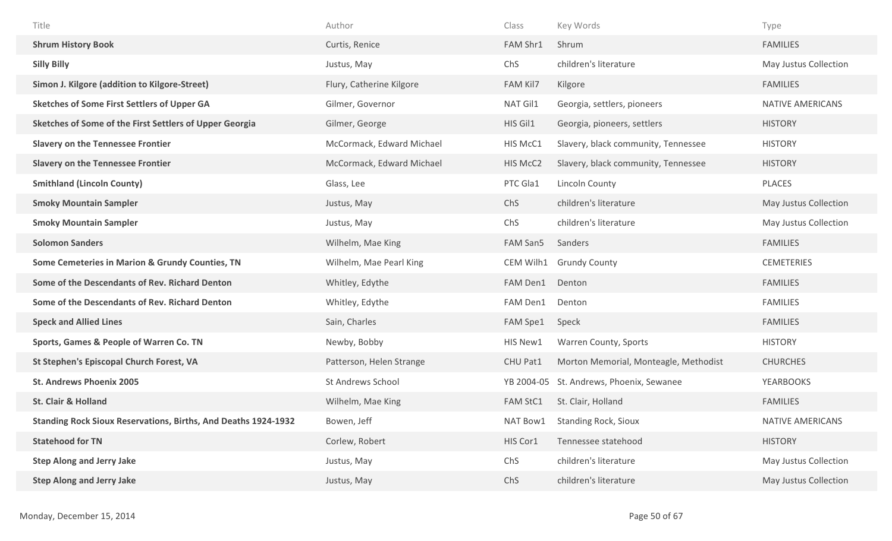| Title | Author | Class | Key Words | Type |
| --- | --- | --- | --- | --- |
| **Shrum History Book** | Curtis, Renice | FAM Shr1 | Shrum | FAMILIES |
| **Silly Billy** | Justus, May | ChS | children's literature | May Justus Collection |
| **Simon J. Kilgore (addition to Kilgore-Street)** | Flury, Catherine Kilgore | FAM Kil7 | Kilgore | FAMILIES |
| **Sketches of Some First Settlers of Upper GA** | Gilmer, Governor | NAT Gil1 | Georgia, settlers, pioneers | NATIVE AMERICANS |
| **Sketches of Some of the First Settlers of Upper Georgia** | Gilmer, George | HIS Gil1 | Georgia, pioneers, settlers | HISTORY |
| **Slavery on the Tennessee Frontier** | McCormack, Edward Michael | HIS McC1 | Slavery, black community, Tennessee | HISTORY |
| **Slavery on the Tennessee Frontier** | McCormack, Edward Michael | HIS McC2 | Slavery, black community, Tennessee | HISTORY |
| **Smithland (Lincoln County)** | Glass, Lee | PTC Gla1 | Lincoln County | PLACES |
| **Smoky Mountain Sampler** | Justus, May | ChS | children's literature | May Justus Collection |
| **Smoky Mountain Sampler** | Justus, May | ChS | children's literature | May Justus Collection |
| **Solomon Sanders** | Wilhelm, Mae King | FAM San5 | Sanders | FAMILIES |
| **Some Cemeteries in Marion & Grundy Counties, TN** | Wilhelm, Mae Pearl King | CEM Wilh1 | Grundy County | CEMETERIES |
| **Some of the Descendants of Rev. Richard Denton** | Whitley, Edythe | FAM Den1 | Denton | FAMILIES |
| **Some of the Descendants of Rev. Richard Denton** | Whitley, Edythe | FAM Den1 | Denton | FAMILIES |
| **Speck and Allied Lines** | Sain, Charles | FAM Spe1 | Speck | FAMILIES |
| **Sports, Games & People of Warren Co. TN** | Newby, Bobby | HIS New1 | Warren County, Sports | HISTORY |
| **St Stephen's Episcopal Church Forest, VA** | Patterson, Helen Strange | CHU Pat1 | Morton Memorial, Monteagle, Methodist | CHURCHES |
| **St. Andrews Phoenix 2005** | St Andrews School | YB 2004-05 | St. Andrews, Phoenix, Sewanee | YEARBOOKS |
| **St. Clair & Holland** | Wilhelm, Mae King | FAM StC1 | St. Clair, Holland | FAMILIES |
| **Standing Rock Sioux Reservations, Births, And Deaths 1924-1932** | Bowen, Jeff | NAT Bow1 | Standing Rock, Sioux | NATIVE AMERICANS |
| **Statehood for TN** | Corlew, Robert | HIS Cor1 | Tennessee statehood | HISTORY |
| **Step Along and Jerry Jake** | Justus, May | ChS | children's literature | May Justus Collection |
| **Step Along and Jerry Jake** | Justus, May | ChS | children's literature | May Justus Collection |

Monday, December 15, 2014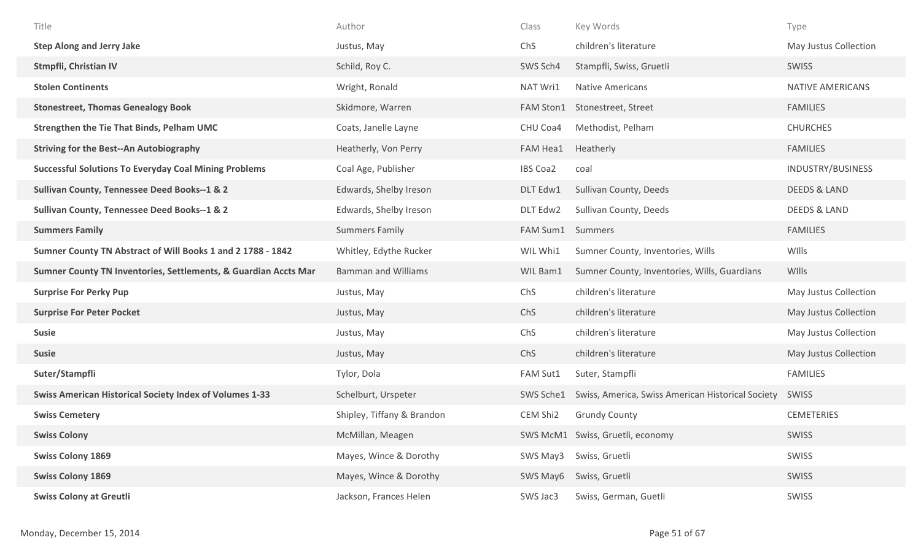| Title | Author | Class | Key Words | Type |
|---|---|---|---|---|
| **Step Along and Jerry Jake** | Justus, May | ChS | children's literature | May Justus Collection |
| **Stmpfli, Christian IV** | Schild, Roy C. | SWS Sch4 | Stampfli, Swiss, Gruetli | SWISS |
| **Stolen Continents** | Wright, Ronald | NAT Wri1 | Native Americans | NATIVE AMERICANS |
| **Stonestreet, Thomas Genealogy Book** | Skidmore, Warren | FAM Ston1 | Stonestreet, Street | FAMILIES |
| **Strengthen the Tie That Binds, Pelham UMC** | Coats, Janelle Layne | CHU Coa4 | Methodist, Pelham | CHURCHES |
| **Striving for the Best--An Autobiography** | Heatherly, Von Perry | FAM Hea1 | Heatherly | FAMILIES |
| **Successful Solutions To Everyday Coal Mining Problems** | Coal Age, Publisher | IBS Coa2 | coal | INDUSTRY/BUSINESS |
| **Sullivan County, Tennessee Deed Books--1 & 2** | Edwards, Shelby Ireson | DLT Edw1 | Sullivan County, Deeds | DEEDS & LAND |
| **Sullivan County, Tennessee Deed Books--1 & 2** | Edwards, Shelby Ireson | DLT Edw2 | Sullivan County, Deeds | DEEDS & LAND |
| **Summers Family** | Summers Family | FAM Sum1 | Summers | FAMILIES |
| **Sumner County TN Abstract of Will Books 1 and 2 1788 - 1842** | Whitley, Edythe Rucker | WIL Whi1 | Sumner County, Inventories, Wills | WIlls |
| **Sumner County TN Inventories, Settlements, & Guardian Accts Mar** | Bamman and Williams | WIL Bam1 | Sumner County, Inventories, Wills, Guardians | WIlls |
| **Surprise For Perky Pup** | Justus, May | ChS | children's literature | May Justus Collection |
| **Surprise For Peter Pocket** | Justus, May | ChS | children's literature | May Justus Collection |
| **Susie** | Justus, May | ChS | children's literature | May Justus Collection |
| **Susie** | Justus, May | ChS | children's literature | May Justus Collection |
| **Suter/Stampfli** | Tylor, Dola | FAM Sut1 | Suter, Stampfli | FAMILIES |
| **Swiss American Historical Society Index of Volumes 1-33** | Schelburt, Urspeter | SWS Sche1 | Swiss, America, Swiss American Historical Society | SWISS |
| **Swiss Cemetery** | Shipley, Tiffany & Brandon | CEM Shi2 | Grundy County | CEMETERIES |
| **Swiss Colony** | McMillan, Meagen | SWS McM1 | Swiss, Gruetli, economy | SWISS |
| **Swiss Colony 1869** | Mayes, Wince & Dorothy | SWS May3 | Swiss, Gruetli | SWISS |
| **Swiss Colony 1869** | Mayes, Wince & Dorothy | SWS May6 | Swiss, Gruetli | SWISS |
| **Swiss Colony at Greutli** | Jackson, Frances Helen | SWS Jac3 | Swiss, German, Guetli | SWISS |

Monday, December 15, 2014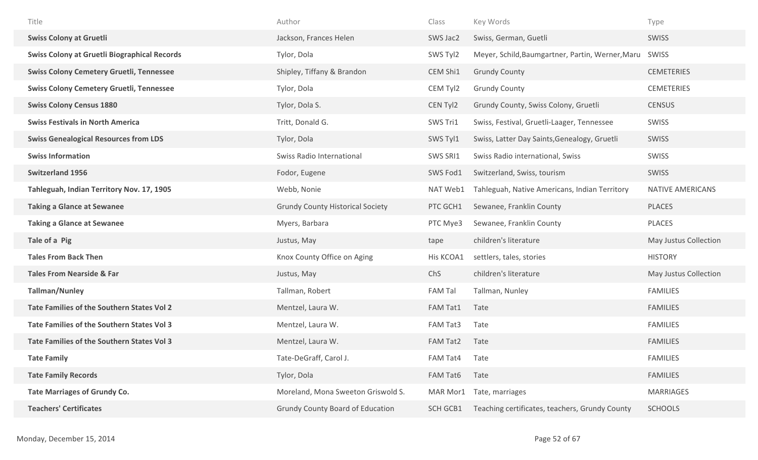| Title | Author | Class | Key Words | Type |
|---|---|---|---|---|
| **Swiss Colony at Gruetli** | Jackson, Frances Helen | SWS Jac2 | Swiss, German, Guetli | SWISS |
| **Swiss Colony at Gruetli Biographical Records** | Tylor, Dola | SWS Tyl2 | Meyer, Schild,Baumgartner, Partin, Werner,Maru | SWISS |
| **Swiss Colony Cemetery Gruetli, Tennessee** | Shipley, Tiffany & Brandon | CEM Shi1 | Grundy County | CEMETERIES |
| **Swiss Colony Cemetery Gruetli, Tennessee** | Tylor, Dola | CEM Tyl2 | Grundy County | CEMETERIES |
| **Swiss Colony Census 1880** | Tylor, Dola S. | CEN Tyl2 | Grundy County, Swiss Colony, Gruetli | CENSUS |
| **Swiss Festivals in North America** | Tritt, Donald G. | SWS Tri1 | Swiss, Festival, Gruetli-Laager, Tennessee | SWISS |
| **Swiss Genealogical Resources from LDS** | Tylor, Dola | SWS Tyl1 | Swiss, Latter Day Saints,Genealogy, Gruetli | SWISS |
| **Swiss Information** | Swiss Radio International | SWS SRI1 | Swiss Radio international, Swiss | SWISS |
| **Switzerland 1956** | Fodor, Eugene | SWS Fod1 | Switzerland, Swiss, tourism | SWISS |
| **Tahleguah, Indian Territory Nov. 17, 1905** | Webb, Nonie | NAT Web1 | Tahleguah, Native Americans, Indian Territory | NATIVE AMERICANS |
| **Taking a Glance at Sewanee** | Grundy County Historical Society | PTC GCH1 | Sewanee, Franklin County | PLACES |
| **Taking a Glance at Sewanee** | Myers, Barbara | PTC Mye3 | Sewanee, Franklin County | PLACES |
| **Tale of a Pig** | Justus, May | tape | children's literature | May Justus Collection |
| **Tales From Back Then** | Knox County Office on Aging | His KCOA1 | settlers, tales, stories | HISTORY |
| **Tales From Nearside & Far** | Justus, May | ChS | children's literature | May Justus Collection |
| **Tallman/Nunley** | Tallman, Robert | FAM Tal | Tallman, Nunley | FAMILIES |
| **Tate Families of the Southern States Vol 2** | Mentzel, Laura W. | FAM Tat1 | Tate | FAMILIES |
| **Tate Families of the Southern States Vol 3** | Mentzel, Laura W. | FAM Tat3 | Tate | FAMILIES |
| **Tate Families of the Southern States Vol 3** | Mentzel, Laura W. | FAM Tat2 | Tate | FAMILIES |
| **Tate Family** | Tate-DeGraff, Carol J. | FAM Tat4 | Tate | FAMILIES |
| **Tate Family Records** | Tylor, Dola | FAM Tat6 | Tate | FAMILIES |
| **Tate Marriages of Grundy Co.** | Moreland, Mona Sweeton Griswold S. | MAR Mor1 | Tate, marriages | MARRIAGES |
| **Teachers' Certificates** | Grundy County Board of Education | SCH GCB1 | Teaching certificates, teachers, Grundy County | SCHOOLS |

Monday, December 15, 2014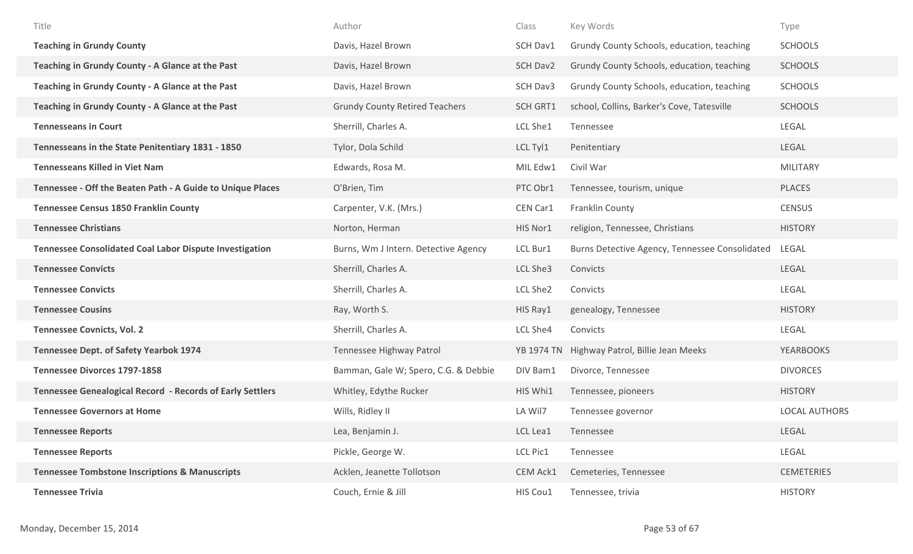| Title | Author | Class | Key Words | Type |
|---|---|---|---|---|
| **Teaching in Grundy County** | Davis, Hazel Brown | SCH Dav1 | Grundy County Schools, education, teaching | SCHOOLS |
| **Teaching in Grundy County - A Glance at the Past** | Davis, Hazel Brown | SCH Dav2 | Grundy County Schools, education, teaching | SCHOOLS |
| **Teaching in Grundy County - A Glance at the Past** | Davis, Hazel Brown | SCH Dav3 | Grundy County Schools, education, teaching | SCHOOLS |
| **Teaching in Grundy County - A Glance at the Past** | Grundy County Retired Teachers | SCH GRT1 | school, Collins, Barker's Cove, Tatesville | SCHOOLS |
| **Tennesseans in Court** | Sherrill, Charles A. | LCL She1 | Tennessee | LEGAL |
| **Tennesseans in the State Penitentiary 1831 - 1850** | Tylor, Dola Schild | LCL Tyl1 | Penitentiary | LEGAL |
| **Tennesseans Killed in Viet Nam** | Edwards, Rosa M. | MIL Edw1 | Civil War | MILITARY |
| **Tennessee - Off the Beaten Path - A Guide to Unique Places** | O'Brien, Tim | PTC Obr1 | Tennessee, tourism, unique | PLACES |
| **Tennessee Census 1850 Franklin County** | Carpenter, V.K. (Mrs.) | CEN Car1 | Franklin County | CENSUS |
| **Tennessee Christians** | Norton, Herman | HIS Nor1 | religion, Tennessee, Christians | HISTORY |
| **Tennessee Consolidated Coal Labor Dispute Investigation** | Burns, Wm J Intern. Detective Agency | LCL Bur1 | Burns Detective Agency, Tennessee Consolidated | LEGAL |
| **Tennessee Convicts** | Sherrill, Charles A. | LCL She3 | Convicts | LEGAL |
| **Tennessee Convicts** | Sherrill, Charles A. | LCL She2 | Convicts | LEGAL |
| **Tennessee Cousins** | Ray, Worth S. | HIS Ray1 | genealogy, Tennessee | HISTORY |
| **Tennessee Covnicts, Vol. 2** | Sherrill, Charles A. | LCL She4 | Convicts | LEGAL |
| **Tennessee Dept. of Safety Yearbok 1974** | Tennessee Highway Patrol | YB 1974 TN | Highway Patrol, Billie Jean Meeks | YEARBOOKS |
| **Tennessee Divorces 1797-1858** | Bamman, Gale W; Spero, C.G. & Debbie | DIV Bam1 | Divorce, Tennessee | DIVORCES |
| **Tennessee Genealogical Record - Records of Early Settlers** | Whitley, Edythe Rucker | HIS Whi1 | Tennessee, pioneers | HISTORY |
| **Tennessee Governors at Home** | Wills, Ridley II | LA Wil7 | Tennessee governor | LOCAL AUTHORS |
| **Tennessee Reports** | Lea, Benjamin J. | LCL Lea1 | Tennessee | LEGAL |
| **Tennessee Reports** | Pickle, George W. | LCL Pic1 | Tennessee | LEGAL |
| **Tennessee Tombstone Inscriptions & Manuscripts** | Acklen, Jeanette Tollotson | CEM Ack1 | Cemeteries, Tennessee | CEMETERIES |
| **Tennessee Trivia** | Couch, Ernie & Jill | HIS Cou1 | Tennessee, trivia | HISTORY |

Monday, December 15, 2014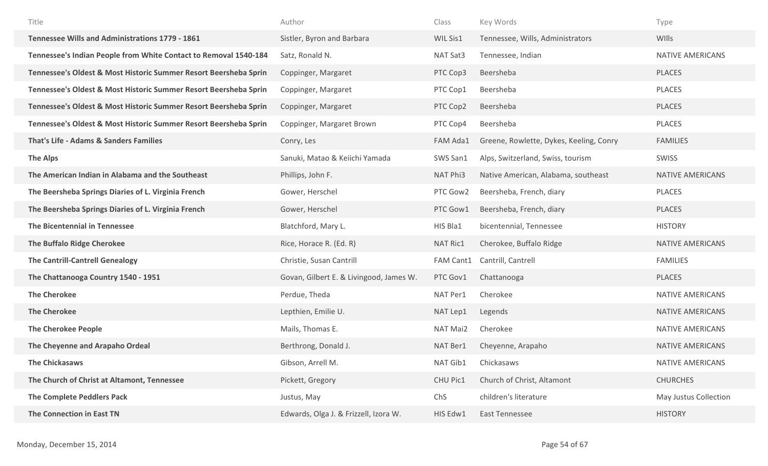| Title | Author | Class | Key Words | Type |
|---|---|---|---|---|
| **Tennessee Wills and Administrations 1779 - 1861** | Sistler, Byron and Barbara | WIL Sis1 | Tennessee, Wills, Administrators | WIlls |
| **Tennessee's Indian People from White Contact to Removal 1540-184** | Satz, Ronald N. | NAT Sat3 | Tennessee, Indian | NATIVE AMERICANS |
| **Tennessee's Oldest & Most Historic Summer Resort Beersheba Sprin** | Coppinger, Margaret | PTC Cop3 | Beersheba | PLACES |
| **Tennessee's Oldest & Most Historic Summer Resort Beersheba Sprin** | Coppinger, Margaret | PTC Cop1 | Beersheba | PLACES |
| **Tennessee's Oldest & Most Historic Summer Resort Beersheba Sprin** | Coppinger, Margaret | PTC Cop2 | Beersheba | PLACES |
| **Tennessee's Oldest & Most Historic Summer Resort Beersheba Sprin** | Coppinger, Margaret Brown | PTC Cop4 | Beersheba | PLACES |
| **That's Life - Adams & Sanders Families** | Conry, Les | FAM Ada1 | Greene, Rowlette, Dykes, Keeling, Conry | FAMILIES |
| **The Alps** | Sanuki, Matao & Keiichi Yamada | SWS San1 | Alps, Switzerland, Swiss, tourism | SWISS |
| **The American Indian in Alabama and the Southeast** | Phillips, John F. | NAT Phi3 | Native American, Alabama, southeast | NATIVE AMERICANS |
| **The Beersheba Springs Diaries of L. Virginia French** | Gower, Herschel | PTC Gow2 | Beersheba, French, diary | PLACES |
| **The Beersheba Springs Diaries of L. Virginia French** | Gower, Herschel | PTC Gow1 | Beersheba, French, diary | PLACES |
| **The Bicentennial in Tennessee** | Blatchford, Mary L. | HIS Bla1 | bicentennial, Tennessee | HISTORY |
| **The Buffalo Ridge Cherokee** | Rice, Horace R. (Ed. R) | NAT Ric1 | Cherokee, Buffalo Ridge | NATIVE AMERICANS |
| **The Cantrill-Cantrell Genealogy** | Christie, Susan Cantrill | FAM Cant1 | Cantrill, Cantrell | FAMILIES |
| **The Chattanooga Country 1540 - 1951** | Govan, Gilbert E. & Livingood, James W. | PTC Gov1 | Chattanooga | PLACES |
| **The Cherokee** | Perdue, Theda | NAT Per1 | Cherokee | NATIVE AMERICANS |
| **The Cherokee** | Lepthien, Emilie U. | NAT Lep1 | Legends | NATIVE AMERICANS |
| **The Cherokee People** | Mails, Thomas E. | NAT Mai2 | Cherokee | NATIVE AMERICANS |
| **The Cheyenne and Arapaho Ordeal** | Berthrong, Donald J. | NAT Ber1 | Cheyenne, Arapaho | NATIVE AMERICANS |
| **The Chickasaws** | Gibson, Arrell M. | NAT Gib1 | Chickasaws | NATIVE AMERICANS |
| **The Church of Christ at Altamont, Tennessee** | Pickett, Gregory | CHU Pic1 | Church of Christ, Altamont | CHURCHES |
| **The Complete Peddlers Pack** | Justus, May | ChS | children's literature | May Justus Collection |
| **The Connection in East TN** | Edwards, Olga J. & Frizzell, Izora W. | HIS Edw1 | East Tennessee | HISTORY |

Monday, December 15, 2014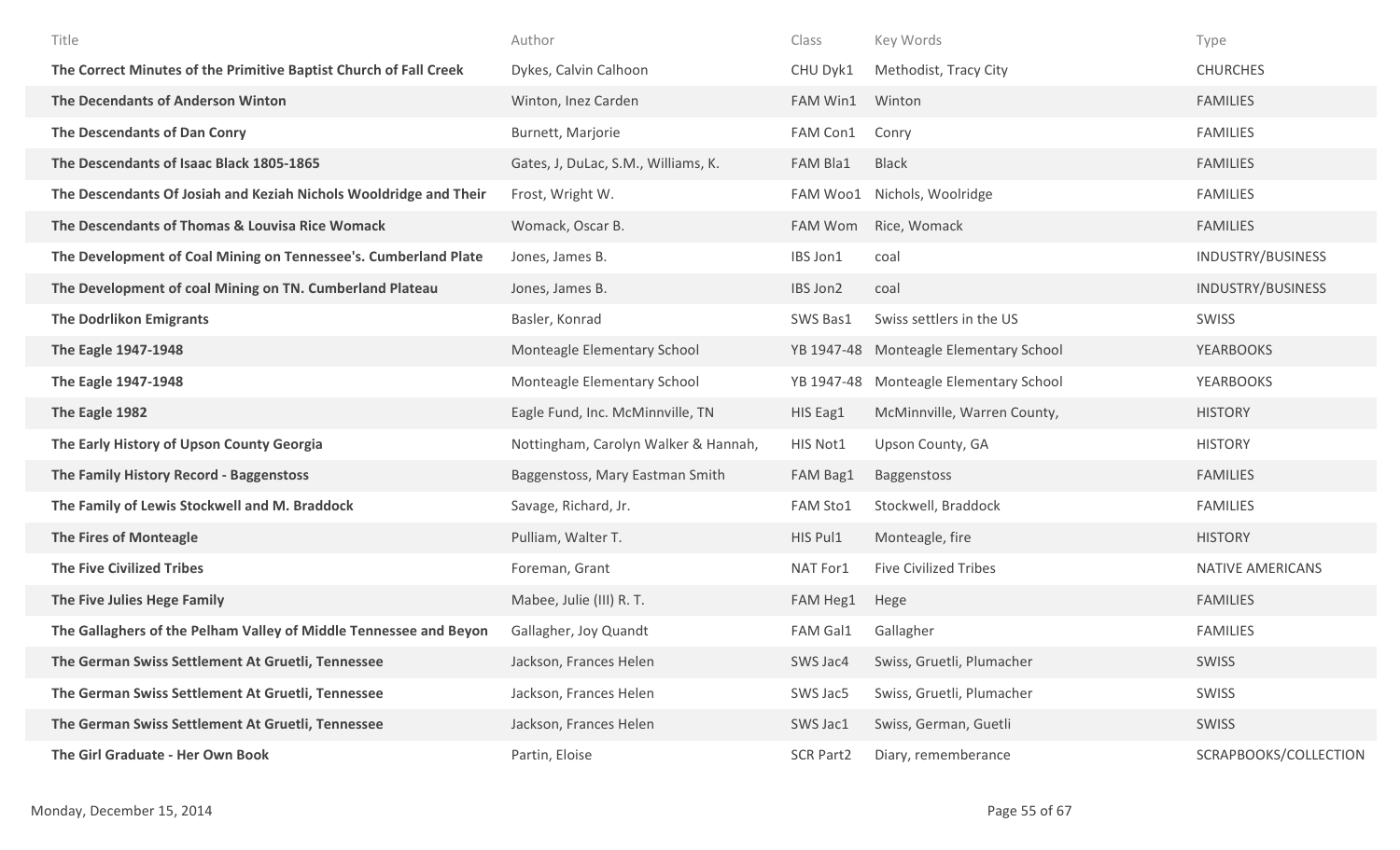| Title | Author | Class | Key Words | Type |
|---|---|---|---|---|
| **The Correct Minutes of the Primitive Baptist Church of Fall Creek** | Dykes, Calvin Calhoon | CHU Dyk1 | Methodist, Tracy City | CHURCHES |
| **The Decendants of Anderson Winton** | Winton, Inez Carden | FAM Win1 | Winton | FAMILIES |
| **The Descendants of Dan Conry** | Burnett, Marjorie | FAM Con1 | Conry | FAMILIES |
| **The Descendants of Isaac Black 1805-1865** | Gates, J, DuLac, S.M., Williams, K. | FAM Bla1 | Black | FAMILIES |
| **The Descendants Of Josiah and Keziah Nichols Wooldridge and Their** | Frost, Wright W. | FAM Woo1 | Nichols, Woolridge | FAMILIES |
| **The Descendants of Thomas & Louvisa Rice Womack** | Womack, Oscar B. | FAM Wom | Rice, Womack | FAMILIES |
| **The Development of Coal Mining on Tennessee's. Cumberland Plate** | Jones, James B. | IBS Jon1 | coal | INDUSTRY/BUSINESS |
| **The Development of coal Mining on TN. Cumberland Plateau** | Jones, James B. | IBS Jon2 | coal | INDUSTRY/BUSINESS |
| **The Dodrlikon Emigrants** | Basler, Konrad | SWS Bas1 | Swiss settlers in the US | SWISS |
| **The Eagle 1947-1948** | Monteagle Elementary School | YB 1947-48 | Monteagle Elementary School | YEARBOOKS |
| **The Eagle 1947-1948** | Monteagle Elementary School | YB 1947-48 | Monteagle Elementary School | YEARBOOKS |
| **The Eagle 1982** | Eagle Fund, Inc. McMinnville, TN | HIS Eag1 | McMinnville, Warren County, | HISTORY |
| **The Early History of Upson County Georgia** | Nottingham, Carolyn Walker & Hannah, | HIS Not1 | Upson County, GA | HISTORY |
| **The Family History Record - Baggenstoss** | Baggenstoss, Mary Eastman Smith | FAM Bag1 | Baggenstoss | FAMILIES |
| **The Family of Lewis Stockwell and M. Braddock** | Savage, Richard, Jr. | FAM Sto1 | Stockwell, Braddock | FAMILIES |
| **The Fires of Monteagle** | Pulliam, Walter T. | HIS Pul1 | Monteagle, fire | HISTORY |
| **The Five Civilized Tribes** | Foreman, Grant | NAT For1 | Five Civilized Tribes | NATIVE AMERICANS |
| **The Five Julies Hege Family** | Mabee, Julie (III) R. T. | FAM Heg1 | Hege | FAMILIES |
| **The Gallaghers of the Pelham Valley of Middle Tennessee and Beyon** | Gallagher, Joy Quandt | FAM Gal1 | Gallagher | FAMILIES |
| **The German Swiss Settlement At Gruetli, Tennessee** | Jackson, Frances Helen | SWS Jac4 | Swiss, Gruetli, Plumacher | SWISS |
| **The German Swiss Settlement At Gruetli, Tennessee** | Jackson, Frances Helen | SWS Jac5 | Swiss, Gruetli, Plumacher | SWISS |
| **The German Swiss Settlement At Gruetli, Tennessee** | Jackson, Frances Helen | SWS Jac1 | Swiss, German, Guetli | SWISS |
| **The Girl Graduate - Her Own Book** | Partin, Eloise | SCR Part2 | Diary, rememberance | SCRAPBOOKS/COLLECTION |

Monday, December 15, 2014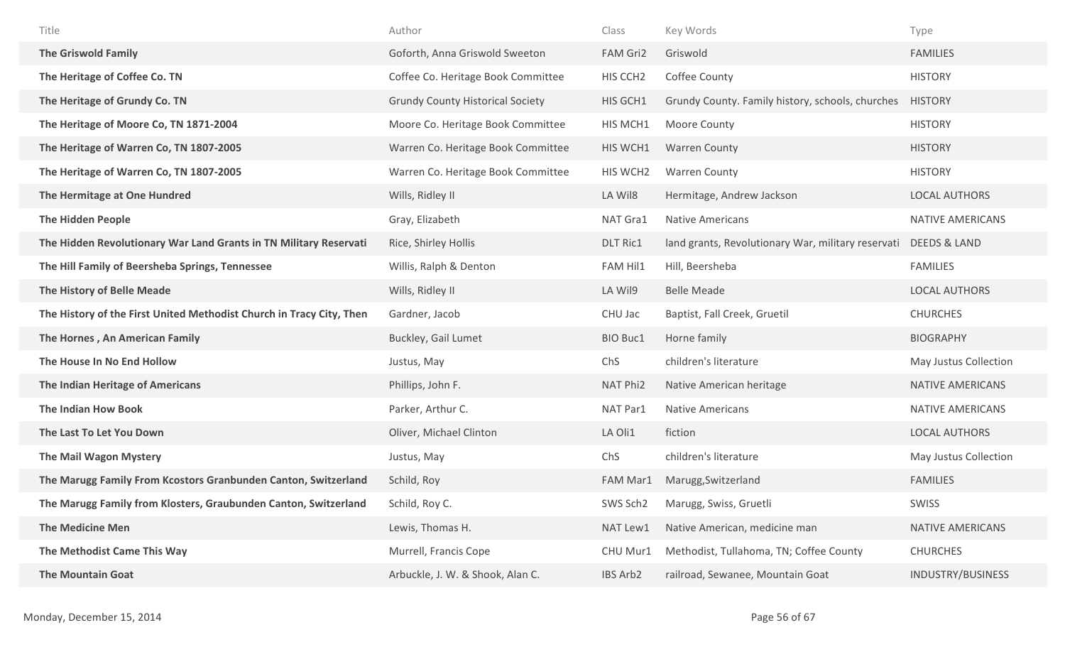| Title | Author | Class | Key Words | Type |
| --- | --- | --- | --- | --- |
| **The Griswold Family** | Goforth, Anna Griswold Sweeton | FAM Gri2 | Griswold | FAMILIES |
| **The Heritage of Coffee Co. TN** | Coffee Co. Heritage Book Committee | HIS CCH2 | Coffee County | HISTORY |
| **The Heritage of Grundy Co. TN** | Grundy County Historical Society | HIS GCH1 | Grundy County. Family history, schools, churches | HISTORY |
| **The Heritage of Moore Co, TN 1871-2004** | Moore Co. Heritage Book Committee | HIS MCH1 | Moore County | HISTORY |
| **The Heritage of Warren Co, TN 1807-2005** | Warren Co. Heritage Book Committee | HIS WCH1 | Warren County | HISTORY |
| **The Heritage of Warren Co, TN 1807-2005** | Warren Co. Heritage Book Committee | HIS WCH2 | Warren County | HISTORY |
| **The Hermitage at One Hundred** | Wills, Ridley II | LA Wil8 | Hermitage, Andrew Jackson | LOCAL AUTHORS |
| **The Hidden People** | Gray, Elizabeth | NAT Gra1 | Native Americans | NATIVE AMERICANS |
| **The Hidden Revolutionary War Land Grants in TN Military Reservati** | Rice, Shirley Hollis | DLT Ric1 | land grants, Revolutionary War, military reservati | DEEDS & LAND |
| **The Hill Family of Beersheba Springs, Tennessee** | Willis, Ralph & Denton | FAM Hil1 | Hill, Beersheba | FAMILIES |
| **The History of Belle Meade** | Wills, Ridley II | LA Wil9 | Belle Meade | LOCAL AUTHORS |
| **The History of the First United Methodist Church in Tracy City, Then** | Gardner, Jacob | CHU Jac | Baptist, Fall Creek, Gruetil | CHURCHES |
| **The Hornes , An American Family** | Buckley, Gail Lumet | BIO Buc1 | Horne family | BIOGRAPHY |
| **The House In No End Hollow** | Justus, May | ChS | children's literature | May Justus Collection |
| **The Indian Heritage of Americans** | Phillips, John F. | NAT Phi2 | Native American heritage | NATIVE AMERICANS |
| **The Indian How Book** | Parker, Arthur C. | NAT Par1 | Native Americans | NATIVE AMERICANS |
| **The Last To Let You Down** | Oliver, Michael Clinton | LA Oli1 | fiction | LOCAL AUTHORS |
| **The Mail Wagon Mystery** | Justus, May | ChS | children's literature | May Justus Collection |
| **The Marugg Family From Kcostors Granbunden Canton, Switzerland** | Schild, Roy | FAM Mar1 | Marugg,Switzerland | FAMILIES |
| **The Marugg Family from Klosters, Graubunden Canton, Switzerland** | Schild, Roy C. | SWS Sch2 | Marugg, Swiss, Gruetli | SWISS |
| **The Medicine Men** | Lewis, Thomas H. | NAT Lew1 | Native American, medicine man | NATIVE AMERICANS |
| **The Methodist Came This Way** | Murrell, Francis Cope | CHU Mur1 | Methodist, Tullahoma, TN; Coffee County | CHURCHES |
| **The Mountain Goat** | Arbuckle, J. W. & Shook, Alan C. | IBS Arb2 | railroad, Sewanee, Mountain Goat | INDUSTRY/BUSINESS |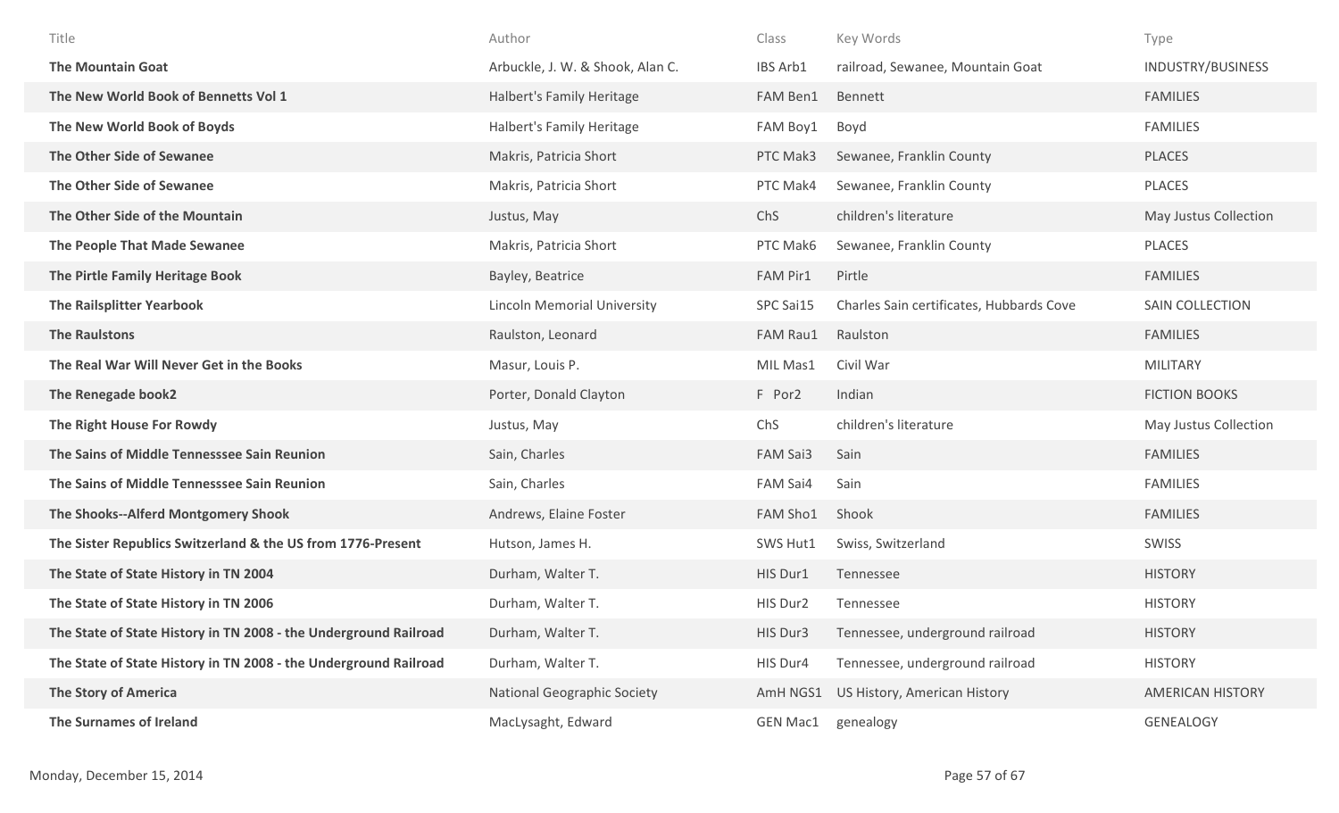| Title | Author | Class | Key Words | Type |
|---|---|---|---|---|
| **The Mountain Goat** | Arbuckle, J. W. & Shook, Alan C. | IBS Arb1 | railroad, Sewanee, Mountain Goat | INDUSTRY/BUSINESS |
| **The New World Book of Bennetts Vol 1** | Halbert's Family Heritage | FAM Ben1 | Bennett | FAMILIES |
| **The New World Book of Boyds** | Halbert's Family Heritage | FAM Boy1 | Boyd | FAMILIES |
| **The Other Side of Sewanee** | Makris, Patricia Short | PTC Mak3 | Sewanee, Franklin County | PLACES |
| **The Other Side of Sewanee** | Makris, Patricia Short | PTC Mak4 | Sewanee, Franklin County | PLACES |
| **The Other Side of the Mountain** | Justus, May | ChS | children's literature | May Justus Collection |
| **The People That Made Sewanee** | Makris, Patricia Short | PTC Mak6 | Sewanee, Franklin County | PLACES |
| **The Pirtle Family Heritage Book** | Bayley, Beatrice | FAM Pir1 | Pirtle | FAMILIES |
| **The Railsplitter Yearbook** | Lincoln Memorial University | SPC Sai15 | Charles Sain certificates, Hubbards Cove | SAIN COLLECTION |
| **The Raulstons** | Raulston, Leonard | FAM Rau1 | Raulston | FAMILIES |
| **The Real War Will Never Get in the Books** | Masur, Louis P. | MIL Mas1 | Civil War | MILITARY |
| **The Renegade book2** | Porter, Donald Clayton | F Por2 | Indian | FICTION BOOKS |
| **The Right House For Rowdy** | Justus, May | ChS | children's literature | May Justus Collection |
| **The Sains of Middle Tennesssee Sain Reunion** | Sain, Charles | FAM Sai3 | Sain | FAMILIES |
| **The Sains of Middle Tennesssee Sain Reunion** | Sain, Charles | FAM Sai4 | Sain | FAMILIES |
| **The Shooks--Alferd Montgomery Shook** | Andrews, Elaine Foster | FAM Sho1 | Shook | FAMILIES |
| **The Sister Republics Switzerland & the US from 1776-Present** | Hutson, James H. | SWS Hut1 | Swiss, Switzerland | SWISS |
| **The State of State History in TN 2004** | Durham, Walter T. | HIS Dur1 | Tennessee | HISTORY |
| **The State of State History in TN 2006** | Durham, Walter T. | HIS Dur2 | Tennessee | HISTORY |
| **The State of State History in TN 2008 - the Underground Railroad** | Durham, Walter T. | HIS Dur3 | Tennessee, underground railroad | HISTORY |
| **The State of State History in TN 2008 - the Underground Railroad** | Durham, Walter T. | HIS Dur4 | Tennessee, underground railroad | HISTORY |
| **The Story of America** | National Geographic Society | AmH NGS1 | US History, American History | AMERICAN HISTORY |
| **The Surnames of Ireland** | MacLysaght, Edward | GEN Mac1 | genealogy | GENEALOGY |

Monday, December 15, 2014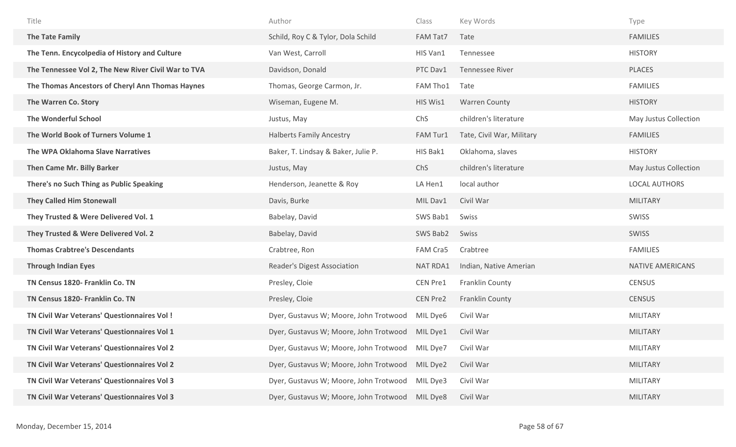| Title | Author | Class | Key Words | Type |
| --- | --- | --- | --- | --- |
| **The Tate Family** | Schild, Roy C & Tylor, Dola Schild | FAM Tat7 | Tate | FAMILIES |
| **The Tenn. Encycolpedia of History and Culture** | Van West, Carroll | HIS Van1 | Tennessee | HISTORY |
| **The Tennessee Vol 2, The New River Civil War to TVA** | Davidson, Donald | PTC Dav1 | Tennessee River | PLACES |
| **The Thomas Ancestors of Cheryl Ann Thomas Haynes** | Thomas, George Carmon, Jr. | FAM Tho1 | Tate | FAMILIES |
| **The Warren Co. Story** | Wiseman, Eugene M. | HIS Wis1 | Warren County | HISTORY |
| **The Wonderful School** | Justus, May | ChS | children's literature | May Justus Collection |
| **The World Book of Turners Volume 1** | Halberts Family Ancestry | FAM Tur1 | Tate, Civil War, Military | FAMILIES |
| **The WPA Oklahoma Slave Narratives** | Baker, T. Lindsay & Baker, Julie P. | HIS Bak1 | Oklahoma, slaves | HISTORY |
| **Then Came Mr. Billy Barker** | Justus, May | ChS | children's literature | May Justus Collection |
| **There's no Such Thing as Public Speaking** | Henderson, Jeanette & Roy | LA Hen1 | local author | LOCAL AUTHORS |
| **They Called Him Stonewall** | Davis, Burke | MIL Dav1 | Civil War | MILITARY |
| **They Trusted & Were Delivered Vol. 1** | Babelay, David | SWS Bab1 | Swiss | SWISS |
| **They Trusted & Were Delivered Vol. 2** | Babelay, David | SWS Bab2 | Swiss | SWISS |
| **Thomas Crabtree's Descendants** | Crabtree, Ron | FAM Cra5 | Crabtree | FAMILIES |
| **Through Indian Eyes** | Reader's Digest Association | NAT RDA1 | Indian, Native Amerian | NATIVE AMERICANS |
| **TN Census 1820- Franklin Co. TN** | Presley, Cloie | CEN Pre1 | Franklin County | CENSUS |
| **TN Census 1820- Franklin Co. TN** | Presley, Cloie | CEN Pre2 | Franklin County | CENSUS |
| **TN Civil War Veterans' Questionnaires Vol !** | Dyer, Gustavus W; Moore, John Trotwood | MIL Dye6 | Civil War | MILITARY |
| **TN Civil War Veterans' Questionnaires Vol 1** | Dyer, Gustavus W; Moore, John Trotwood | MIL Dye1 | Civil War | MILITARY |
| **TN Civil War Veterans' Questionnaires Vol 2** | Dyer, Gustavus W; Moore, John Trotwood | MIL Dye7 | Civil War | MILITARY |
| **TN Civil War Veterans' Questionnaires Vol 2** | Dyer, Gustavus W; Moore, John Trotwood | MIL Dye2 | Civil War | MILITARY |
| **TN Civil War Veterans' Questionnaires Vol 3** | Dyer, Gustavus W; Moore, John Trotwood | MIL Dye3 | Civil War | MILITARY |
| **TN Civil War Veterans' Questionnaires Vol 3** | Dyer, Gustavus W; Moore, John Trotwood | MIL Dye8 | Civil War | MILITARY |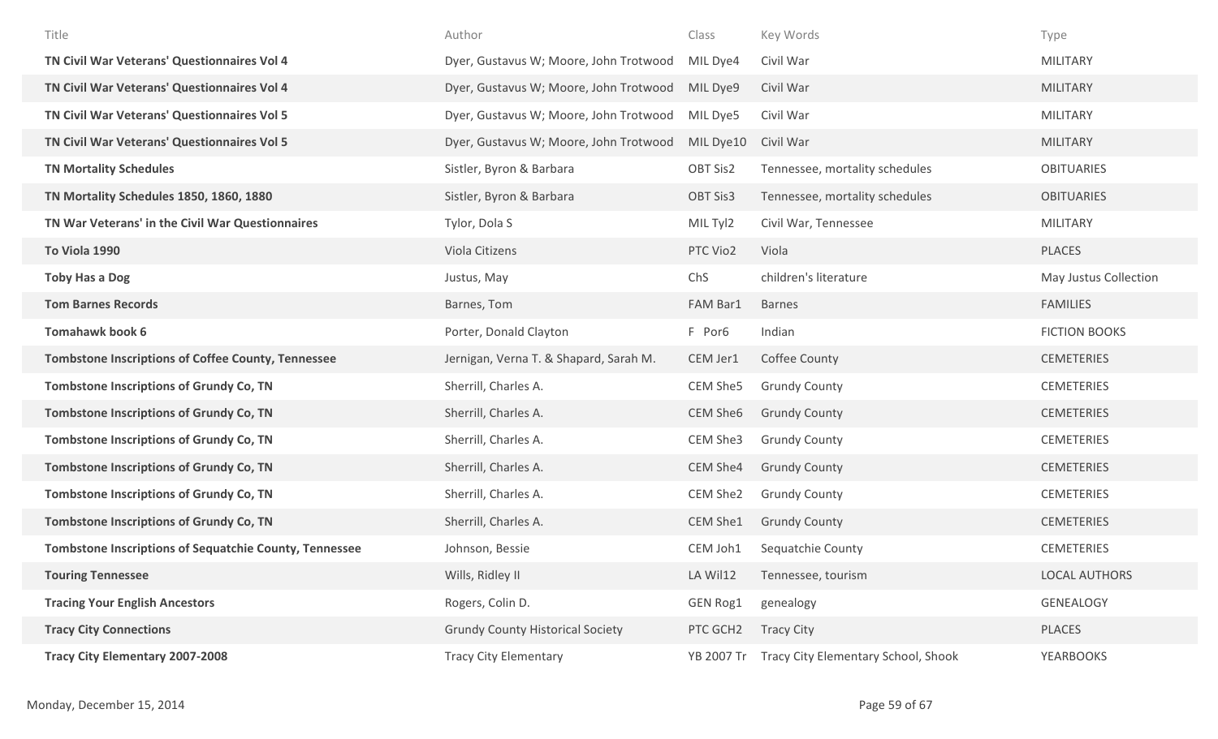| Title | Author | Class | Key Words | Type |
|---|---|---|---|---|
| **TN Civil War Veterans' Questionnaires Vol 4** | Dyer, Gustavus W; Moore, John Trotwood | MIL Dye4 | Civil War | MILITARY |
| **TN Civil War Veterans' Questionnaires Vol 4** | Dyer, Gustavus W; Moore, John Trotwood | MIL Dye9 | Civil War | MILITARY |
| **TN Civil War Veterans' Questionnaires Vol 5** | Dyer, Gustavus W; Moore, John Trotwood | MIL Dye5 | Civil War | MILITARY |
| **TN Civil War Veterans' Questionnaires Vol 5** | Dyer, Gustavus W; Moore, John Trotwood | MIL Dye10 | Civil War | MILITARY |
| **TN Mortality Schedules** | Sistler, Byron & Barbara | OBT Sis2 | Tennessee, mortality schedules | OBITUARIES |
| **TN Mortality Schedules 1850, 1860, 1880** | Sistler, Byron & Barbara | OBT Sis3 | Tennessee, mortality schedules | OBITUARIES |
| **TN War Veterans' in the Civil War Questionnaires** | Tylor, Dola S | MIL Tyl2 | Civil War, Tennessee | MILITARY |
| **To Viola 1990** | Viola Citizens | PTC Vio2 | Viola | PLACES |
| **Toby Has a Dog** | Justus, May | ChS | children's literature | May Justus Collection |
| **Tom Barnes Records** | Barnes, Tom | FAM Bar1 | Barnes | FAMILIES |
| **Tomahawk book 6** | Porter, Donald Clayton | F Por6 | Indian | FICTION BOOKS |
| **Tombstone Inscriptions of Coffee County, Tennessee** | Jernigan, Verna T. & Shapard, Sarah M. | CEM Jer1 | Coffee County | CEMETERIES |
| **Tombstone Inscriptions of Grundy Co, TN** | Sherrill, Charles A. | CEM She5 | Grundy County | CEMETERIES |
| **Tombstone Inscriptions of Grundy Co, TN** | Sherrill, Charles A. | CEM She6 | Grundy County | CEMETERIES |
| **Tombstone Inscriptions of Grundy Co, TN** | Sherrill, Charles A. | CEM She3 | Grundy County | CEMETERIES |
| **Tombstone Inscriptions of Grundy Co, TN** | Sherrill, Charles A. | CEM She4 | Grundy County | CEMETERIES |
| **Tombstone Inscriptions of Grundy Co, TN** | Sherrill, Charles A. | CEM She2 | Grundy County | CEMETERIES |
| **Tombstone Inscriptions of Grundy Co, TN** | Sherrill, Charles A. | CEM She1 | Grundy County | CEMETERIES |
| **Tombstone Inscriptions of Sequatchie County, Tennessee** | Johnson, Bessie | CEM Joh1 | Sequatchie County | CEMETERIES |
| **Touring Tennessee** | Wills, Ridley II | LA Wil12 | Tennessee, tourism | LOCAL AUTHORS |
| **Tracing Your English Ancestors** | Rogers, Colin D. | GEN Rog1 | genealogy | GENEALOGY |
| **Tracy City Connections** | Grundy County Historical Society | PTC GCH2 | Tracy City | PLACES |
| **Tracy City Elementary 2007-2008** | Tracy City Elementary | YB 2007 Tr | Tracy City Elementary School, Shook | YEARBOOKS |

Monday, December 15, 2014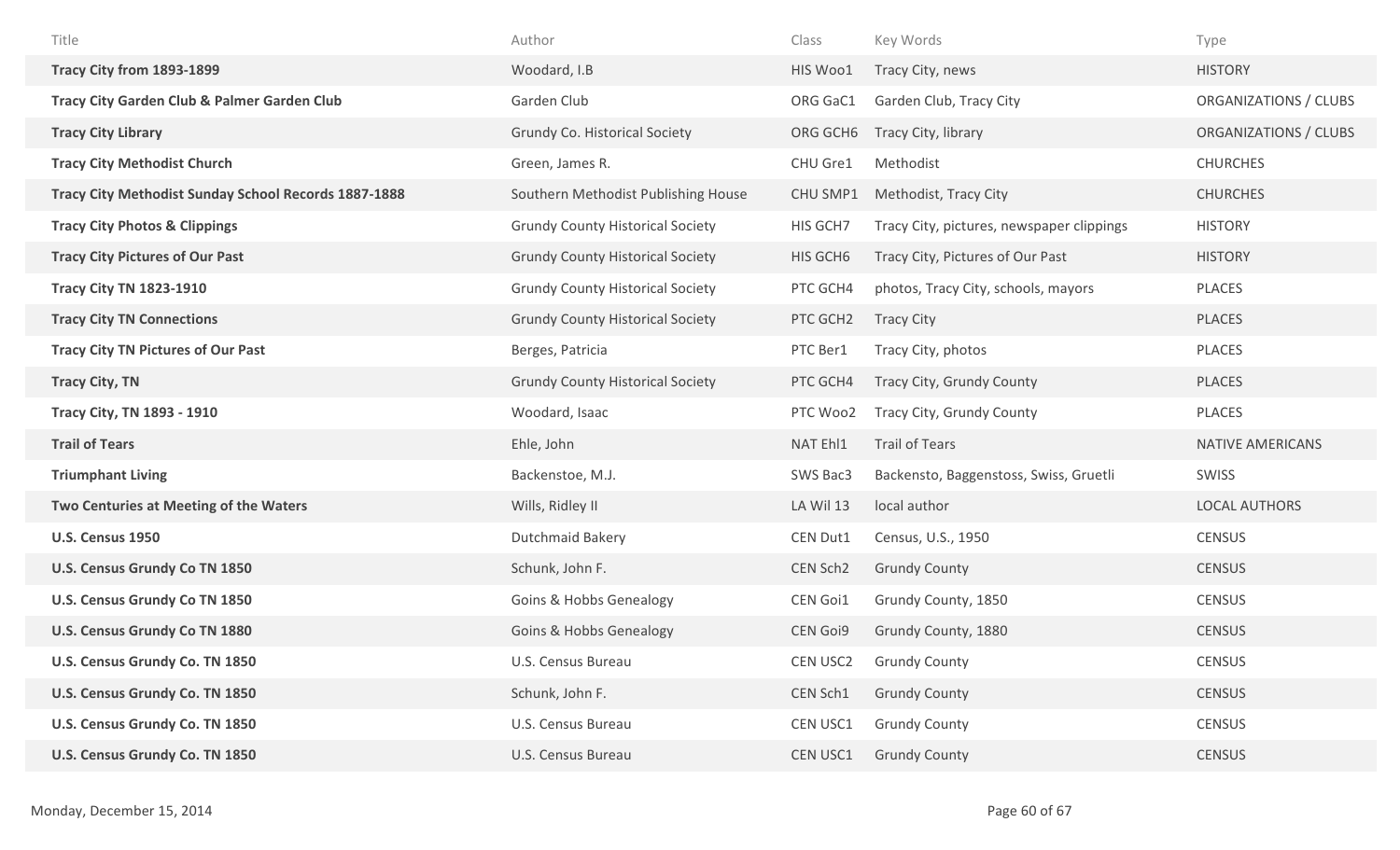| Title | Author | Class | Key Words | Type |
|---|---|---|---|---|
| **Tracy City from 1893-1899** | Woodard, I.B | HIS Woo1 | Tracy City, news | HISTORY |
| **Tracy City Garden Club & Palmer Garden Club** | Garden Club | ORG GaC1 | Garden Club, Tracy City | ORGANIZATIONS / CLUBS |
| **Tracy City Library** | Grundy Co. Historical Society | ORG GCH6 | Tracy City, library | ORGANIZATIONS / CLUBS |
| **Tracy City Methodist Church** | Green, James R. | CHU Gre1 | Methodist | CHURCHES |
| **Tracy City Methodist Sunday School Records 1887-1888** | Southern Methodist Publishing House | CHU SMP1 | Methodist, Tracy City | CHURCHES |
| **Tracy City Photos & Clippings** | Grundy County Historical Society | HIS GCH7 | Tracy City, pictures, newspaper clippings | HISTORY |
| **Tracy City Pictures of Our Past** | Grundy County Historical Society | HIS GCH6 | Tracy City, Pictures of Our Past | HISTORY |
| **Tracy City TN 1823-1910** | Grundy County Historical Society | PTC GCH4 | photos, Tracy City, schools, mayors | PLACES |
| **Tracy City TN Connections** | Grundy County Historical Society | PTC GCH2 | Tracy City | PLACES |
| **Tracy City TN Pictures of Our Past** | Berges, Patricia | PTC Ber1 | Tracy City, photos | PLACES |
| **Tracy City, TN** | Grundy County Historical Society | PTC GCH4 | Tracy City, Grundy County | PLACES |
| **Tracy City, TN 1893 - 1910** | Woodard, Isaac | PTC Woo2 | Tracy City, Grundy County | PLACES |
| **Trail of Tears** | Ehle, John | NAT Ehl1 | Trail of Tears | NATIVE AMERICANS |
| **Triumphant Living** | Backenstoe, M.J. | SWS Bac3 | Backensto, Baggenstoss, Swiss, Gruetli | SWISS |
| **Two Centuries at Meeting of the Waters** | Wills, Ridley II | LA Wil 13 | local author | LOCAL AUTHORS |
| **U.S. Census 1950** | Dutchmaid Bakery | CEN Dut1 | Census, U.S., 1950 | CENSUS |
| **U.S. Census Grundy Co TN 1850** | Schunk, John F. | CEN Sch2 | Grundy County | CENSUS |
| **U.S. Census Grundy Co TN 1850** | Goins & Hobbs Genealogy | CEN Goi1 | Grundy County, 1850 | CENSUS |
| **U.S. Census Grundy Co TN 1880** | Goins & Hobbs Genealogy | CEN Goi9 | Grundy County, 1880 | CENSUS |
| **U.S. Census Grundy Co. TN 1850** | U.S. Census Bureau | CEN USC2 | Grundy County | CENSUS |
| **U.S. Census Grundy Co. TN 1850** | Schunk, John F. | CEN Sch1 | Grundy County | CENSUS |
| **U.S. Census Grundy Co. TN 1850** | U.S. Census Bureau | CEN USC1 | Grundy County | CENSUS |
| **U.S. Census Grundy Co. TN 1850** | U.S. Census Bureau | CEN USC1 | Grundy County | CENSUS |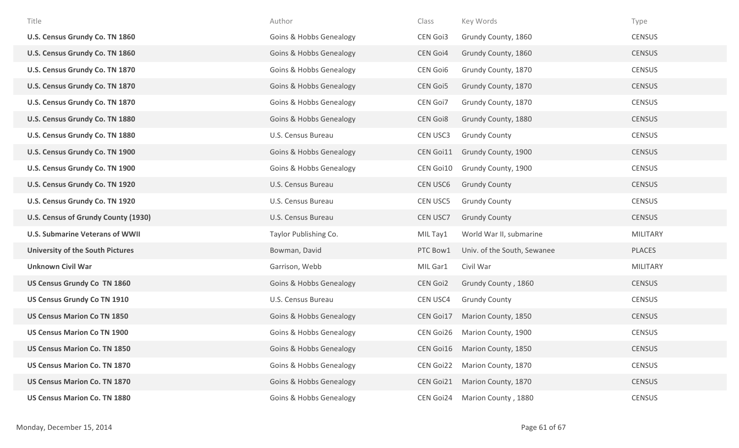| Title | Author | Class | Key Words | Type |
|---|---|---|---|---|
| **U.S. Census Grundy Co. TN 1860** | Goins & Hobbs Genealogy | CEN Goi3 | Grundy County, 1860 | CENSUS |
| **U.S. Census Grundy Co. TN 1860** | Goins & Hobbs Genealogy | CEN Goi4 | Grundy County, 1860 | CENSUS |
| **U.S. Census Grundy Co. TN 1870** | Goins & Hobbs Genealogy | CEN Goi6 | Grundy County, 1870 | CENSUS |
| **U.S. Census Grundy Co. TN 1870** | Goins & Hobbs Genealogy | CEN Goi5 | Grundy County, 1870 | CENSUS |
| **U.S. Census Grundy Co. TN 1870** | Goins & Hobbs Genealogy | CEN Goi7 | Grundy County, 1870 | CENSUS |
| **U.S. Census Grundy Co. TN 1880** | Goins & Hobbs Genealogy | CEN Goi8 | Grundy County, 1880 | CENSUS |
| **U.S. Census Grundy Co. TN 1880** | U.S. Census Bureau | CEN USC3 | Grundy County | CENSUS |
| **U.S. Census Grundy Co. TN 1900** | Goins & Hobbs Genealogy | CEN Goi11 | Grundy County, 1900 | CENSUS |
| **U.S. Census Grundy Co. TN 1900** | Goins & Hobbs Genealogy | CEN Goi10 | Grundy County, 1900 | CENSUS |
| **U.S. Census Grundy Co. TN 1920** | U.S. Census Bureau | CEN USC6 | Grundy County | CENSUS |
| **U.S. Census Grundy Co. TN 1920** | U.S. Census Bureau | CEN USC5 | Grundy County | CENSUS |
| **U.S. Census of Grundy County (1930)** | U.S. Census Bureau | CEN USC7 | Grundy County | CENSUS |
| **U.S. Submarine Veterans of WWII** | Taylor Publishing Co. | MIL Tay1 | World War II, submarine | MILITARY |
| **University of the South Pictures** | Bowman, David | PTC Bow1 | Univ. of the South, Sewanee | PLACES |
| **Unknown Civil War** | Garrison, Webb | MIL Gar1 | Civil War | MILITARY |
| **US Census Grundy Co TN 1860** | Goins & Hobbs Genealogy | CEN Goi2 | Grundy County , 1860 | CENSUS |
| **US Census Grundy Co TN 1910** | U.S. Census Bureau | CEN USC4 | Grundy County | CENSUS |
| **US Census Marion Co TN 1850** | Goins & Hobbs Genealogy | CEN Goi17 | Marion County, 1850 | CENSUS |
| **US Census Marion Co TN 1900** | Goins & Hobbs Genealogy | CEN Goi26 | Marion County, 1900 | CENSUS |
| **US Census Marion Co. TN 1850** | Goins & Hobbs Genealogy | CEN Goi16 | Marion County, 1850 | CENSUS |
| **US Census Marion Co. TN 1870** | Goins & Hobbs Genealogy | CEN Goi22 | Marion County, 1870 | CENSUS |
| **US Census Marion Co. TN 1870** | Goins & Hobbs Genealogy | CEN Goi21 | Marion County, 1870 | CENSUS |
| **US Census Marion Co. TN 1880** | Goins & Hobbs Genealogy | CEN Goi24 | Marion County , 1880 | CENSUS |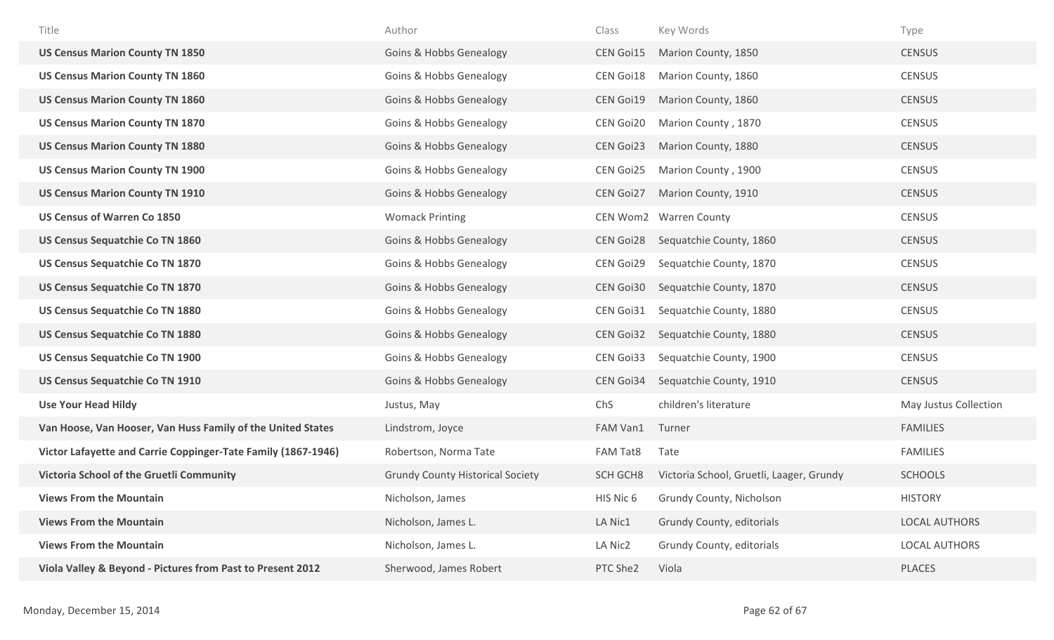| Title | Author | Class | Key Words | Type |
| --- | --- | --- | --- | --- |
| **US Census Marion County TN 1850** | Goins & Hobbs Genealogy | CEN Goi15 | Marion County, 1850 | CENSUS |
| **US Census Marion County TN 1860** | Goins & Hobbs Genealogy | CEN Goi18 | Marion County, 1860 | CENSUS |
| **US Census Marion County TN 1860** | Goins & Hobbs Genealogy | CEN Goi19 | Marion County, 1860 | CENSUS |
| **US Census Marion County TN 1870** | Goins & Hobbs Genealogy | CEN Goi20 | Marion County , 1870 | CENSUS |
| **US Census Marion County TN 1880** | Goins & Hobbs Genealogy | CEN Goi23 | Marion County, 1880 | CENSUS |
| **US Census Marion County TN 1900** | Goins & Hobbs Genealogy | CEN Goi25 | Marion County , 1900 | CENSUS |
| **US Census Marion County TN 1910** | Goins & Hobbs Genealogy | CEN Goi27 | Marion County, 1910 | CENSUS |
| **US Census of Warren Co 1850** | Womack Printing | CEN Wom2 | Warren County | CENSUS |
| **US Census Sequatchie Co TN 1860** | Goins & Hobbs Genealogy | CEN Goi28 | Sequatchie County, 1860 | CENSUS |
| **US Census Sequatchie Co TN 1870** | Goins & Hobbs Genealogy | CEN Goi29 | Sequatchie County, 1870 | CENSUS |
| **US Census Sequatchie Co TN 1870** | Goins & Hobbs Genealogy | CEN Goi30 | Sequatchie County, 1870 | CENSUS |
| **US Census Sequatchie Co TN 1880** | Goins & Hobbs Genealogy | CEN Goi31 | Sequatchie County, 1880 | CENSUS |
| **US Census Sequatchie Co TN 1880** | Goins & Hobbs Genealogy | CEN Goi32 | Sequatchie County, 1880 | CENSUS |
| **US Census Sequatchie Co TN 1900** | Goins & Hobbs Genealogy | CEN Goi33 | Sequatchie County, 1900 | CENSUS |
| **US Census Sequatchie Co TN 1910** | Goins & Hobbs Genealogy | CEN Goi34 | Sequatchie County, 1910 | CENSUS |
| **Use Your Head Hildy** | Justus, May | ChS | children's literature | May Justus Collection |
| **Van Hoose, Van Hooser, Van Huss Family of the United States** | Lindstrom, Joyce | FAM Van1 | Turner | FAMILIES |
| **Victor Lafayette and Carrie Coppinger-Tate Family (1867-1946)** | Robertson, Norma Tate | FAM Tat8 | Tate | FAMILIES |
| **Victoria School of the Gruetli Community** | Grundy County Historical Society | SCH GCH8 | Victoria School, Gruetli, Laager, Grundy | SCHOOLS |
| **Views From the Mountain** | Nicholson, James | HIS Nic 6 | Grundy County, Nicholson | HISTORY |
| **Views From the Mountain** | Nicholson, James L. | LA Nic1 | Grundy County, editorials | LOCAL AUTHORS |
| **Views From the Mountain** | Nicholson, James L. | LA Nic2 | Grundy County, editorials | LOCAL AUTHORS |
| **Viola Valley & Beyond - Pictures from Past to Present 2012** | Sherwood, James Robert | PTC She2 | Viola | PLACES |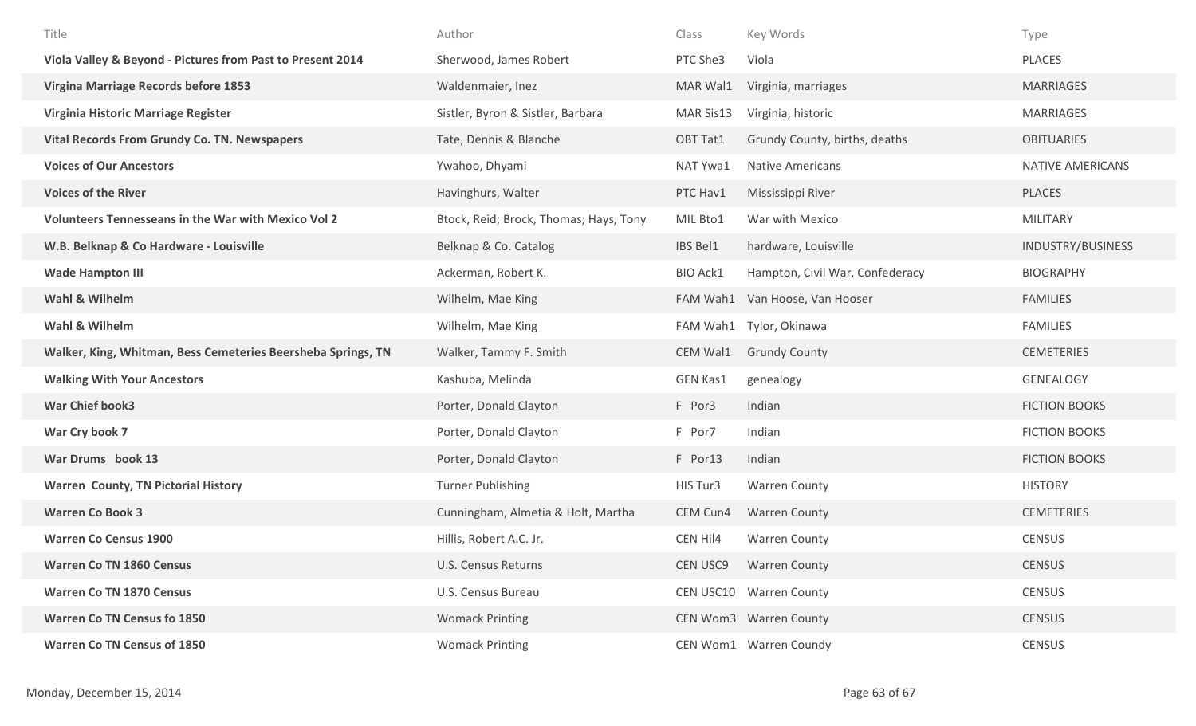| Title | Author | Class | Key Words | Type |
|---|---|---|---|---|
| **Viola Valley & Beyond - Pictures from Past to Present 2014** | Sherwood, James Robert | PTC She3 | Viola | PLACES |
| **Virgina Marriage Records before 1853** | Waldenmaier, Inez | MAR Wal1 | Virginia, marriages | MARRIAGES |
| **Virginia Historic Marriage Register** | Sistler, Byron & Sistler, Barbara | MAR Sis13 | Virginia, historic | MARRIAGES |
| **Vital Records From Grundy Co. TN. Newspapers** | Tate, Dennis & Blanche | OBT Tat1 | Grundy County, births, deaths | OBITUARIES |
| **Voices of Our Ancestors** | Ywahoo, Dhyami | NAT Ywa1 | Native Americans | NATIVE AMERICANS |
| **Voices of the River** | Havinghurs, Walter | PTC Hav1 | Mississippi River | PLACES |
| **Volunteers Tennesseans in the War with Mexico Vol 2** | Btock, Reid; Brock, Thomas; Hays, Tony | MIL Bto1 | War with Mexico | MILITARY |
| **W.B. Belknap & Co Hardware - Louisville** | Belknap & Co. Catalog | IBS Bel1 | hardware, Louisville | INDUSTRY/BUSINESS |
| **Wade Hampton III** | Ackerman, Robert K. | BIO Ack1 | Hampton, Civil War, Confederacy | BIOGRAPHY |
| **Wahl & Wilhelm** | Wilhelm, Mae King | FAM Wah1 | Van Hoose, Van Hooser | FAMILIES |
| **Wahl & Wilhelm** | Wilhelm, Mae King | FAM Wah1 | Tylor, Okinawa | FAMILIES |
| **Walker, King, Whitman, Bess Cemeteries Beersheba Springs, TN** | Walker, Tammy F. Smith | CEM Wal1 | Grundy County | CEMETERIES |
| **Walking With Your Ancestors** | Kashuba, Melinda | GEN Kas1 | genealogy | GENEALOGY |
| **War Chief book3** | Porter, Donald Clayton | F Por3 | Indian | FICTION BOOKS |
| **War Cry book 7** | Porter, Donald Clayton | F Por7 | Indian | FICTION BOOKS |
| **War Drums book 13** | Porter, Donald Clayton | F Por13 | Indian | FICTION BOOKS |
| **Warren County, TN Pictorial History** | Turner Publishing | HIS Tur3 | Warren County | HISTORY |
| **Warren Co Book 3** | Cunningham, Almetia & Holt, Martha | CEM Cun4 | Warren County | CEMETERIES |
| **Warren Co Census 1900** | Hillis, Robert A.C. Jr. | CEN Hil4 | Warren County | CENSUS |
| **Warren Co TN 1860 Census** | U.S. Census Returns | CEN USC9 | Warren County | CENSUS |
| **Warren Co TN 1870 Census** | U.S. Census Bureau | CEN USC10 | Warren County | CENSUS |
| **Warren Co TN Census fo 1850** | Womack Printing | CEN Wom3 | Warren County | CENSUS |
| **Warren Co TN Census of 1850** | Womack Printing | CEN Wom1 | Warren Coundy | CENSUS |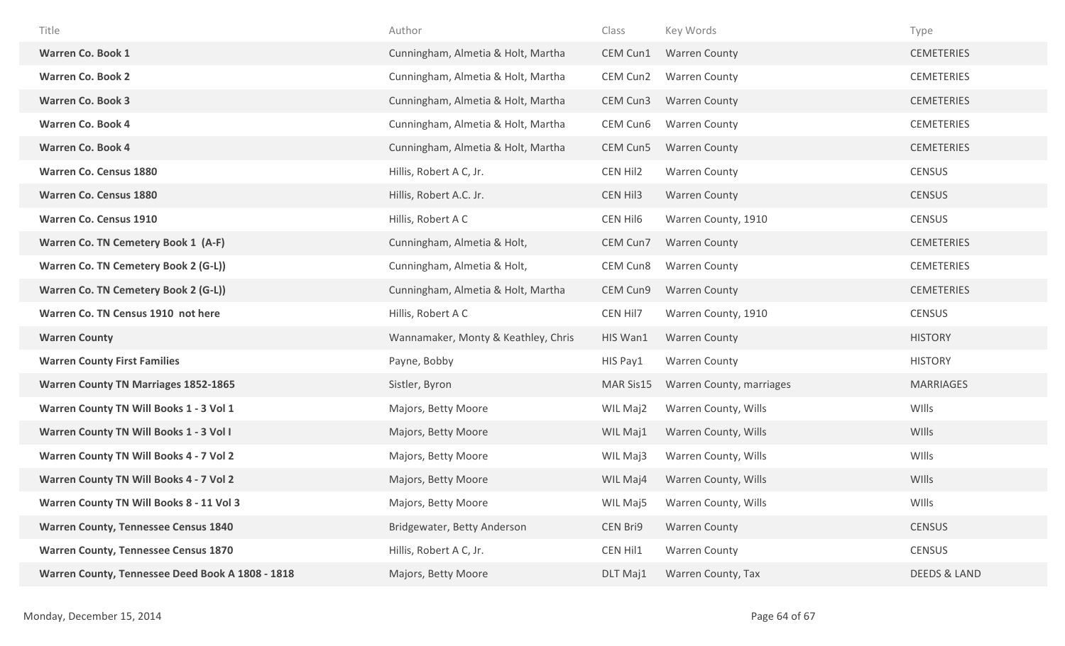| Title | Author | Class | Key Words | Type |
| --- | --- | --- | --- | --- |
| **Warren Co. Book 1** | Cunningham, Almetia & Holt, Martha | CEM Cun1 | Warren County | CEMETERIES |
| **Warren Co. Book 2** | Cunningham, Almetia & Holt, Martha | CEM Cun2 | Warren County | CEMETERIES |
| **Warren Co. Book 3** | Cunningham, Almetia & Holt, Martha | CEM Cun3 | Warren County | CEMETERIES |
| **Warren Co. Book 4** | Cunningham, Almetia & Holt, Martha | CEM Cun6 | Warren County | CEMETERIES |
| **Warren Co. Book 4** | Cunningham, Almetia & Holt, Martha | CEM Cun5 | Warren County | CEMETERIES |
| **Warren Co. Census 1880** | Hillis, Robert A C, Jr. | CEN Hil2 | Warren County | CENSUS |
| **Warren Co. Census 1880** | Hillis, Robert A.C. Jr. | CEN Hil3 | Warren County | CENSUS |
| **Warren Co. Census 1910** | Hillis, Robert A C | CEN Hil6 | Warren County, 1910 | CENSUS |
| **Warren Co. TN Cemetery Book 1 (A-F)** | Cunningham, Almetia & Holt, | CEM Cun7 | Warren County | CEMETERIES |
| **Warren Co. TN Cemetery Book 2 (G-L))** | Cunningham, Almetia & Holt, | CEM Cun8 | Warren County | CEMETERIES |
| **Warren Co. TN Cemetery Book 2 (G-L))** | Cunningham, Almetia & Holt, Martha | CEM Cun9 | Warren County | CEMETERIES |
| **Warren Co. TN Census 1910 not here** | Hillis, Robert A C | CEN Hil7 | Warren County, 1910 | CENSUS |
| **Warren County** | Wannamaker, Monty & Keathley, Chris | HIS Wan1 | Warren County | HISTORY |
| **Warren County First Families** | Payne, Bobby | HIS Pay1 | Warren County | HISTORY |
| **Warren County TN Marriages 1852-1865** | Sistler, Byron | MAR Sis15 | Warren County, marriages | MARRIAGES |
| **Warren County TN Will Books 1 - 3 Vol 1** | Majors, Betty Moore | WIL Maj2 | Warren County, Wills | WIlls |
| **Warren County TN Will Books 1 - 3 Vol I** | Majors, Betty Moore | WIL Maj1 | Warren County, Wills | WIlls |
| **Warren County TN Will Books 4 - 7 Vol 2** | Majors, Betty Moore | WIL Maj3 | Warren County, Wills | WIlls |
| **Warren County TN Will Books 4 - 7 Vol 2** | Majors, Betty Moore | WIL Maj4 | Warren County, Wills | WIlls |
| **Warren County TN Will Books 8 - 11 Vol 3** | Majors, Betty Moore | WIL Maj5 | Warren County, Wills | WIlls |
| **Warren County, Tennessee Census 1840** | Bridgewater, Betty Anderson | CEN Bri9 | Warren County | CENSUS |
| **Warren County, Tennessee Census 1870** | Hillis, Robert A C, Jr. | CEN Hil1 | Warren County | CENSUS |
| **Warren County, Tennessee Deed Book A 1808 - 1818** | Majors, Betty Moore | DLT Maj1 | Warren County, Tax | DEEDS & LAND |

Monday, December 15, 2014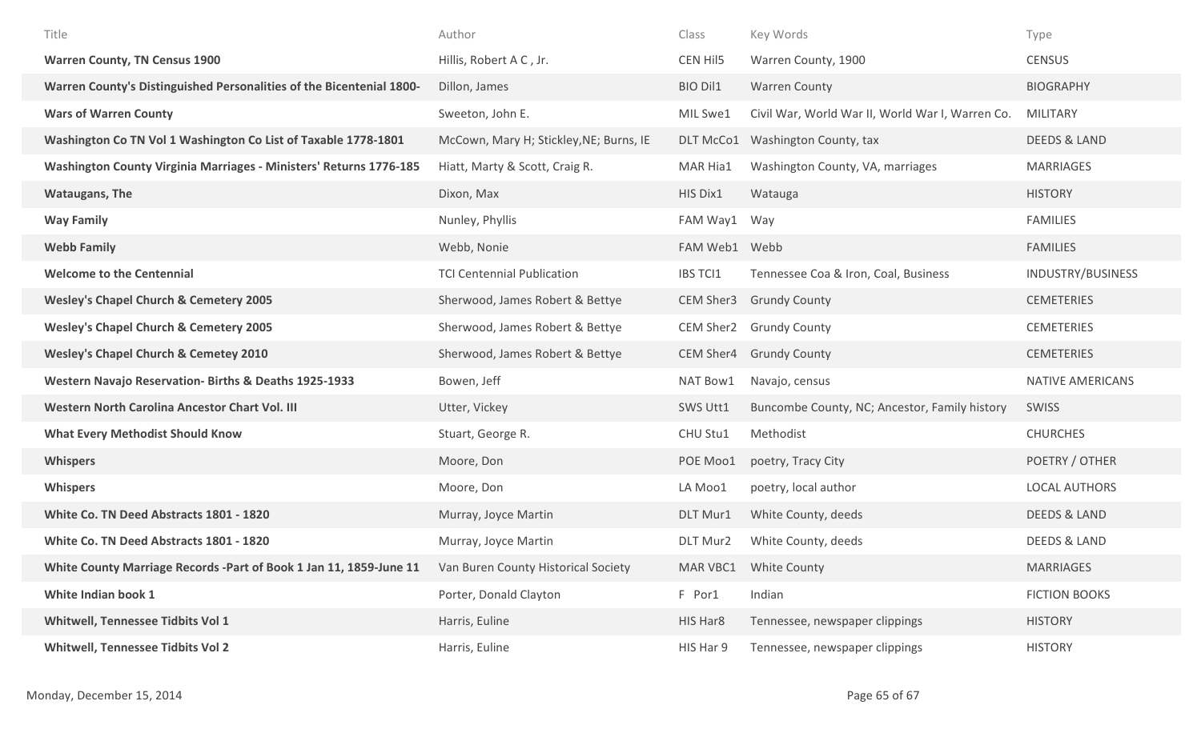| Title | Author | Class | Key Words | Type |
|---|---|---|---|---|
| **Warren County, TN Census 1900** | Hillis, Robert A C , Jr. | CEN Hil5 | Warren County, 1900 | CENSUS |
| **Warren County's Distinguished Personalities of the Bicentenial 1800-** | Dillon, James | BIO Dil1 | Warren County | BIOGRAPHY |
| **Wars of Warren County** | Sweeton, John E. | MIL Swe1 | Civil War, World War II, World War I, Warren Co. | MILITARY |
| **Washington Co TN Vol 1 Washington Co List of Taxable 1778-1801** | McCown, Mary H; Stickley,NE; Burns, IE | DLT McCo1 | Washington County, tax | DEEDS & LAND |
| **Washington County Virginia Marriages - Ministers' Returns 1776-185** | Hiatt, Marty & Scott, Craig R. | MAR Hia1 | Washington County, VA, marriages | MARRIAGES |
| **Wataugans, The** | Dixon, Max | HIS Dix1 | Watauga | HISTORY |
| **Way Family** | Nunley, Phyllis | FAM Way1 | Way | FAMILIES |
| **Webb Family** | Webb, Nonie | FAM Web1 | Webb | FAMILIES |
| **Welcome to the Centennial** | TCI Centennial Publication | IBS TCI1 | Tennessee Coa & Iron, Coal, Business | INDUSTRY/BUSINESS |
| **Wesley's Chapel Church & Cemetery 2005** | Sherwood, James Robert & Bettye | CEM Sher3 | Grundy County | CEMETERIES |
| **Wesley's Chapel Church & Cemetery 2005** | Sherwood, James Robert & Bettye | CEM Sher2 | Grundy County | CEMETERIES |
| **Wesley's Chapel Church & Cemetey 2010** | Sherwood, James Robert & Bettye | CEM Sher4 | Grundy County | CEMETERIES |
| **Western Navajo Reservation- Births & Deaths 1925-1933** | Bowen, Jeff | NAT Bow1 | Navajo, census | NATIVE AMERICANS |
| **Western North Carolina Ancestor Chart Vol. III** | Utter, Vickey | SWS Utt1 | Buncombe County, NC; Ancestor, Family history | SWISS |
| **What Every Methodist Should Know** | Stuart, George R. | CHU Stu1 | Methodist | CHURCHES |
| **Whispers** | Moore, Don | POE Moo1 | poetry, Tracy City | POETRY / OTHER |
| **Whispers** | Moore, Don | LA Moo1 | poetry, local author | LOCAL AUTHORS |
| **White Co. TN Deed Abstracts 1801 - 1820** | Murray, Joyce Martin | DLT Mur1 | White County, deeds | DEEDS & LAND |
| **White Co. TN Deed Abstracts 1801 - 1820** | Murray, Joyce Martin | DLT Mur2 | White County, deeds | DEEDS & LAND |
| **White County Marriage Records -Part of Book 1 Jan 11, 1859-June 11** | Van Buren County Historical Society | MAR VBC1 | White County | MARRIAGES |
| **White Indian book 1** | Porter, Donald Clayton | F Por1 | Indian | FICTION BOOKS |
| **Whitwell, Tennessee Tidbits Vol 1** | Harris, Euline | HIS Har8 | Tennessee, newspaper clippings | HISTORY |
| **Whitwell, Tennessee Tidbits Vol 2** | Harris, Euline | HIS Har 9 | Tennessee, newspaper clippings | HISTORY |

Monday, December 15, 2014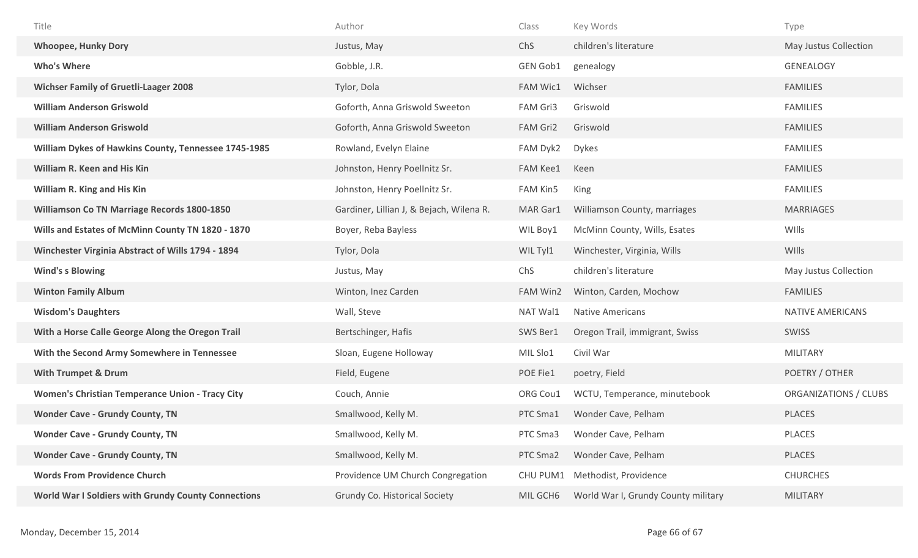| Title | Author | Class | Key Words | Type |
|---|---|---|---|---|
| **Whoopee, Hunky Dory** | Justus, May | ChS | children's literature | May Justus Collection |
| **Who's Where** | Gobble, J.R. | GEN Gob1 | genealogy | GENEALOGY |
| **Wichser Family of Gruetli-Laager 2008** | Tylor, Dola | FAM Wic1 | Wichser | FAMILIES |
| **William Anderson Griswold** | Goforth, Anna Griswold Sweeton | FAM Gri3 | Griswold | FAMILIES |
| **William Anderson Griswold** | Goforth, Anna Griswold Sweeton | FAM Gri2 | Griswold | FAMILIES |
| **William Dykes of Hawkins County, Tennessee 1745-1985** | Rowland, Evelyn Elaine | FAM Dyk2 | Dykes | FAMILIES |
| **William R. Keen and His Kin** | Johnston, Henry Poellnitz Sr. | FAM Kee1 | Keen | FAMILIES |
| **William R. King and His Kin** | Johnston, Henry Poellnitz Sr. | FAM Kin5 | King | FAMILIES |
| **Williamson Co TN Marriage Records 1800-1850** | Gardiner, Lillian J, & Bejach, Wilena R. | MAR Gar1 | Williamson County, marriages | MARRIAGES |
| **Wills and Estates of McMinn County TN 1820 - 1870** | Boyer, Reba Bayless | WIL Boy1 | McMinn County, Wills, Esates | WIlls |
| **Winchester Virginia Abstract of Wills 1794 - 1894** | Tylor, Dola | WIL Tyl1 | Winchester, Virginia, Wills | WIlls |
| **Wind's s Blowing** | Justus, May | ChS | children's literature | May Justus Collection |
| **Winton Family Album** | Winton, Inez Carden | FAM Win2 | Winton, Carden, Mochow | FAMILIES |
| **Wisdom's Daughters** | Wall, Steve | NAT Wal1 | Native Americans | NATIVE AMERICANS |
| **With a Horse Calle George Along the Oregon Trail** | Bertschinger, Hafis | SWS Ber1 | Oregon Trail, immigrant, Swiss | SWISS |
| **With the Second Army Somewhere in Tennessee** | Sloan, Eugene Holloway | MIL Slo1 | Civil War | MILITARY |
| **With Trumpet & Drum** | Field, Eugene | POE Fie1 | poetry, Field | POETRY / OTHER |
| **Women's Christian Temperance Union - Tracy City** | Couch, Annie | ORG Cou1 | WCTU, Temperance, minutebook | ORGANIZATIONS / CLUBS |
| **Wonder Cave - Grundy County, TN** | Smallwood, Kelly M. | PTC Sma1 | Wonder Cave, Pelham | PLACES |
| **Wonder Cave - Grundy County, TN** | Smallwood, Kelly M. | PTC Sma3 | Wonder Cave, Pelham | PLACES |
| **Wonder Cave - Grundy County, TN** | Smallwood, Kelly M. | PTC Sma2 | Wonder Cave, Pelham | PLACES |
| **Words From Providence Church** | Providence UM Church Congregation | CHU PUM1 | Methodist, Providence | CHURCHES |
| **World War I Soldiers with Grundy County Connections** | Grundy Co. Historical Society | MIL GCH6 | World War I, Grundy County military | MILITARY |

Monday, December 15, 2014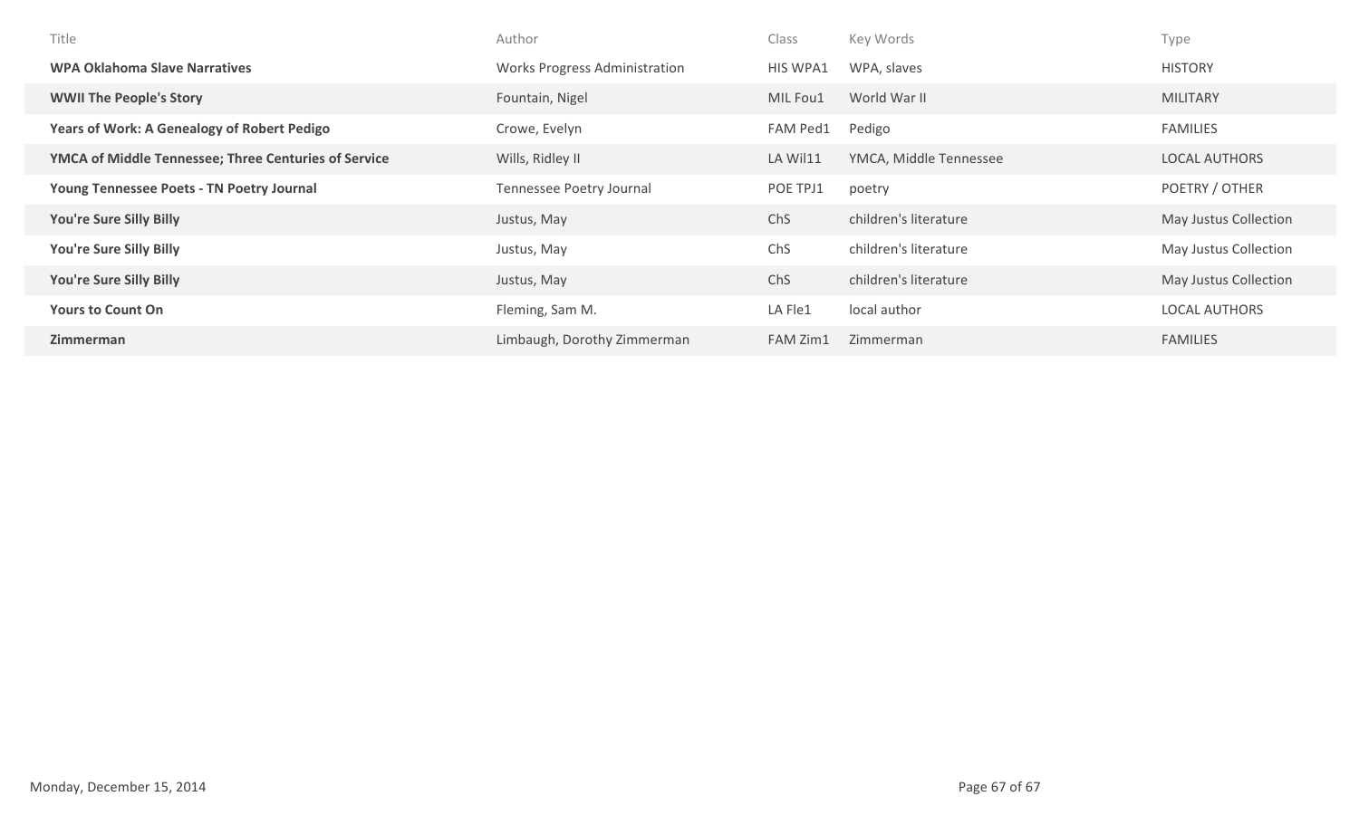| Title | Author | Class | Key Words | Type |
|---|---|---|---|---|
| **WPA Oklahoma Slave Narratives** | Works Progress Administration | HIS WPA1 | WPA, slaves | HISTORY |
| **WWII The People's Story** | Fountain, Nigel | MIL Fou1 | World War II | MILITARY |
| **Years of Work: A Genealogy of Robert Pedigo** | Crowe, Evelyn | FAM Ped1 | Pedigo | FAMILIES |
| **YMCA of Middle Tennessee; Three Centuries of Service** | Wills, Ridley II | LA Wil11 | YMCA, Middle Tennessee | LOCAL AUTHORS |
| **Young Tennessee Poets - TN Poetry Journal** | Tennessee Poetry Journal | POE TPJ1 | poetry | POETRY / OTHER |
| **You're Sure Silly Billy** | Justus, May | ChS | children's literature | May Justus Collection |
| **You're Sure Silly Billy** | Justus, May | ChS | children's literature | May Justus Collection |
| **You're Sure Silly Billy** | Justus, May | ChS | children's literature | May Justus Collection |
| **Yours to Count On** | Fleming, Sam M. | LA Fle1 | local author | LOCAL AUTHORS |
| **Zimmerman** | Limbaugh, Dorothy Zimmerman | FAM Zim1 | Zimmerman | FAMILIES |

Monday, December 15, 2014